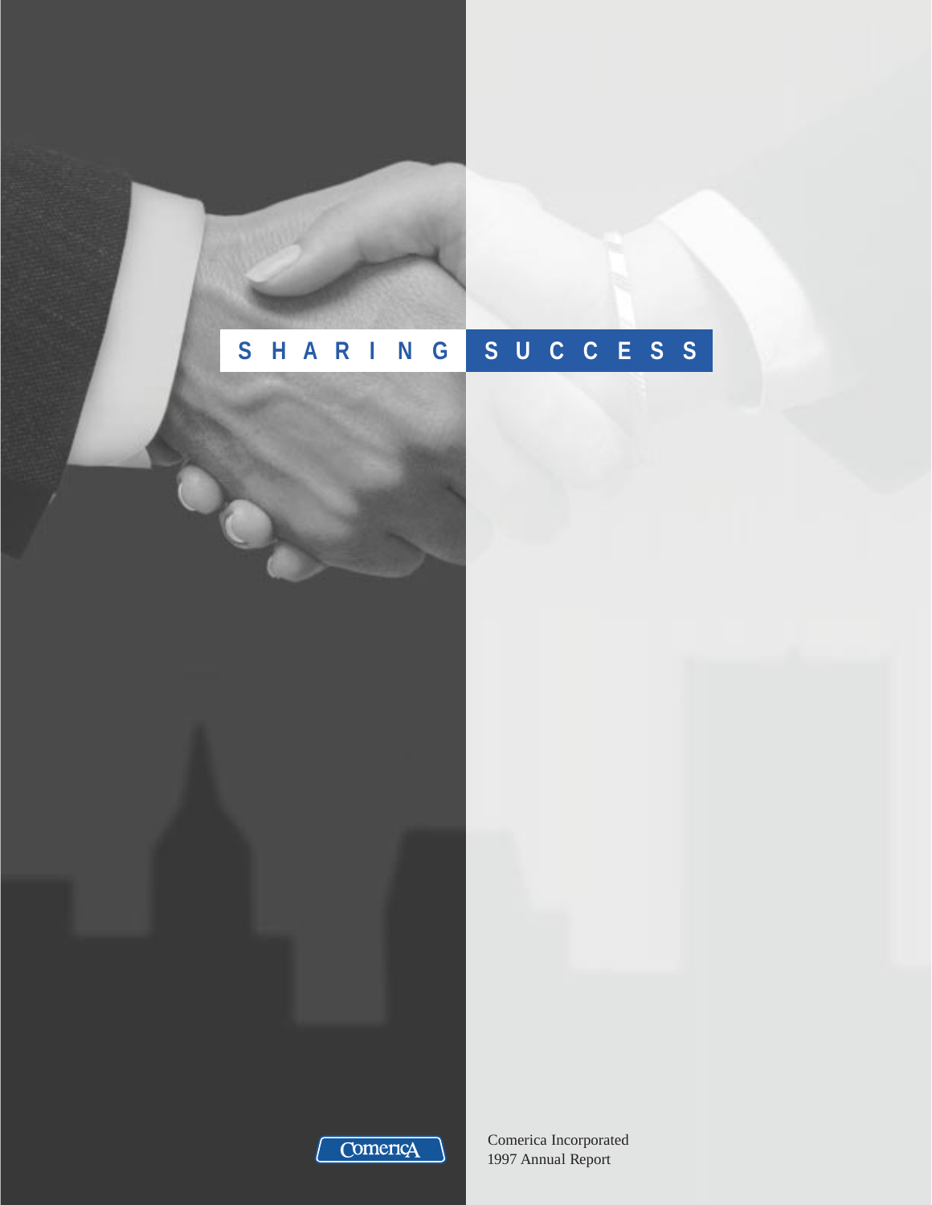# SHARING SUCCESS

Comerica

Comerica Incorporated
1997 Annual Report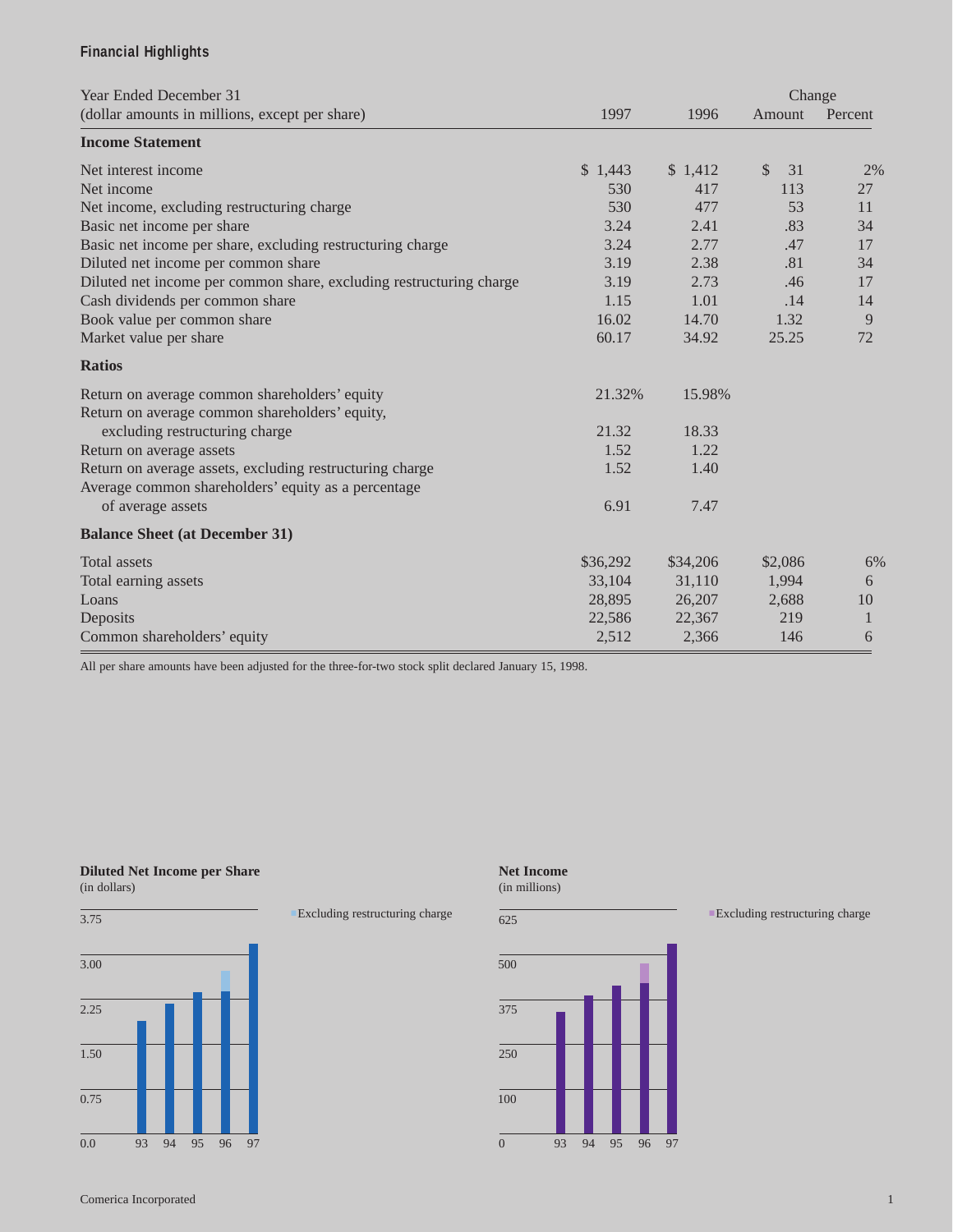## Financial Highlights

| Year Ended December 31<br>(dollar amounts in millions, except per share) | 1997 | 1996 | Change Amount | Change Percent |
|---|---|---|---|---|
| **Income Statement** | | | | |
| Net interest income | $ 1,443 | $ 1,412 | $ 31 | 2% |
| Net income | 530 | 417 | 113 | 27 |
| Net income, excluding restructuring charge | 530 | 477 | 53 | 11 |
| Basic net income per share | 3.24 | 2.41 | .83 | 34 |
| Basic net income per share, excluding restructuring charge | 3.24 | 2.77 | .47 | 17 |
| Diluted net income per common share | 3.19 | 2.38 | .81 | 34 |
| Diluted net income per common share, excluding restructuring charge | 3.19 | 2.73 | .46 | 17 |
| Cash dividends per common share | 1.15 | 1.01 | .14 | 14 |
| Book value per common share | 16.02 | 14.70 | 1.32 | 9 |
| Market value per share | 60.17 | 34.92 | 25.25 | 72 |
| **Ratios** | | | | |
| Return on average common shareholders' equity | 21.32% | 15.98% | | |
| Return on average common shareholders' equity, excluding restructuring charge | 21.32 | 18.33 | | |
| Return on average assets | 1.52 | 1.22 | | |
| Return on average assets, excluding restructuring charge | 1.52 | 1.40 | | |
| Average common shareholders' equity as a percentage of average assets | 6.91 | 7.47 | | |
| **Balance Sheet (at December 31)** | | | | |
| Total assets | $36,292 | $34,206 | $2,086 | 6% |
| Total earning assets | 33,104 | 31,110 | 1,994 | 6 |
| Loans | 28,895 | 26,207 | 2,688 | 10 |
| Deposits | 22,586 | 22,367 | 219 | 1 |
| Common shareholders' equity | 2,512 | 2,366 | 146 | 6 |

All per share amounts have been adjusted for the three-for-two stock split declared January 15, 1998.

**Diluted Net Income per Share**
(in dollars)

Excluding restructuring charge

**Net Income**
(in millions)

Excluding restructuring charge

Comerica Incorporated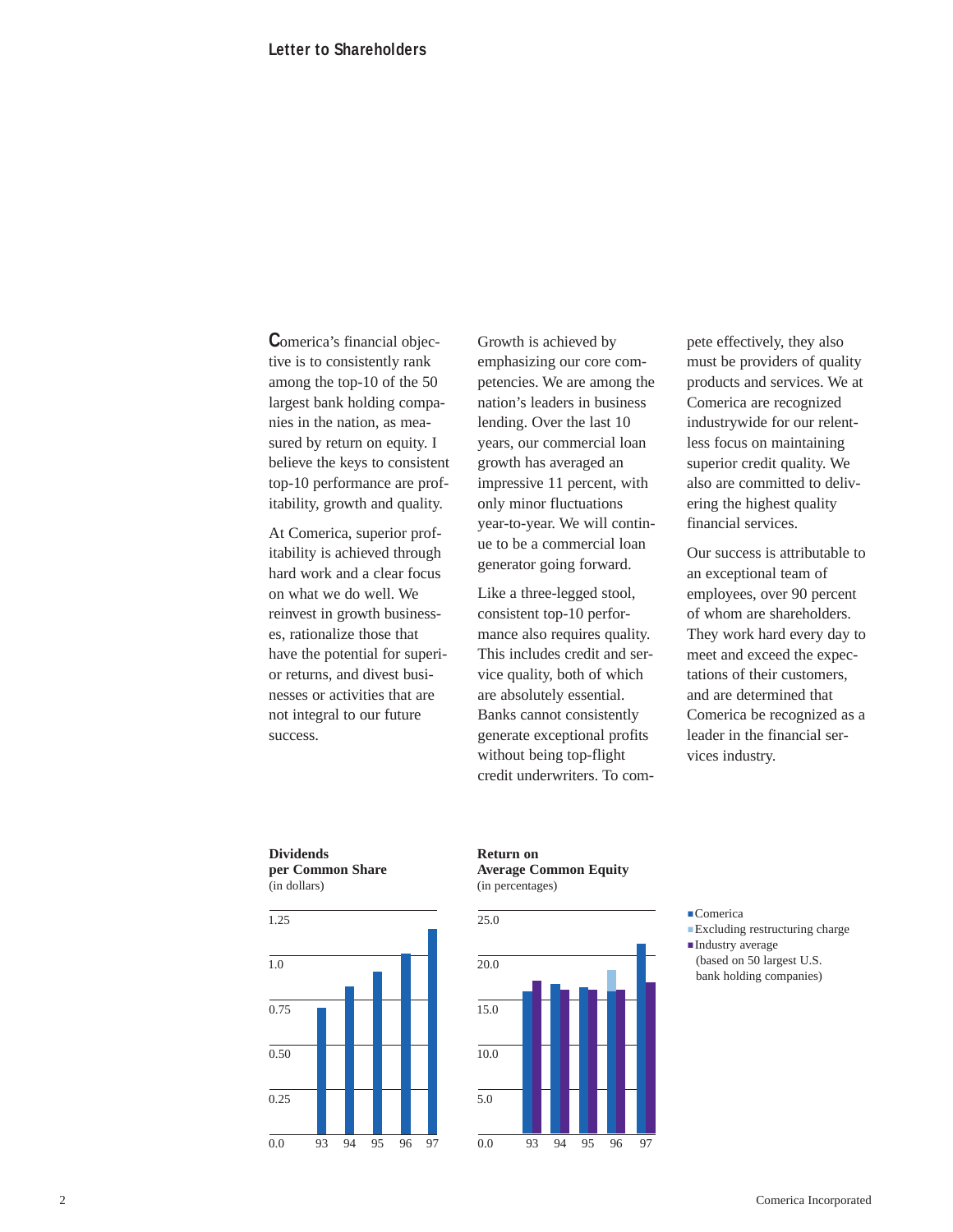## Letter to Shareholders

Comerica's financial objective is to consistently rank among the top-10 of the 50 largest bank holding companies in the nation, as measured by return on equity. I believe the keys to consistent top-10 performance are profitability, growth and quality.

At Comerica, superior profitability is achieved through hard work and a clear focus on what we do well. We reinvest in growth businesses, rationalize those that have the potential for superior returns, and divest businesses or activities that are not integral to our future success.

Growth is achieved by emphasizing our core competencies. We are among the nation's leaders in business lending. Over the last 10 years, our commercial loan growth has averaged an impressive 11 percent, with only minor fluctuations year-to-year. We will continue to be a commercial loan generator going forward.

Like a three-legged stool, consistent top-10 performance also requires quality. This includes credit and service quality, both of which are absolutely essential. Banks cannot consistently generate exceptional profits without being top-flight credit underwriters. To compete effectively, they also must be providers of quality products and services. We at Comerica are recognized industrywide for our relentless focus on maintaining superior credit quality. We also are committed to delivering the highest quality financial services.

Our success is attributable to an exceptional team of employees, over 90 percent of whom are shareholders. They work hard every day to meet and exceed the expectations of their customers, and are determined that Comerica be recognized as a leader in the financial services industry.

**Dividends per Common Share**
(in dollars)

**Return on Average Common Equity**
(in percentages)

- Comerica
- Excluding restructuring charge
- Industry average (based on 50 largest U.S. bank holding companies)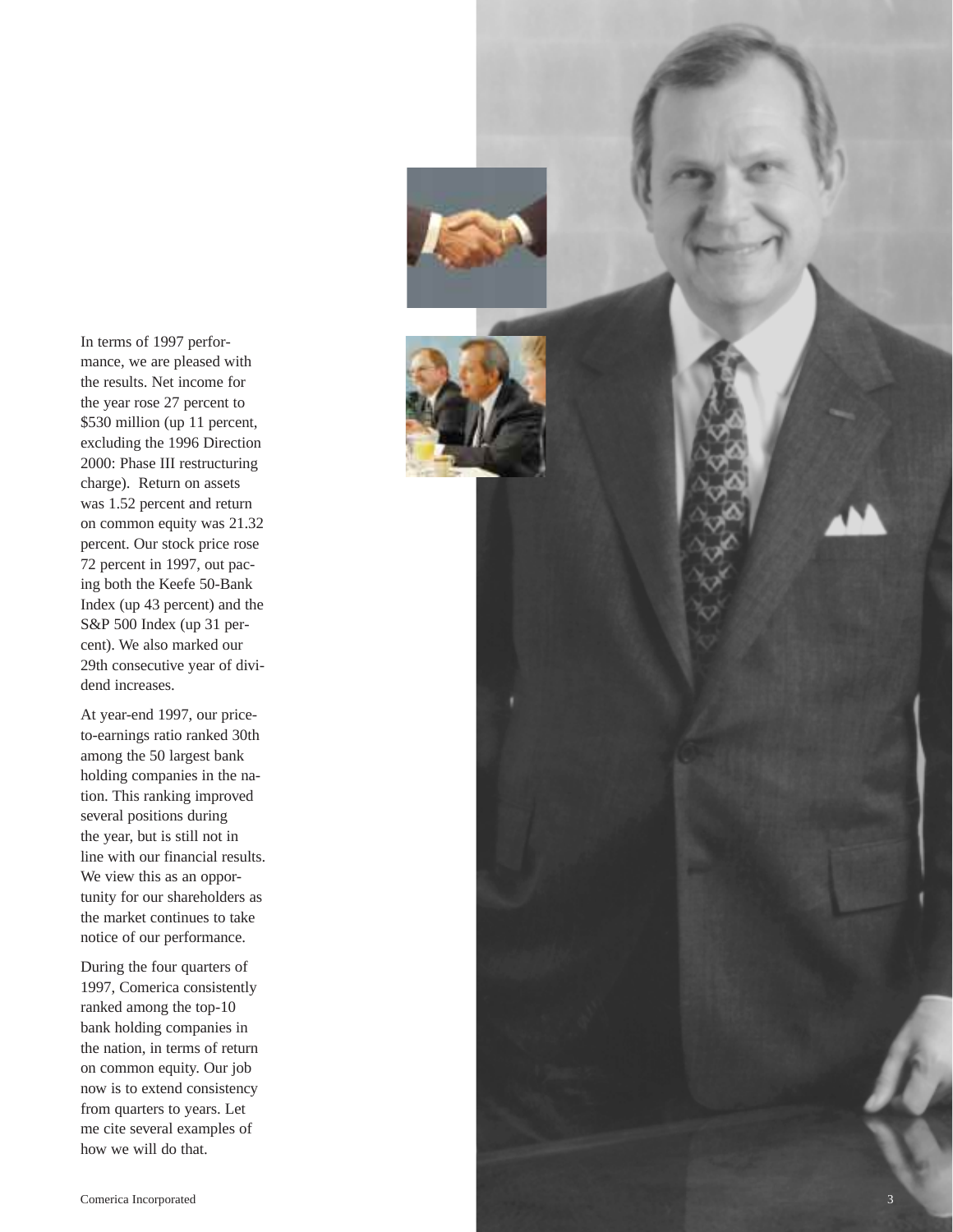In terms of 1997 performance, we are pleased with the results. Net income for the year rose 27 percent to $530 million (up 11 percent, excluding the 1996 Direction 2000: Phase III restructuring charge). Return on assets was 1.52 percent and return on common equity was 21.32 percent. Our stock price rose 72 percent in 1997, out pacing both the Keefe 50-Bank Index (up 43 percent) and the S&P 500 Index (up 31 percent). We also marked our 29th consecutive year of dividend increases.

At year-end 1997, our price-to-earnings ratio ranked 30th among the 50 largest bank holding companies in the nation. This ranking improved several positions during the year, but is still not in line with our financial results. We view this as an opportunity for our shareholders as the market continues to take notice of our performance.

During the four quarters of 1997, Comerica consistently ranked among the top-10 bank holding companies in the nation, in terms of return on common equity. Our job now is to extend consistency from quarters to years. Let me cite several examples of how we will do that.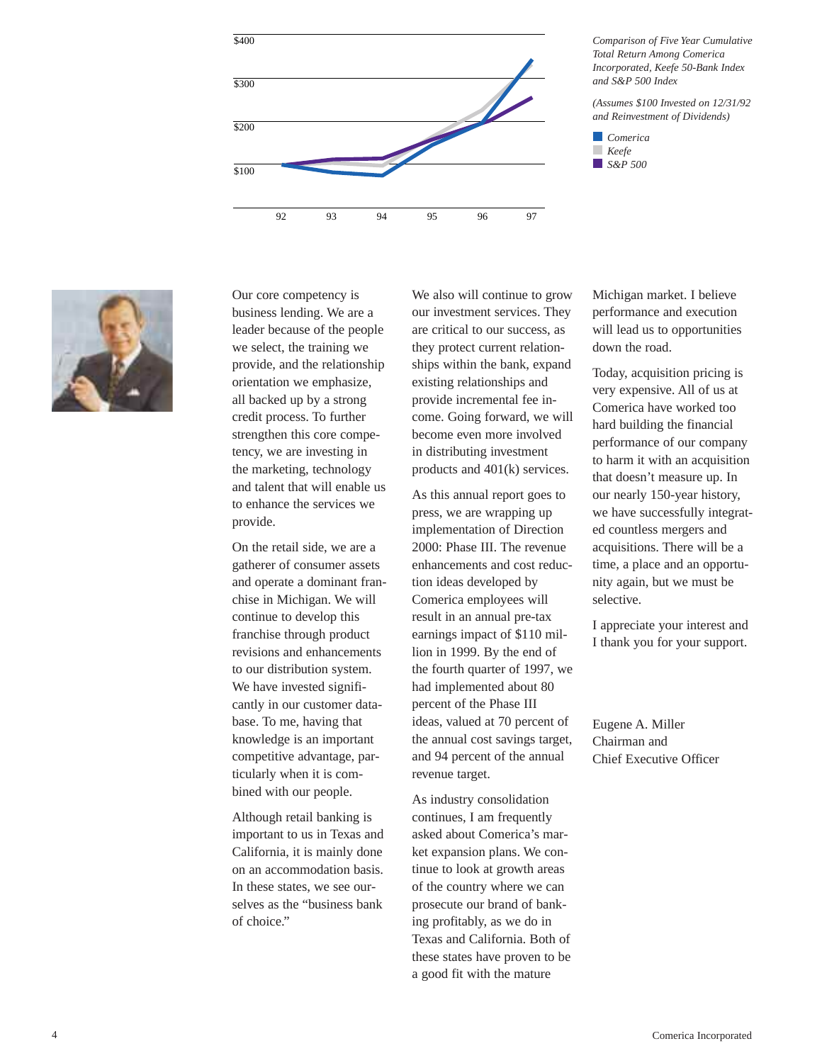*Comparison of Five Year Cumulative Total Return Among Comerica Incorporated, Keefe 50-Bank Index and S&P 500 Index*

*(Assumes $100 Invested on 12/31/92 and Reinvestment of Dividends)*

*Comerica*
*Keefe*
*S&P 500*

Our core competency is business lending. We are a leader because of the people we select, the training we provide, and the relationship orientation we emphasize, all backed up by a strong credit process. To further strengthen this core competency, we are investing in the marketing, technology and talent that will enable us to enhance the services we provide.

On the retail side, we are a gatherer of consumer assets and operate a dominant franchise in Michigan. We will continue to develop this franchise through product revisions and enhancements to our distribution system. We have invested significantly in our customer database. To me, having that knowledge is an important competitive advantage, particularly when it is combined with our people.

Although retail banking is important to us in Texas and California, it is mainly done on an accommodation basis. In these states, we see ourselves as the "business bank of choice."

We also will continue to grow our investment services. They are critical to our success, as they protect current relationships within the bank, expand existing relationships and provide incremental fee income. Going forward, we will become even more involved in distributing investment products and 401(k) services.

As this annual report goes to press, we are wrapping up implementation of Direction 2000: Phase III. The revenue enhancements and cost reduction ideas developed by Comerica employees will result in an annual pre-tax earnings impact of $110 million in 1999. By the end of the fourth quarter of 1997, we had implemented about 80 percent of the Phase III ideas, valued at 70 percent of the annual cost savings target, and 94 percent of the annual revenue target.

As industry consolidation continues, I am frequently asked about Comerica's market expansion plans. We continue to look at growth areas of the country where we can prosecute our brand of banking profitably, as we do in Texas and California. Both of these states have proven to be a good fit with the mature Michigan market. I believe performance and execution will lead us to opportunities down the road.

Today, acquisition pricing is very expensive. All of us at Comerica have worked too hard building the financial performance of our company to harm it with an acquisition that doesn't measure up. In our nearly 150-year history, we have successfully integrated countless mergers and acquisitions. There will be a time, a place and an opportunity again, but we must be selective.

I appreciate your interest and I thank you for your support.

Eugene A. Miller
Chairman and
Chief Executive Officer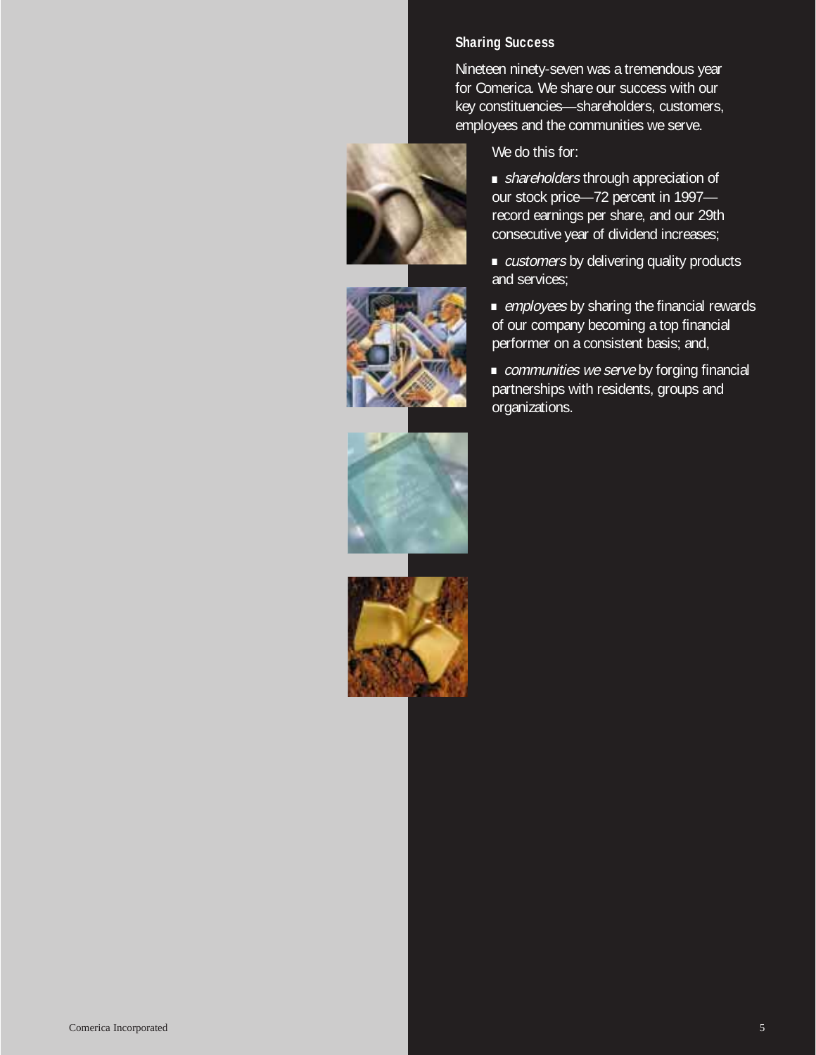## Sharing Success

Nineteen ninety-seven was a tremendous year for Comerica. We share our success with our key constituencies—shareholders, customers, employees and the communities we serve.

We do this for:

- *shareholders* through appreciation of our stock price—72 percent in 1997—record earnings per share, and our 29th consecutive year of dividend increases;
- *customers* by delivering quality products and services;
- *employees* by sharing the financial rewards of our company becoming a top financial performer on a consistent basis; and,
- *communities we serve* by forging financial partnerships with residents, groups and organizations.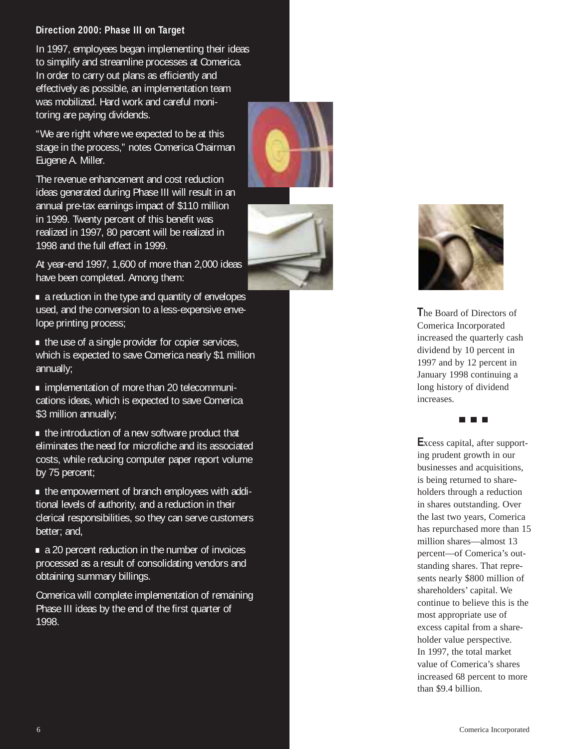### Direction 2000: Phase III on Target

In 1997, employees began implementing their ideas to simplify and streamline processes at Comerica. In order to carry out plans as efficiently and effectively as possible, an implementation team was mobilized. Hard work and careful monitoring are paying dividends.

"We are right where we expected to be at this stage in the process," notes Comerica Chairman Eugene A. Miller.

The revenue enhancement and cost reduction ideas generated during Phase III will result in an annual pre-tax earnings impact of $110 million in 1999. Twenty percent of this benefit was realized in 1997, 80 percent will be realized in 1998 and the full effect in 1999.

At year-end 1997, 1,600 of more than 2,000 ideas have been completed. Among them:

- a reduction in the type and quantity of envelopes used, and the conversion to a less-expensive envelope printing process;
- the use of a single provider for copier services, which is expected to save Comerica nearly $1 million annually;
- implementation of more than 20 telecommunications ideas, which is expected to save Comerica $3 million annually;
- the introduction of a new software product that eliminates the need for microfiche and its associated costs, while reducing computer paper report volume by 75 percent;
- the empowerment of branch employees with additional levels of authority, and a reduction in their clerical responsibilities, so they can serve customers better; and,
- a 20 percent reduction in the number of invoices processed as a result of consolidating vendors and obtaining summary billings.

Comerica will complete implementation of remaining Phase III ideas by the end of the first quarter of 1998.

The Board of Directors of Comerica Incorporated increased the quarterly cash dividend by 10 percent in 1997 and by 12 percent in January 1998 continuing a long history of dividend increases.

■ ■ ■

Excess capital, after supporting prudent growth in our businesses and acquisitions, is being returned to shareholders through a reduction in shares outstanding. Over the last two years, Comerica has repurchased more than 15 million shares—almost 13 percent—of Comerica's outstanding shares. That represents nearly $800 million of shareholders' capital. We continue to believe this is the most appropriate use of excess capital from a shareholder value perspective. In 1997, the total market value of Comerica's shares increased 68 percent to more than $9.4 billion.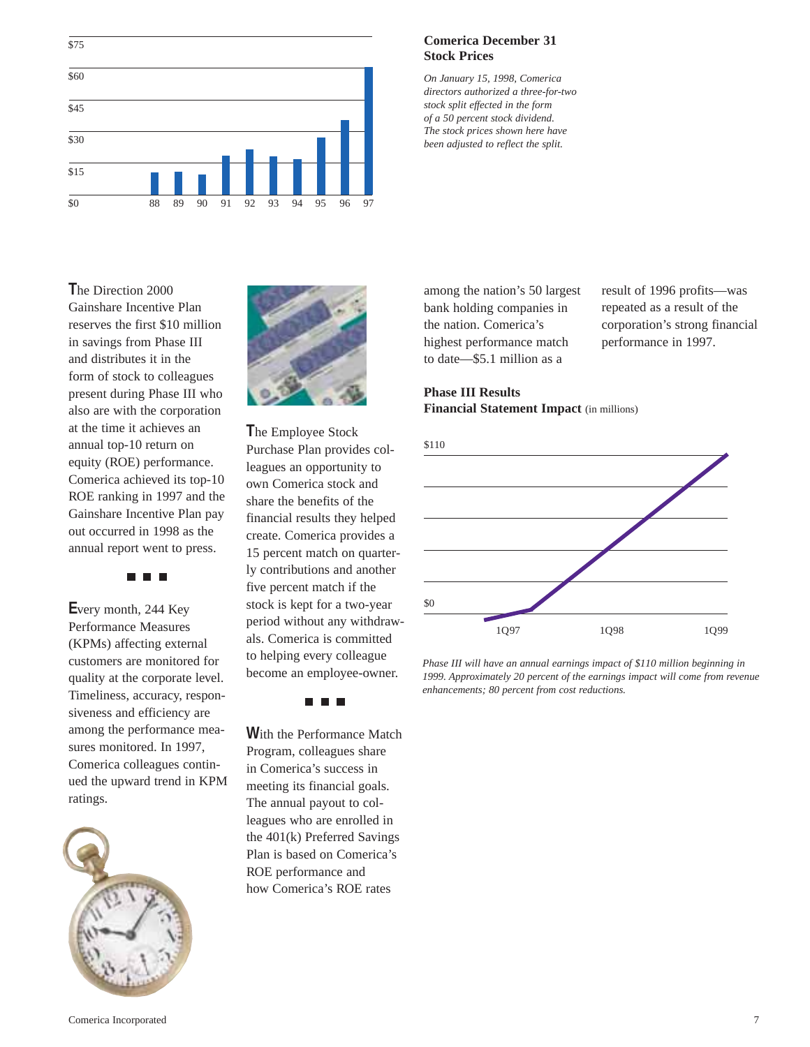## Comerica December 31 Stock Prices

*On January 15, 1998, Comerica directors authorized a three-for-two stock split effected in the form of a 50 percent stock dividend. The stock prices shown here have been adjusted to reflect the split.*

The Direction 2000 Gainshare Incentive Plan reserves the first $10 million in savings from Phase III and distributes it in the form of stock to colleagues present during Phase III who also are with the corporation at the time it achieves an annual top-10 return on equity (ROE) performance. Comerica achieved its top-10 ROE ranking in 1997 and the Gainshare Incentive Plan pay out occurred in 1998 as the annual report went to press.

■ ■ ■

Every month, 244 Key Performance Measures (KPMs) affecting external customers are monitored for quality at the corporate level. Timeliness, accuracy, responsiveness and efficiency are among the performance measures monitored. In 1997, Comerica colleagues continued the upward trend in KPM ratings.

The Employee Stock Purchase Plan provides colleagues an opportunity to own Comerica stock and share the benefits of the financial results they helped create. Comerica provides a 15 percent match on quarterly contributions and another five percent match if the stock is kept for a two-year period without any withdrawals. Comerica is committed to helping every colleague become an employee-owner.

■ ■ ■

With the Performance Match Program, colleagues share in Comerica's success in meeting its financial goals. The annual payout to colleagues who are enrolled in the 401(k) Preferred Savings Plan is based on Comerica's ROE performance and how Comerica's ROE rates among the nation's 50 largest bank holding companies in the nation. Comerica's highest performance match to date—$5.1 million as a result of 1996 profits—was repeated as a result of the corporation's strong financial performance in 1997.

## Phase III Results Financial Statement Impact (in millions)

*Phase III will have an annual earnings impact of $110 million beginning in 1999. Approximately 20 percent of the earnings impact will come from revenue enhancements; 80 percent from cost reductions.*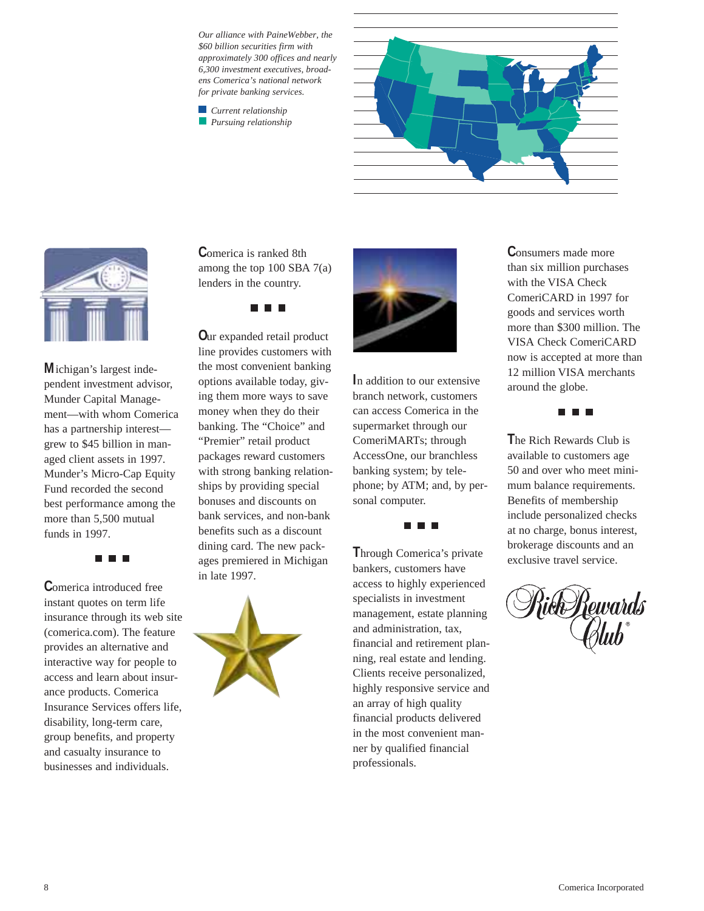*Our alliance with PaineWebber, the $60 billion securities firm with approximately 300 offices and nearly 6,300 investment executives, broadens Comerica's national network for private banking services.*

*Current relationship*
*Pursuing relationship*

Michigan's largest independent investment advisor, Munder Capital Management—with whom Comerica has a partnership interest—grew to $45 billion in managed client assets in 1997. Munder's Micro-Cap Equity Fund recorded the second best performance among the more than 5,500 mutual funds in 1997.

■ ■ ■

Comerica introduced free instant quotes on term life insurance through its web site (comerica.com). The feature provides an alternative and interactive way for people to access and learn about insurance products. Comerica Insurance Services offers life, disability, long-term care, group benefits, and property and casualty insurance to businesses and individuals.

Comerica is ranked 8th among the top 100 SBA 7(a) lenders in the country.

■ ■ ■

Our expanded retail product line provides customers with the most convenient banking options available today, giving them more ways to save money when they do their banking. The "Choice" and "Premier" retail product packages reward customers with strong banking relationships by providing special bonuses and discounts on bank services, and non-bank benefits such as a discount dining card. The new packages premiered in Michigan in late 1997.

In addition to our extensive branch network, customers can access Comerica in the supermarket through our ComeriMARTs; through AccessOne, our branchless banking system; by telephone; by ATM; and, by personal computer.

■ ■ ■

Through Comerica's private bankers, customers have access to highly experienced specialists in investment management, estate planning and administration, tax, financial and retirement planning, real estate and lending. Clients receive personalized, highly responsive service and an array of high quality financial products delivered in the most convenient manner by qualified financial professionals.

Consumers made more than six million purchases with the VISA Check ComeriCARD in 1997 for goods and services worth more than $300 million. The VISA Check ComeriCARD now is accepted at more than 12 million VISA merchants around the globe.

■ ■ ■

The Rich Rewards Club is available to customers age 50 and over who meet minimum balance requirements. Benefits of membership include personalized checks at no charge, bonus interest, brokerage discounts and an exclusive travel service.

Rich Rewards Club®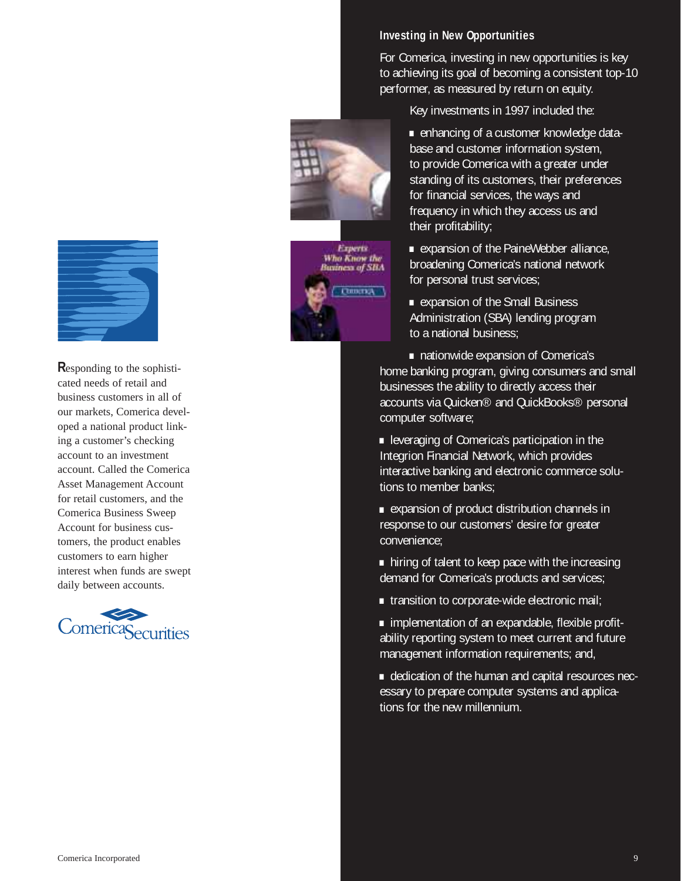Responding to the sophisticated needs of retail and business customers in all of our markets, Comerica developed a national product linking a customer's checking account to an investment account. Called the Comerica Asset Management Account for retail customers, and the Comerica Business Sweep Account for business customers, the product enables customers to earn higher interest when funds are swept daily between accounts.

### Investing in New Opportunities

For Comerica, investing in new opportunities is key to achieving its goal of becoming a consistent top-10 performer, as measured by return on equity.

Key investments in 1997 included the:

- enhancing of a customer knowledge database and customer information system, to provide Comerica with a greater understanding of its customers, their preferences for financial services, the ways and frequency in which they access us and their profitability;
- expansion of the PaineWebber alliance, broadening Comerica's national network for personal trust services;
- expansion of the Small Business Administration (SBA) lending program to a national business;
- nationwide expansion of Comerica's home banking program, giving consumers and small businesses the ability to directly access their accounts via Quicken® and QuickBooks® personal computer software;
- leveraging of Comerica's participation in the Integrion Financial Network, which provides interactive banking and electronic commerce solutions to member banks;
- expansion of product distribution channels in response to our customers' desire for greater convenience;
- hiring of talent to keep pace with the increasing demand for Comerica's products and services;
- transition to corporate-wide electronic mail;
- implementation of an expandable, flexible profitability reporting system to meet current and future management information requirements; and,
- dedication of the human and capital resources necessary to prepare computer systems and applications for the new millennium.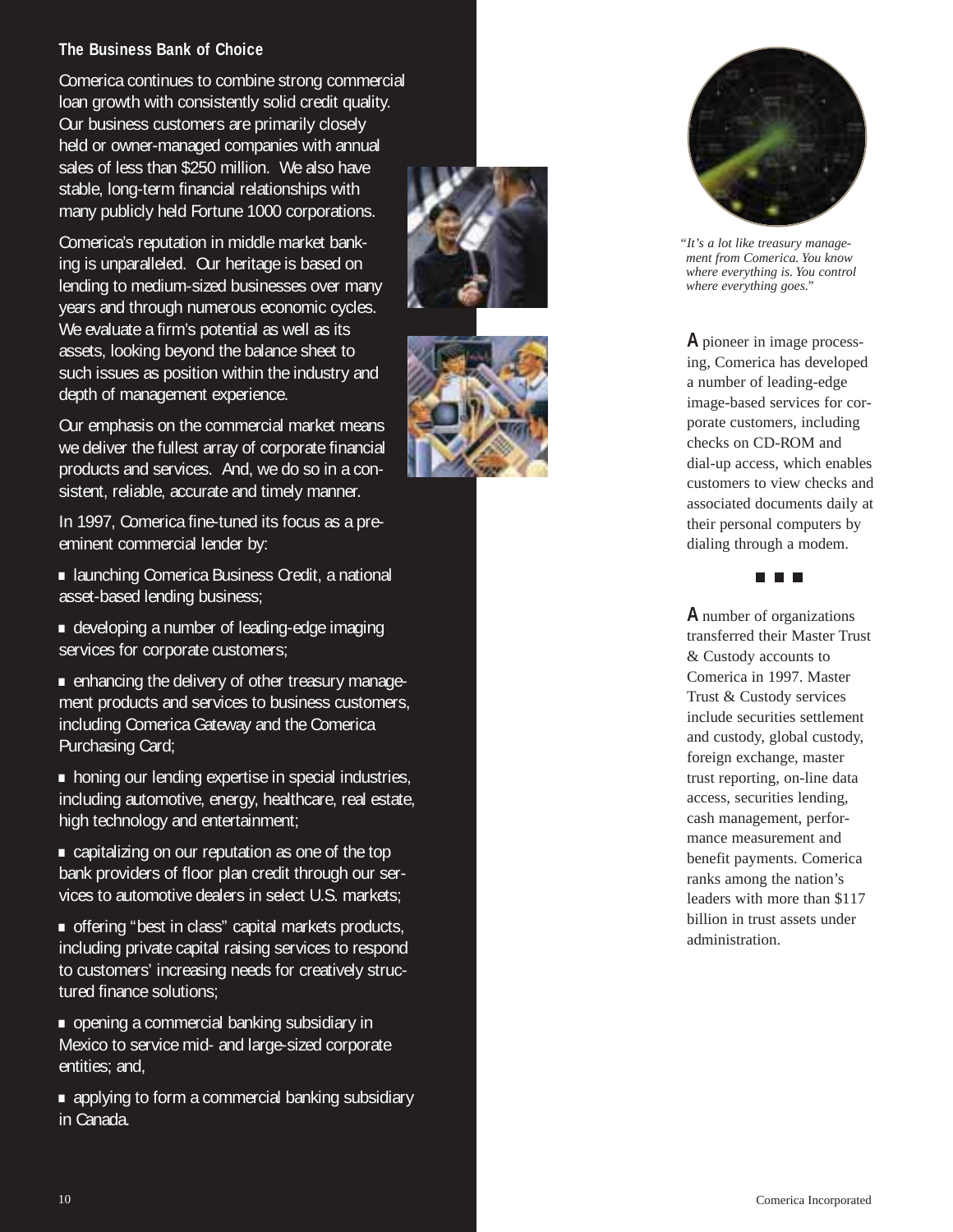## The Business Bank of Choice

Comerica continues to combine strong commercial loan growth with consistently solid credit quality. Our business customers are primarily closely held or owner-managed companies with annual sales of less than $250 million. We also have stable, long-term financial relationships with many publicly held Fortune 1000 corporations.

Comerica's reputation in middle market banking is unparalleled. Our heritage is based on lending to medium-sized businesses over many years and through numerous economic cycles. We evaluate a firm's potential as well as its assets, looking beyond the balance sheet to such issues as position within the industry and depth of management experience.

Our emphasis on the commercial market means we deliver the fullest array of corporate financial products and services. And, we do so in a consistent, reliable, accurate and timely manner.

In 1997, Comerica fine-tuned its focus as a pre-eminent commercial lender by:

- launching Comerica Business Credit, a national asset-based lending business;
- developing a number of leading-edge imaging services for corporate customers;
- enhancing the delivery of other treasury management products and services to business customers, including Comerica Gateway and the Comerica Purchasing Card;
- honing our lending expertise in special industries, including automotive, energy, healthcare, real estate, high technology and entertainment;
- capitalizing on our reputation as one of the top bank providers of floor plan credit through our services to automotive dealers in select U.S. markets;
- offering "best in class" capital markets products, including private capital raising services to respond to customers' increasing needs for creatively structured finance solutions;
- opening a commercial banking subsidiary in Mexico to service mid- and large-sized corporate entities; and,
- applying to form a commercial banking subsidiary in Canada.

*"It's a lot like treasury management from Comerica. You know where everything is. You control where everything goes."*

A pioneer in image processing, Comerica has developed a number of leading-edge image-based services for corporate customers, including checks on CD-ROM and dial-up access, which enables customers to view checks and associated documents daily at their personal computers by dialing through a modem.

■ ■ ■

A number of organizations transferred their Master Trust & Custody accounts to Comerica in 1997. Master Trust & Custody services include securities settlement and custody, global custody, foreign exchange, master trust reporting, on-line data access, securities lending, cash management, performance measurement and benefit payments. Comerica ranks among the nation's leaders with more than $117 billion in trust assets under administration.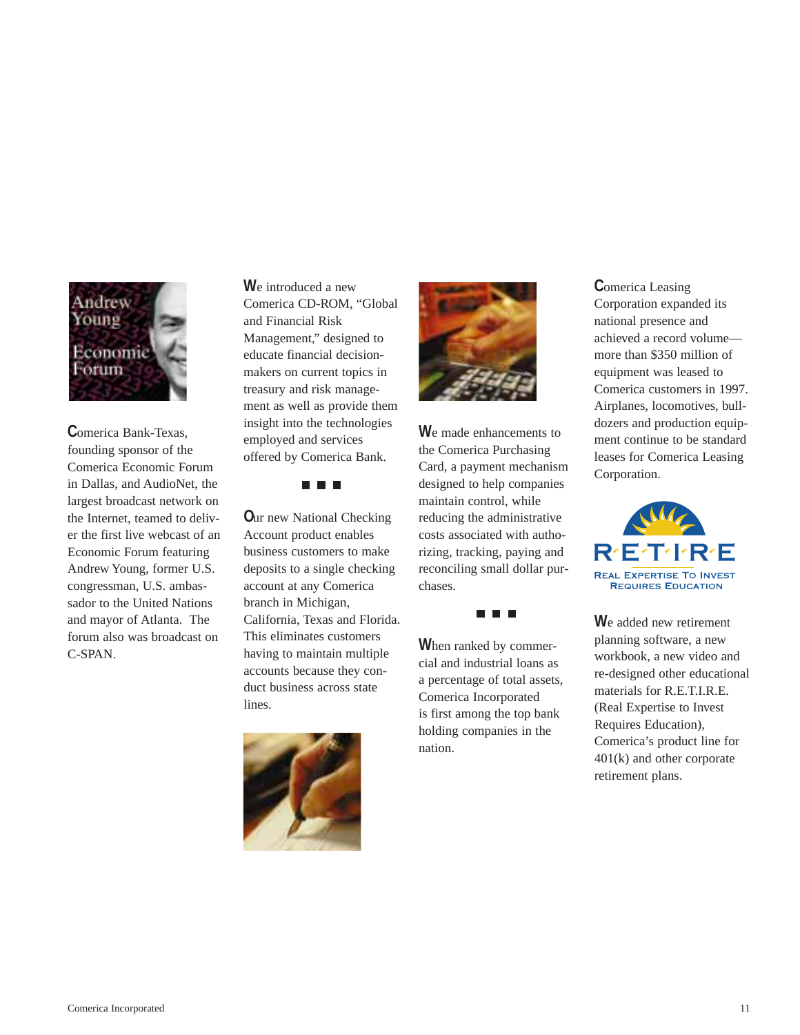Comerica Bank-Texas, founding sponsor of the Comerica Economic Forum in Dallas, and AudioNet, the largest broadcast network on the Internet, teamed to deliver the first live webcast of an Economic Forum featuring Andrew Young, former U.S. congressman, U.S. ambassador to the United Nations and mayor of Atlanta. The forum also was broadcast on C-SPAN.

We introduced a new Comerica CD-ROM, "Global and Financial Risk Management," designed to educate financial decision-makers on current topics in treasury and risk management as well as provide them insight into the technologies employed and services offered by Comerica Bank.

■ ■ ■

Our new National Checking Account product enables business customers to make deposits to a single checking account at any Comerica branch in Michigan, California, Texas and Florida. This eliminates customers having to maintain multiple accounts because they conduct business across state lines.

We made enhancements to the Comerica Purchasing Card, a payment mechanism designed to help companies maintain control, while reducing the administrative costs associated with authorizing, tracking, paying and reconciling small dollar purchases.

■ ■ ■

When ranked by commercial and industrial loans as a percentage of total assets, Comerica Incorporated is first among the top bank holding companies in the nation.

Comerica Leasing Corporation expanded its national presence and achieved a record volume—more than $350 million of equipment was leased to Comerica customers in 1997. Airplanes, locomotives, bulldozers and production equipment continue to be standard leases for Comerica Leasing Corporation.

We added new retirement planning software, a new workbook, a new video and re-designed other educational materials for R.E.T.I.R.E. (Real Expertise to Invest Requires Education), Comerica's product line for 401(k) and other corporate retirement plans.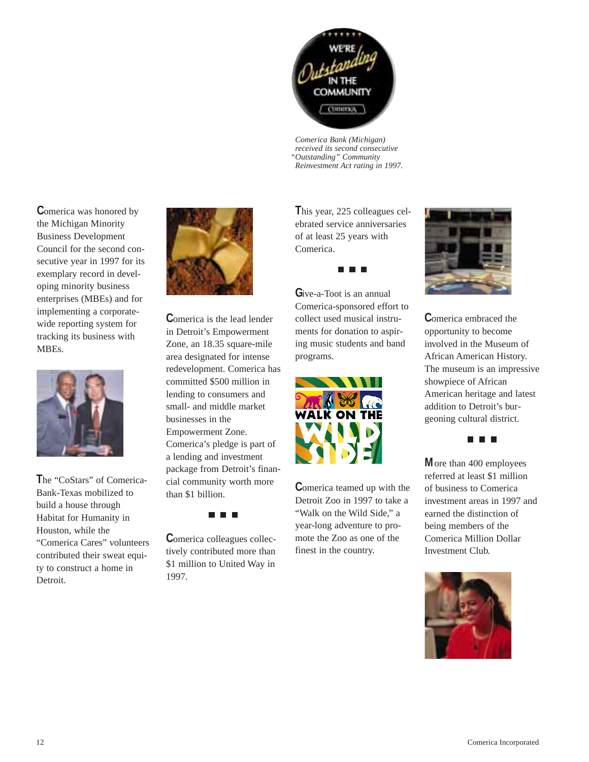Comerica Bank (Michigan) received its second consecutive "Outstanding" Community Reinvestment Act rating in 1997.

Comerica was honored by the Michigan Minority Business Development Council for the second consecutive year in 1997 for its exemplary record in developing minority business enterprises (MBEs) and for implementing a corporate-wide reporting system for tracking its business with MBEs.

The "CoStars" of Comerica-Bank-Texas mobilized to build a house through Habitat for Humanity in Houston, while the "Comerica Cares" volunteers contributed their sweat equity to construct a home in Detroit.

Comerica is the lead lender in Detroit's Empowerment Zone, an 18.35 square-mile area designated for intense redevelopment. Comerica has committed $500 million in lending to consumers and small- and middle market businesses in the Empowerment Zone. Comerica's pledge is part of a lending and investment package from Detroit's financial community worth more than $1 billion.

■ ■ ■

Comerica colleagues collectively contributed more than $1 million to United Way in 1997.

This year, 225 colleagues celebrated service anniversaries of at least 25 years with Comerica.

■ ■ ■

Give-a-Toot is an annual Comerica-sponsored effort to collect used musical instruments for donation to aspiring music students and band programs.

Comerica teamed up with the Detroit Zoo in 1997 to take a "Walk on the Wild Side," a year-long adventure to promote the Zoo as one of the finest in the country.

Comerica embraced the opportunity to become involved in the Museum of African American History. The museum is an impressive showpiece of African American heritage and latest addition to Detroit's burgeoning cultural district.

■ ■ ■

More than 400 employees referred at least $1 million of business to Comerica investment areas in 1997 and earned the distinction of being members of the Comerica Million Dollar Investment Club.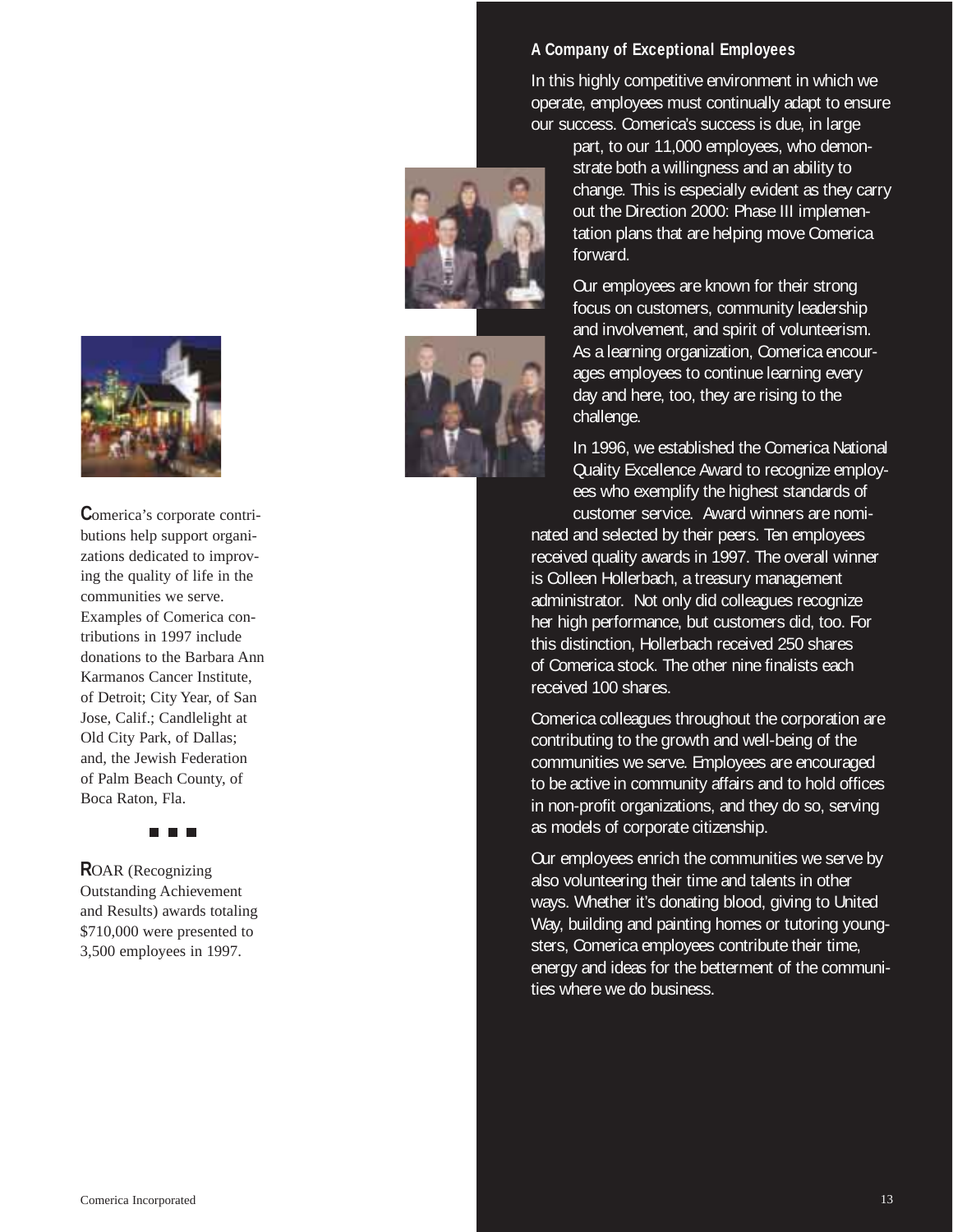Comerica's corporate contributions help support organizations dedicated to improving the quality of life in the communities we serve. Examples of Comerica contributions in 1997 include donations to the Barbara Ann Karmanos Cancer Institute, of Detroit; City Year, of San Jose, Calif.; Candlelight at Old City Park, of Dallas; and, the Jewish Federation of Palm Beach County, of Boca Raton, Fla.

■ ■ ■

ROAR (Recognizing Outstanding Achievement and Results) awards totaling $710,000 were presented to 3,500 employees in 1997.

## A Company of Exceptional Employees

In this highly competitive environment in which we operate, employees must continually adapt to ensure our success. Comerica's success is due, in large part, to our 11,000 employees, who demonstrate both a willingness and an ability to change. This is especially evident as they carry out the Direction 2000: Phase III implementation plans that are helping move Comerica forward.

Our employees are known for their strong focus on customers, community leadership and involvement, and spirit of volunteerism. As a learning organization, Comerica encourages employees to continue learning every day and here, too, they are rising to the challenge.

In 1996, we established the Comerica National Quality Excellence Award to recognize employees who exemplify the highest standards of customer service. Award winners are nominated and selected by their peers. Ten employees received quality awards in 1997. The overall winner is Colleen Hollerbach, a treasury management administrator. Not only did colleagues recognize her high performance, but customers did, too. For this distinction, Hollerbach received 250 shares of Comerica stock. The other nine finalists each received 100 shares.

Comerica colleagues throughout the corporation are contributing to the growth and well-being of the communities we serve. Employees are encouraged to be active in community affairs and to hold offices in non-profit organizations, and they do so, serving as models of corporate citizenship.

Our employees enrich the communities we serve by also volunteering their time and talents in other ways. Whether it's donating blood, giving to United Way, building and painting homes or tutoring youngsters, Comerica employees contribute their time, energy and ideas for the betterment of the communities where we do business.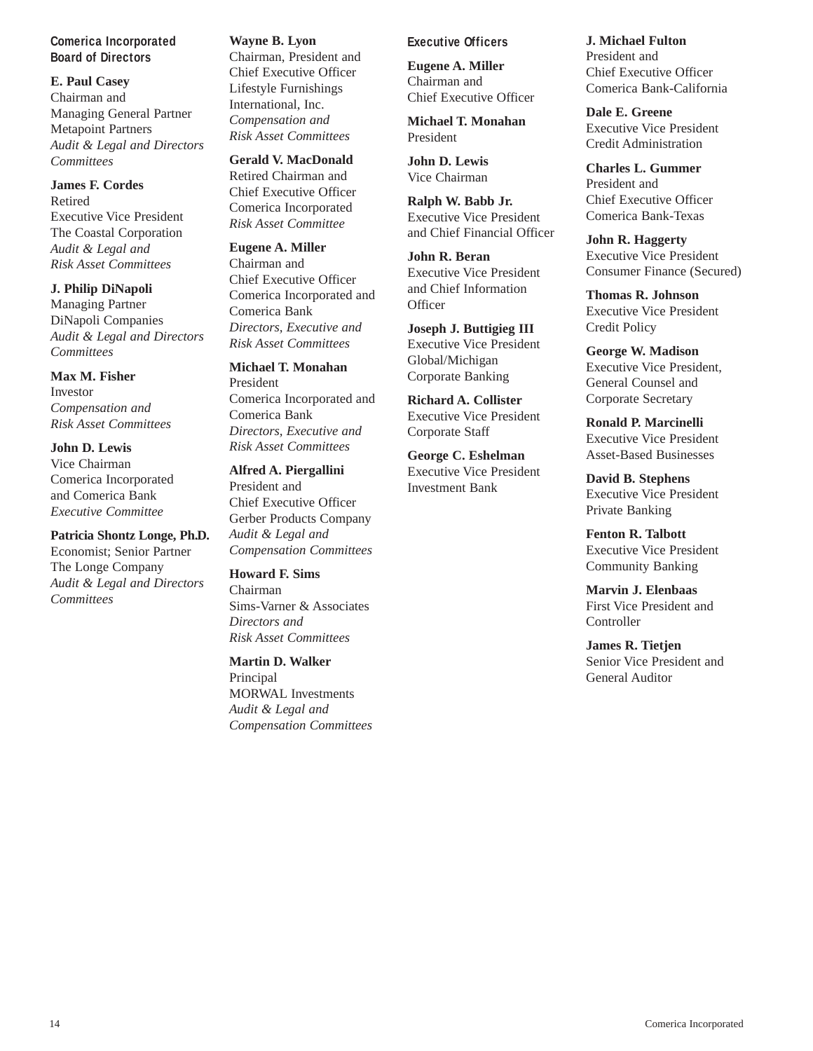## Comerica Incorporated Board of Directors

**E. Paul Casey**
Chairman and
Managing General Partner
Metapoint Partners
*Audit & Legal and Directors Committees*

**James F. Cordes**
Retired
Executive Vice President
The Coastal Corporation
*Audit & Legal and Risk Asset Committees*

**J. Philip DiNapoli**
Managing Partner
DiNapoli Companies
*Audit & Legal and Directors Committees*

**Max M. Fisher**
Investor
*Compensation and Risk Asset Committees*

**John D. Lewis**
Vice Chairman
Comerica Incorporated
and Comerica Bank
*Executive Committee*

**Patricia Shontz Longe, Ph.D.**
Economist; Senior Partner
The Longe Company
*Audit & Legal and Directors Committees*

**Wayne B. Lyon**
Chairman, President and
Chief Executive Officer
Lifestyle Furnishings
International, Inc.
*Compensation and Risk Asset Committees*

**Gerald V. MacDonald**
Retired Chairman and
Chief Executive Officer
Comerica Incorporated
*Risk Asset Committee*

**Eugene A. Miller**
Chairman and
Chief Executive Officer
Comerica Incorporated and
Comerica Bank
*Directors, Executive and Risk Asset Committees*

**Michael T. Monahan**
President
Comerica Incorporated and
Comerica Bank
*Directors, Executive and Risk Asset Committees*

**Alfred A. Piergallini**
President and
Chief Executive Officer
Gerber Products Company
*Audit & Legal and Compensation Committees*

**Howard F. Sims**
Chairman
Sims-Varner & Associates
*Directors and Risk Asset Committees*

**Martin D. Walker**
Principal
MORWAL Investments
*Audit & Legal and Compensation Committees*

## Executive Officers

**Eugene A. Miller**
Chairman and
Chief Executive Officer

**Michael T. Monahan**
President

**John D. Lewis**
Vice Chairman

**Ralph W. Babb Jr.**
Executive Vice President
and Chief Financial Officer

**John R. Beran**
Executive Vice President
and Chief Information
Officer

**Joseph J. Buttigieg III**
Executive Vice President
Global/Michigan
Corporate Banking

**Richard A. Collister**
Executive Vice President
Corporate Staff

**George C. Eshelman**
Executive Vice President
Investment Bank

**J. Michael Fulton**
President and
Chief Executive Officer
Comerica Bank-California

**Dale E. Greene**
Executive Vice President
Credit Administration

**Charles L. Gummer**
President and
Chief Executive Officer
Comerica Bank-Texas

**John R. Haggerty**
Executive Vice President
Consumer Finance (Secured)

**Thomas R. Johnson**
Executive Vice President
Credit Policy

**George W. Madison**
Executive Vice President,
General Counsel and
Corporate Secretary

**Ronald P. Marcinelli**
Executive Vice President
Asset-Based Businesses

**David B. Stephens**
Executive Vice President
Private Banking

**Fenton R. Talbott**
Executive Vice President
Community Banking

**Marvin J. Elenbaas**
First Vice President and
Controller

**James R. Tietjen**
Senior Vice President and
General Auditor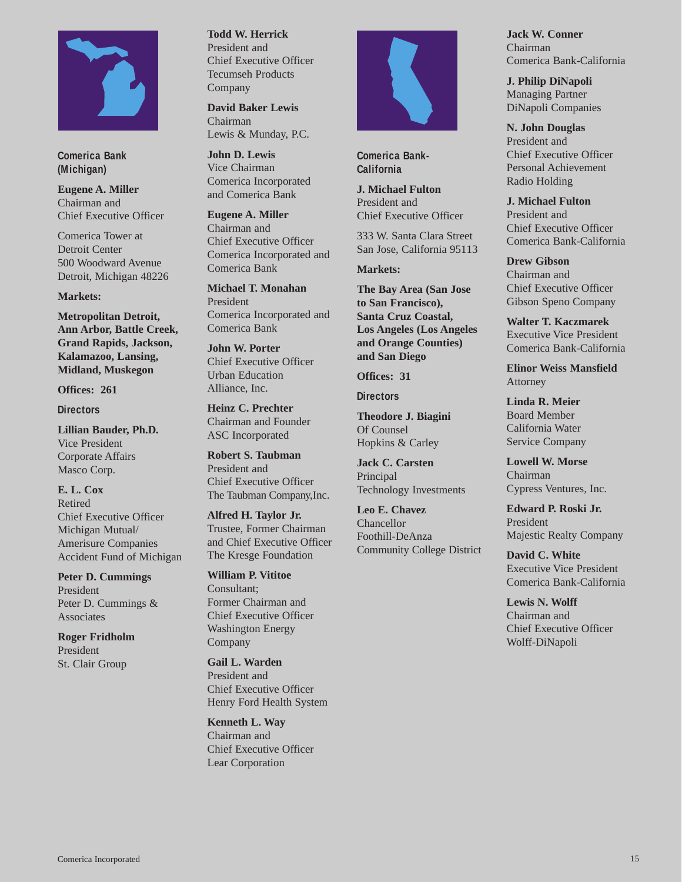## Comerica Bank (Michigan)

**Eugene A. Miller**
Chairman and
Chief Executive Officer

Comerica Tower at
Detroit Center
500 Woodward Avenue
Detroit, Michigan 48226

**Markets:**

**Metropolitan Detroit, Ann Arbor, Battle Creek, Grand Rapids, Jackson, Kalamazoo, Lansing, Midland, Muskegon**

**Offices: 261**

### Directors

**Lillian Bauder, Ph.D.**
Vice President
Corporate Affairs
Masco Corp.

**E. L. Cox**
Retired
Chief Executive Officer
Michigan Mutual/
Amerisure Companies
Accident Fund of Michigan

**Peter D. Cummings**
President
Peter D. Cummings &
Associates

**Roger Fridholm**
President
St. Clair Group

**Todd W. Herrick**
President and
Chief Executive Officer
Tecumseh Products
Company

**David Baker Lewis**
Chairman
Lewis & Munday, P.C.

**John D. Lewis**
Vice Chairman
Comerica Incorporated
and Comerica Bank

**Eugene A. Miller**
Chairman and
Chief Executive Officer
Comerica Incorporated and
Comerica Bank

**Michael T. Monahan**
President
Comerica Incorporated and
Comerica Bank

**John W. Porter**
Chief Executive Officer
Urban Education
Alliance, Inc.

**Heinz C. Prechter**
Chairman and Founder
ASC Incorporated

**Robert S. Taubman**
President and
Chief Executive Officer
The Taubman Company,Inc.

**Alfred H. Taylor Jr.**
Trustee, Former Chairman
and Chief Executive Officer
The Kresge Foundation

**William P. Vititoe**
Consultant;
Former Chairman and
Chief Executive Officer
Washington Energy
Company

**Gail L. Warden**
President and
Chief Executive Officer
Henry Ford Health System

**Kenneth L. Way**
Chairman and
Chief Executive Officer
Lear Corporation

## Comerica Bank-California

**J. Michael Fulton**
President and
Chief Executive Officer

333 W. Santa Clara Street
San Jose, California 95113

**Markets:**

**The Bay Area (San Jose to San Francisco), Santa Cruz Coastal, Los Angeles (Los Angeles and Orange Counties) and San Diego**

**Offices: 31**

### Directors

**Theodore J. Biagini**
Of Counsel
Hopkins & Carley

**Jack C. Carsten**
Principal
Technology Investments

**Leo E. Chavez**
Chancellor
Foothill-DeAnza
Community College District

**Jack W. Conner**
Chairman
Comerica Bank-California

**J. Philip DiNapoli**
Managing Partner
DiNapoli Companies

**N. John Douglas**
President and
Chief Executive Officer
Personal Achievement
Radio Holding

**J. Michael Fulton**
President and
Chief Executive Officer
Comerica Bank-California

**Drew Gibson**
Chairman and
Chief Executive Officer
Gibson Speno Company

**Walter T. Kaczmarek**
Executive Vice President
Comerica Bank-California

**Elinor Weiss Mansfield**
Attorney

**Linda R. Meier**
Board Member
California Water
Service Company

**Lowell W. Morse**
Chairman
Cypress Ventures, Inc.

**Edward P. Roski Jr.**
President
Majestic Realty Company

**David C. White**
Executive Vice President
Comerica Bank-California

**Lewis N. Wolff**
Chairman and
Chief Executive Officer
Wolff-DiNapoli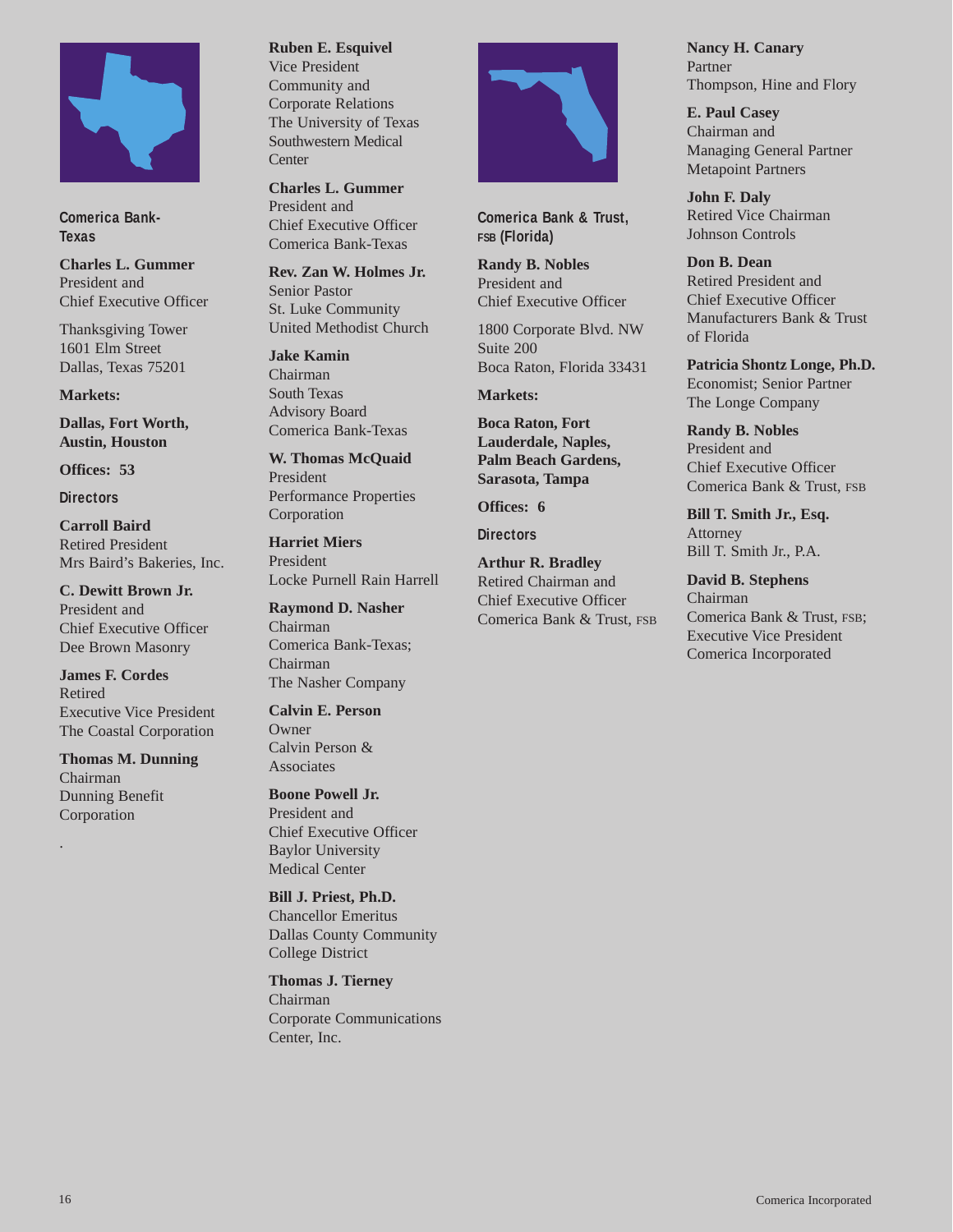## Comerica Bank-Texas

**Charles L. Gummer**
President and
Chief Executive Officer

Thanksgiving Tower
1601 Elm Street
Dallas, Texas 75201

**Markets:**

**Dallas, Fort Worth, Austin, Houston**

**Offices: 53**

### Directors

**Carroll Baird**
Retired President
Mrs Baird's Bakeries, Inc.

**C. Dewitt Brown Jr.**
President and
Chief Executive Officer
Dee Brown Masonry

**James F. Cordes**
Retired
Executive Vice President
The Coastal Corporation

**Thomas M. Dunning**
Chairman
Dunning Benefit Corporation

**Ruben E. Esquivel**
Vice President
Community and
Corporate Relations
The University of Texas
Southwestern Medical Center

**Charles L. Gummer**
President and
Chief Executive Officer
Comerica Bank-Texas

**Rev. Zan W. Holmes Jr.**
Senior Pastor
St. Luke Community
United Methodist Church

**Jake Kamin**
Chairman
South Texas
Advisory Board
Comerica Bank-Texas

**W. Thomas McQuaid**
President
Performance Properties Corporation

**Harriet Miers**
President
Locke Purnell Rain Harrell

**Raymond D. Nasher**
Chairman
Comerica Bank-Texas;
Chairman
The Nasher Company

**Calvin E. Person**
Owner
Calvin Person & Associates

**Boone Powell Jr.**
President and
Chief Executive Officer
Baylor University
Medical Center

**Bill J. Priest, Ph.D.**
Chancellor Emeritus
Dallas County Community
College District

**Thomas J. Tierney**
Chairman
Corporate Communications
Center, Inc.

## Comerica Bank & Trust, FSB (Florida)

**Randy B. Nobles**
President and
Chief Executive Officer

1800 Corporate Blvd. NW
Suite 200
Boca Raton, Florida 33431

**Markets:**

**Boca Raton, Fort Lauderdale, Naples, Palm Beach Gardens, Sarasota, Tampa**

**Offices: 6**

### Directors

**Arthur R. Bradley**
Retired Chairman and
Chief Executive Officer
Comerica Bank & Trust, FSB

**Nancy H. Canary**
Partner
Thompson, Hine and Flory

**E. Paul Casey**
Chairman and
Managing General Partner
Metapoint Partners

**John F. Daly**
Retired Vice Chairman
Johnson Controls

**Don B. Dean**
Retired President and
Chief Executive Officer
Manufacturers Bank & Trust of Florida

**Patricia Shontz Longe, Ph.D.**
Economist; Senior Partner
The Longe Company

**Randy B. Nobles**
President and
Chief Executive Officer
Comerica Bank & Trust, FSB

**Bill T. Smith Jr., Esq.**
Attorney
Bill T. Smith Jr., P.A.

**David B. Stephens**
Chairman
Comerica Bank & Trust, FSB;
Executive Vice President
Comerica Incorporated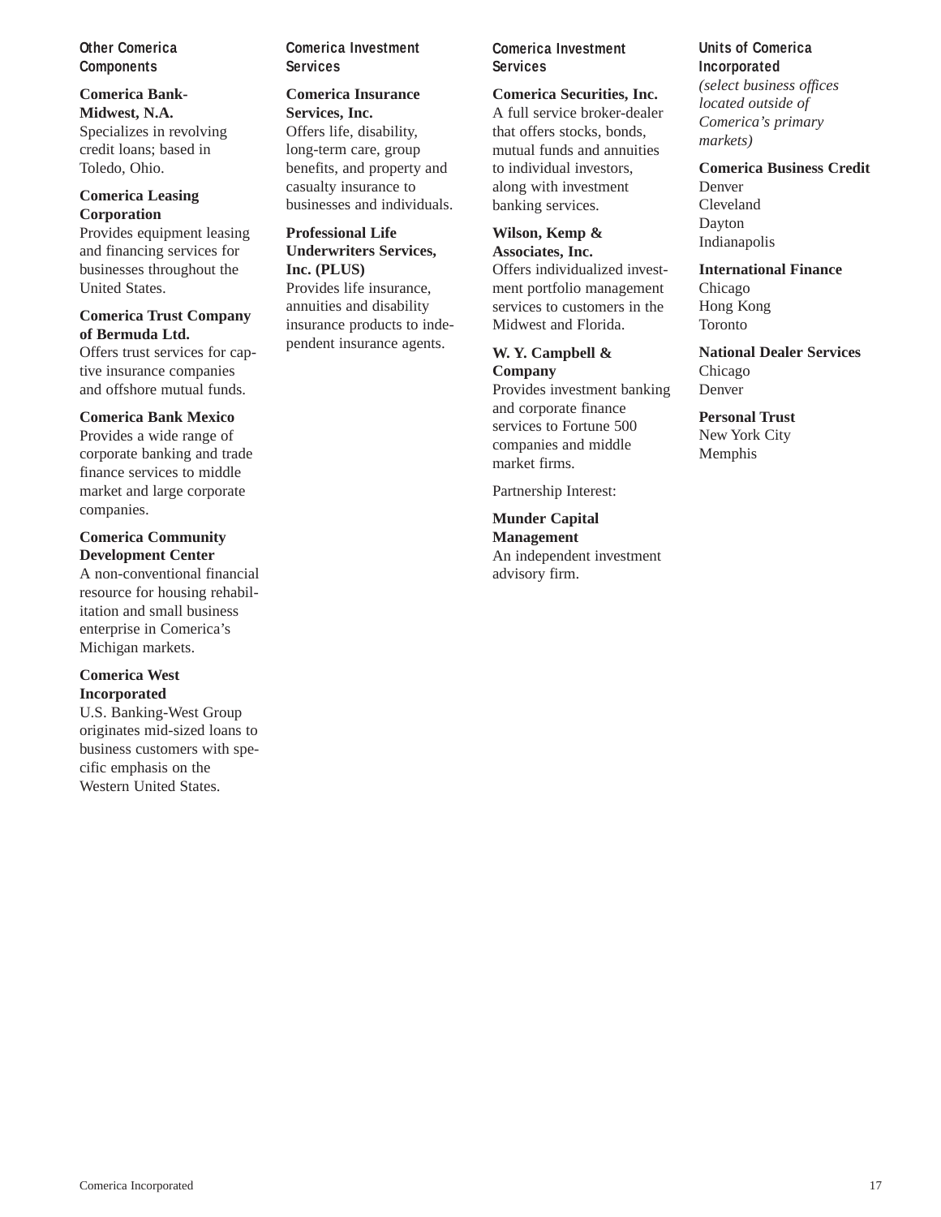### Other Comerica Components

**Comerica Bank-Midwest, N.A.**
Specializes in revolving credit loans; based in Toledo, Ohio.

**Comerica Leasing Corporation**
Provides equipment leasing and financing services for businesses throughout the United States.

**Comerica Trust Company of Bermuda Ltd.**
Offers trust services for captive insurance companies and offshore mutual funds.

**Comerica Bank Mexico**
Provides a wide range of corporate banking and trade finance services to middle market and large corporate companies.

**Comerica Community Development Center**
A non-conventional financial resource for housing rehabilitation and small business enterprise in Comerica's Michigan markets.

**Comerica West Incorporated**
U.S. Banking-West Group originates mid-sized loans to business customers with specific emphasis on the Western United States.

### Comerica Investment Services

**Comerica Insurance Services, Inc.**
Offers life, disability, long-term care, group benefits, and property and casualty insurance to businesses and individuals.

**Professional Life Underwriters Services, Inc. (PLUS)**
Provides life insurance, annuities and disability insurance products to independent insurance agents.

### Comerica Investment Services

**Comerica Securities, Inc.**
A full service broker-dealer that offers stocks, bonds, mutual funds and annuities to individual investors, along with investment banking services.

**Wilson, Kemp & Associates, Inc.**
Offers individualized investment portfolio management services to customers in the Midwest and Florida.

**W. Y. Campbell & Company**
Provides investment banking and corporate finance services to Fortune 500 companies and middle market firms.

Partnership Interest:

**Munder Capital Management**
An independent investment advisory firm.

### Units of Comerica Incorporated

*(select business offices located outside of Comerica's primary markets)*

**Comerica Business Credit**
Denver
Cleveland
Dayton
Indianapolis

**International Finance**
Chicago
Hong Kong
Toronto

**National Dealer Services**
Chicago
Denver

**Personal Trust**
New York City
Memphis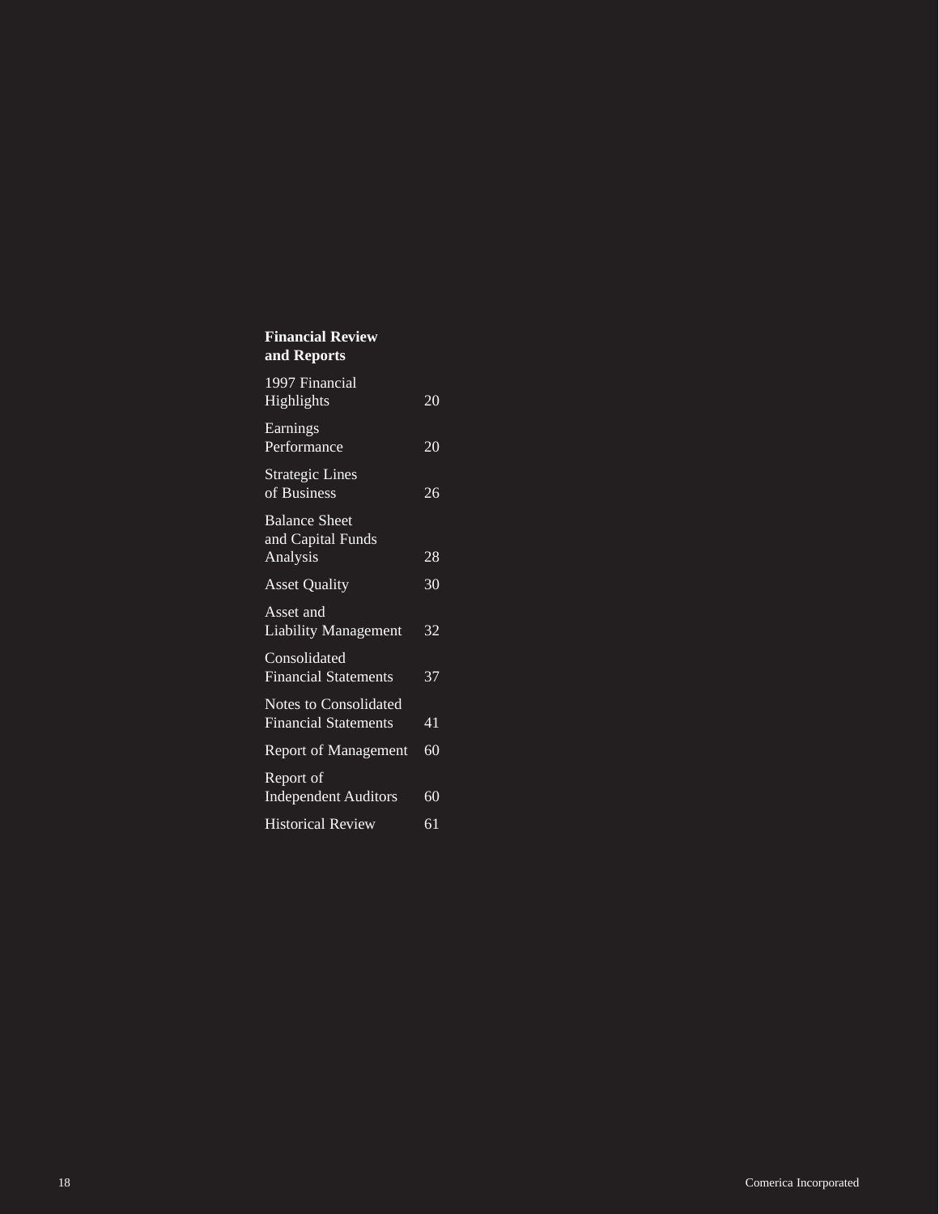**Financial Review and Reports**

| | |
|---|---|
| 1997 Financial Highlights | 20 |
| Earnings Performance | 20 |
| Strategic Lines of Business | 26 |
| Balance Sheet and Capital Funds Analysis | 28 |
| Asset Quality | 30 |
| Asset and Liability Management | 32 |
| Consolidated Financial Statements | 37 |
| Notes to Consolidated Financial Statements | 41 |
| Report of Management | 60 |
| Report of Independent Auditors | 60 |
| Historical Review | 61 |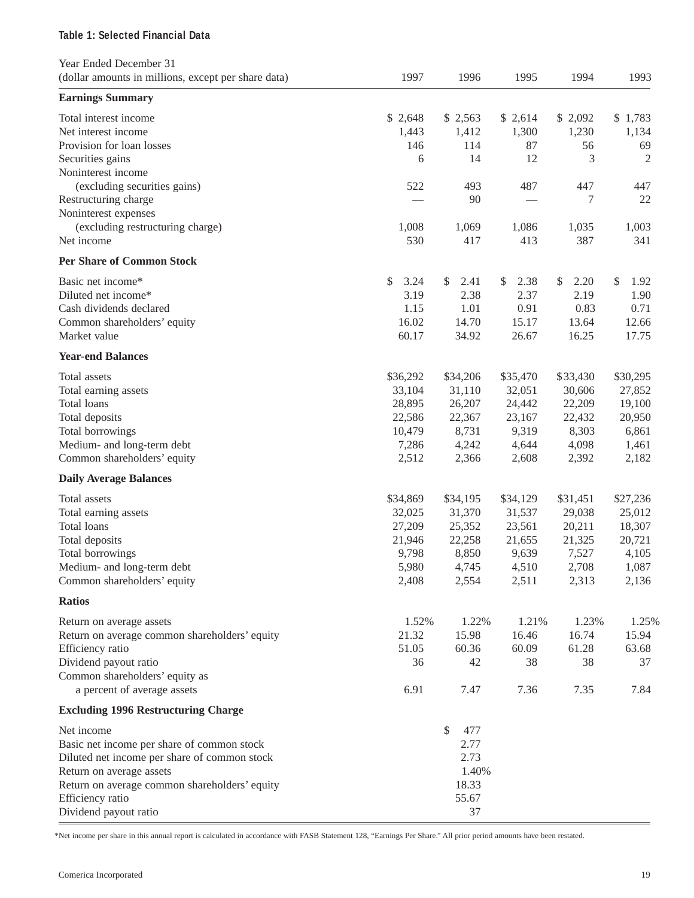**Table 1: Selected Financial Data**

| Year Ended December 31<br>(dollar amounts in millions, except per share data) | 1997 | 1996 | 1995 | 1994 | 1993 |
|---|---|---|---|---|---|
| **Earnings Summary** | | | | | |
| Total interest income | $ 2,648 | $ 2,563 | $ 2,614 | $ 2,092 | $ 1,783 |
| Net interest income | 1,443 | 1,412 | 1,300 | 1,230 | 1,134 |
| Provision for loan losses | 146 | 114 | 87 | 56 | 69 |
| Securities gains | 6 | 14 | 12 | 3 | 2 |
| Noninterest income (excluding securities gains) | 522 | 493 | 487 | 447 | 447 |
| Restructuring charge | — | 90 | — | 7 | 22 |
| Noninterest expenses (excluding restructuring charge) | 1,008 | 1,069 | 1,086 | 1,035 | 1,003 |
| Net income | 530 | 417 | 413 | 387 | 341 |
| **Per Share of Common Stock** | | | | | |
| Basic net income* | $ 3.24 | $ 2.41 | $ 2.38 | $ 2.20 | $ 1.92 |
| Diluted net income* | 3.19 | 2.38 | 2.37 | 2.19 | 1.90 |
| Cash dividends declared | 1.15 | 1.01 | 0.91 | 0.83 | 0.71 |
| Common shareholders' equity | 16.02 | 14.70 | 15.17 | 13.64 | 12.66 |
| Market value | 60.17 | 34.92 | 26.67 | 16.25 | 17.75 |
| **Year-end Balances** | | | | | |
| Total assets | $36,292 | $34,206 | $35,470 | $33,430 | $30,295 |
| Total earning assets | 33,104 | 31,110 | 32,051 | 30,606 | 27,852 |
| Total loans | 28,895 | 26,207 | 24,442 | 22,209 | 19,100 |
| Total deposits | 22,586 | 22,367 | 23,167 | 22,432 | 20,950 |
| Total borrowings | 10,479 | 8,731 | 9,319 | 8,303 | 6,861 |
| Medium- and long-term debt | 7,286 | 4,242 | 4,644 | 4,098 | 1,461 |
| Common shareholders' equity | 2,512 | 2,366 | 2,608 | 2,392 | 2,182 |
| **Daily Average Balances** | | | | | |
| Total assets | $34,869 | $34,195 | $34,129 | $31,451 | $27,236 |
| Total earning assets | 32,025 | 31,370 | 31,537 | 29,038 | 25,012 |
| Total loans | 27,209 | 25,352 | 23,561 | 20,211 | 18,307 |
| Total deposits | 21,946 | 22,258 | 21,655 | 21,325 | 20,721 |
| Total borrowings | 9,798 | 8,850 | 9,639 | 7,527 | 4,105 |
| Medium- and long-term debt | 5,980 | 4,745 | 4,510 | 2,708 | 1,087 |
| Common shareholders' equity | 2,408 | 2,554 | 2,511 | 2,313 | 2,136 |
| **Ratios** | | | | | |
| Return on average assets | 1.52% | 1.22% | 1.21% | 1.23% | 1.25% |
| Return on average common shareholders' equity | 21.32 | 15.98 | 16.46 | 16.74 | 15.94 |
| Efficiency ratio | 51.05 | 60.36 | 60.09 | 61.28 | 63.68 |
| Dividend payout ratio | 36 | 42 | 38 | 38 | 37 |
| Common shareholders' equity as a percent of average assets | 6.91 | 7.47 | 7.36 | 7.35 | 7.84 |
| **Excluding 1996 Restructuring Charge** | | | | | |
| Net income | | $ 477 | | | |
| Basic net income per share of common stock | | 2.77 | | | |
| Diluted net income per share of common stock | | 2.73 | | | |
| Return on average assets | | 1.40% | | | |
| Return on average common shareholders' equity | | 18.33 | | | |
| Efficiency ratio | | 55.67 | | | |
| Dividend payout ratio | | 37 | | | |

*Net income per share in this annual report is calculated in accordance with FASB Statement 128, "Earnings Per Share." All prior period amounts have been restated.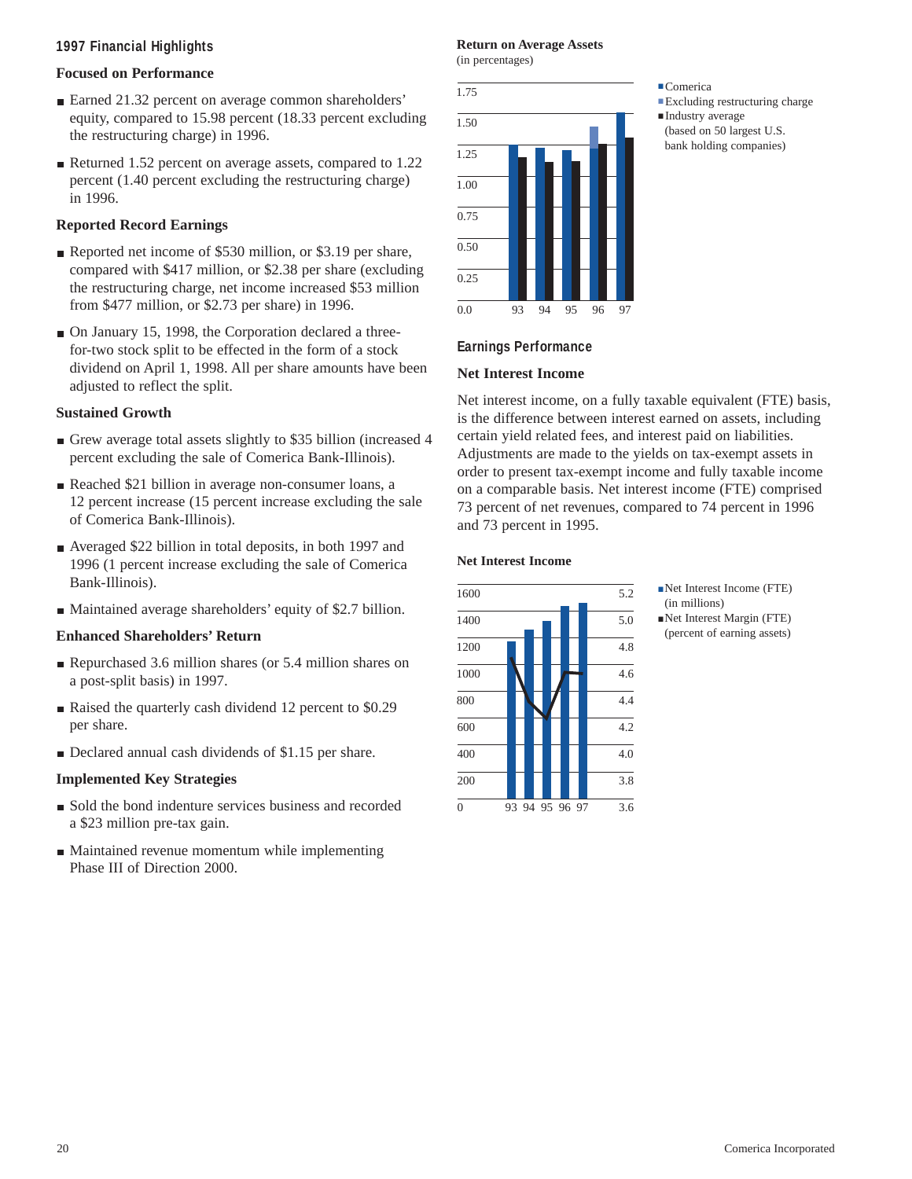## 1997 Financial Highlights

### Focused on Performance

- Earned 21.32 percent on average common shareholders' equity, compared to 15.98 percent (18.33 percent excluding the restructuring charge) in 1996.
- Returned 1.52 percent on average assets, compared to 1.22 percent (1.40 percent excluding the restructuring charge) in 1996.

### Reported Record Earnings

- Reported net income of $530 million, or $3.19 per share, compared with $417 million, or $2.38 per share (excluding the restructuring charge, net income increased $53 million from $477 million, or $2.73 per share) in 1996.
- On January 15, 1998, the Corporation declared a three-for-two stock split to be effected in the form of a stock dividend on April 1, 1998. All per share amounts have been adjusted to reflect the split.

### Sustained Growth

- Grew average total assets slightly to $35 billion (increased 4 percent excluding the sale of Comerica Bank-Illinois).
- Reached $21 billion in average non-consumer loans, a 12 percent increase (15 percent increase excluding the sale of Comerica Bank-Illinois).
- Averaged $22 billion in total deposits, in both 1997 and 1996 (1 percent increase excluding the sale of Comerica Bank-Illinois).
- Maintained average shareholders' equity of $2.7 billion.

### Enhanced Shareholders' Return

- Repurchased 3.6 million shares (or 5.4 million shares on a post-split basis) in 1997.
- Raised the quarterly cash dividend 12 percent to $0.29 per share.
- Declared annual cash dividends of $1.15 per share.

### Implemented Key Strategies

- Sold the bond indenture services business and recorded a $23 million pre-tax gain.
- Maintained revenue momentum while implementing Phase III of Direction 2000.

**Return on Average Assets**
(in percentages)

Legend: Comerica; Excluding restructuring charge; Industry average (based on 50 largest U.S. bank holding companies)

## Earnings Performance

### Net Interest Income

Net interest income, on a fully taxable equivalent (FTE) basis, is the difference between interest earned on assets, including certain yield related fees, and interest paid on liabilities. Adjustments are made to the yields on tax-exempt assets in order to present tax-exempt income and fully taxable income on a comparable basis. Net interest income (FTE) comprised 73 percent of net revenues, compared to 74 percent in 1996 and 73 percent in 1995.

**Net Interest Income**

Legend: Net Interest Income (FTE) (in millions); Net Interest Margin (FTE) (percent of earning assets)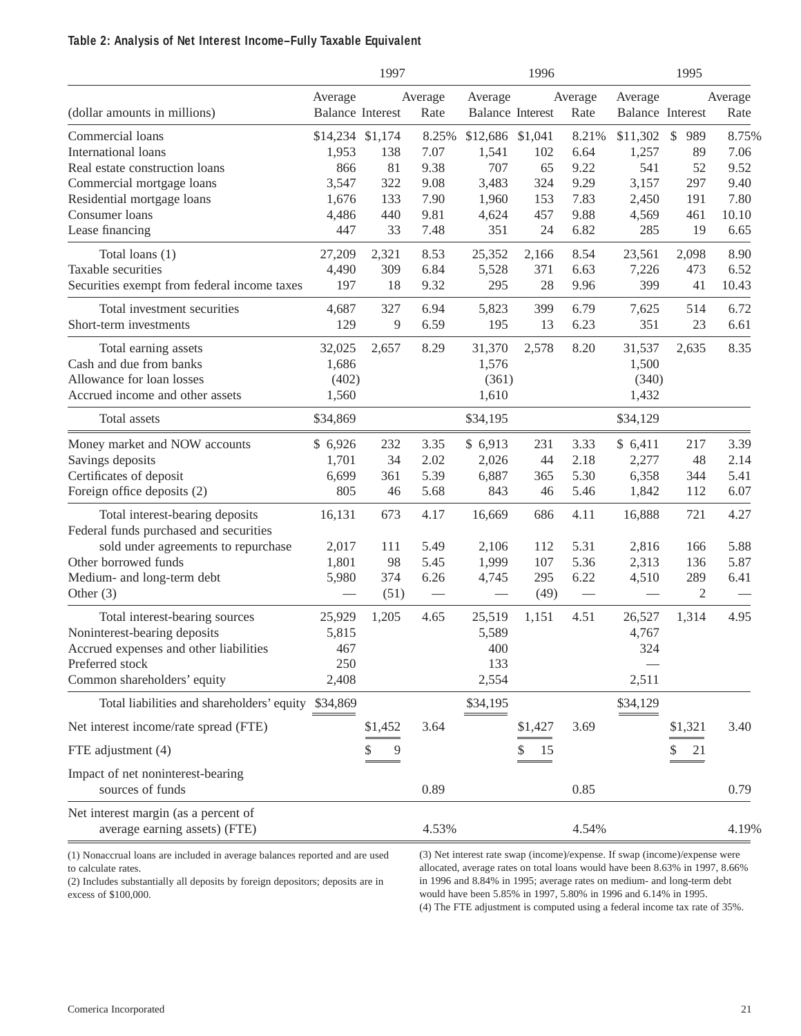**Table 2: Analysis of Net Interest Income–Fully Taxable Equivalent**

| | 1997 | | | 1996 | | | 1995 | | |
|---|---|---|---|---|---|---|---|---|---|
| (dollar amounts in millions) | Average Balance | Interest | Average Rate | Average Balance | Interest | Average Rate | Average Balance | Interest | Average Rate |
| Commercial loans | $14,234 | $1,174 | 8.25% | $12,686 | $1,041 | 8.21% | $11,302 | $ 989 | 8.75% |
| International loans | 1,953 | 138 | 7.07 | 1,541 | 102 | 6.64 | 1,257 | 89 | 7.06 |
| Real estate construction loans | 866 | 81 | 9.38 | 707 | 65 | 9.22 | 541 | 52 | 9.52 |
| Commercial mortgage loans | 3,547 | 322 | 9.08 | 3,483 | 324 | 9.29 | 3,157 | 297 | 9.40 |
| Residential mortgage loans | 1,676 | 133 | 7.90 | 1,960 | 153 | 7.83 | 2,450 | 191 | 7.80 |
| Consumer loans | 4,486 | 440 | 9.81 | 4,624 | 457 | 9.88 | 4,569 | 461 | 10.10 |
| Lease financing | 447 | 33 | 7.48 | 351 | 24 | 6.82 | 285 | 19 | 6.65 |
| Total loans (1) | 27,209 | 2,321 | 8.53 | 25,352 | 2,166 | 8.54 | 23,561 | 2,098 | 8.90 |
| Taxable securities | 4,490 | 309 | 6.84 | 5,528 | 371 | 6.63 | 7,226 | 473 | 6.52 |
| Securities exempt from federal income taxes | 197 | 18 | 9.32 | 295 | 28 | 9.96 | 399 | 41 | 10.43 |
| Total investment securities | 4,687 | 327 | 6.94 | 5,823 | 399 | 6.79 | 7,625 | 514 | 6.72 |
| Short-term investments | 129 | 9 | 6.59 | 195 | 13 | 6.23 | 351 | 23 | 6.61 |
| Total earning assets | 32,025 | 2,657 | 8.29 | 31,370 | 2,578 | 8.20 | 31,537 | 2,635 | 8.35 |
| Cash and due from banks | 1,686 | | | 1,576 | | | 1,500 | | |
| Allowance for loan losses | (402) | | | (361) | | | (340) | | |
| Accrued income and other assets | 1,560 | | | 1,610 | | | 1,432 | | |
| Total assets | $34,869 | | | $34,195 | | | $34,129 | | |
| Money market and NOW accounts | $ 6,926 | 232 | 3.35 | $ 6,913 | 231 | 3.33 | $ 6,411 | 217 | 3.39 |
| Savings deposits | 1,701 | 34 | 2.02 | 2,026 | 44 | 2.18 | 2,277 | 48 | 2.14 |
| Certificates of deposit | 6,699 | 361 | 5.39 | 6,887 | 365 | 5.30 | 6,358 | 344 | 5.41 |
| Foreign office deposits (2) | 805 | 46 | 5.68 | 843 | 46 | 5.46 | 1,842 | 112 | 6.07 |
| Total interest-bearing deposits | 16,131 | 673 | 4.17 | 16,669 | 686 | 4.11 | 16,888 | 721 | 4.27 |
| Federal funds purchased and securities sold under agreements to repurchase | 2,017 | 111 | 5.49 | 2,106 | 112 | 5.31 | 2,816 | 166 | 5.88 |
| Other borrowed funds | 1,801 | 98 | 5.45 | 1,999 | 107 | 5.36 | 2,313 | 136 | 5.87 |
| Medium- and long-term debt | 5,980 | 374 | 6.26 | 4,745 | 295 | 6.22 | 4,510 | 289 | 6.41 |
| Other (3) | — | (51) | — | — | (49) | — | — | 2 | — |
| Total interest-bearing sources | 25,929 | 1,205 | 4.65 | 25,519 | 1,151 | 4.51 | 26,527 | 1,314 | 4.95 |
| Noninterest-bearing deposits | 5,815 | | | 5,589 | | | 4,767 | | |
| Accrued expenses and other liabilities | 467 | | | 400 | | | 324 | | |
| Preferred stock | 250 | | | 133 | | | — | | |
| Common shareholders' equity | 2,408 | | | 2,554 | | | 2,511 | | |
| Total liabilities and shareholders' equity | $34,869 | | | $34,195 | | | $34,129 | | |
| Net interest income/rate spread (FTE) | | $1,452 | 3.64 | | $1,427 | 3.69 | | $1,321 | 3.40 |
| FTE adjustment (4) | | $ 9 | | | $ 15 | | | $ 21 | |
| Impact of net noninterest-bearing sources of funds | | | 0.89 | | | 0.85 | | | 0.79 |
| Net interest margin (as a percent of average earning assets) (FTE) | | | 4.53% | | | 4.54% | | | 4.19% |

(1) Nonaccrual loans are included in average balances reported and are used to calculate rates.

(2) Includes substantially all deposits by foreign depositors; deposits are in excess of $100,000.

(3) Net interest rate swap (income)/expense. If swap (income)/expense were allocated, average rates on total loans would have been 8.63% in 1997, 8.66% in 1996 and 8.84% in 1995; average rates on medium- and long-term debt would have been 5.85% in 1997, 5.80% in 1996 and 6.14% in 1995.

(4) The FTE adjustment is computed using a federal income tax rate of 35%.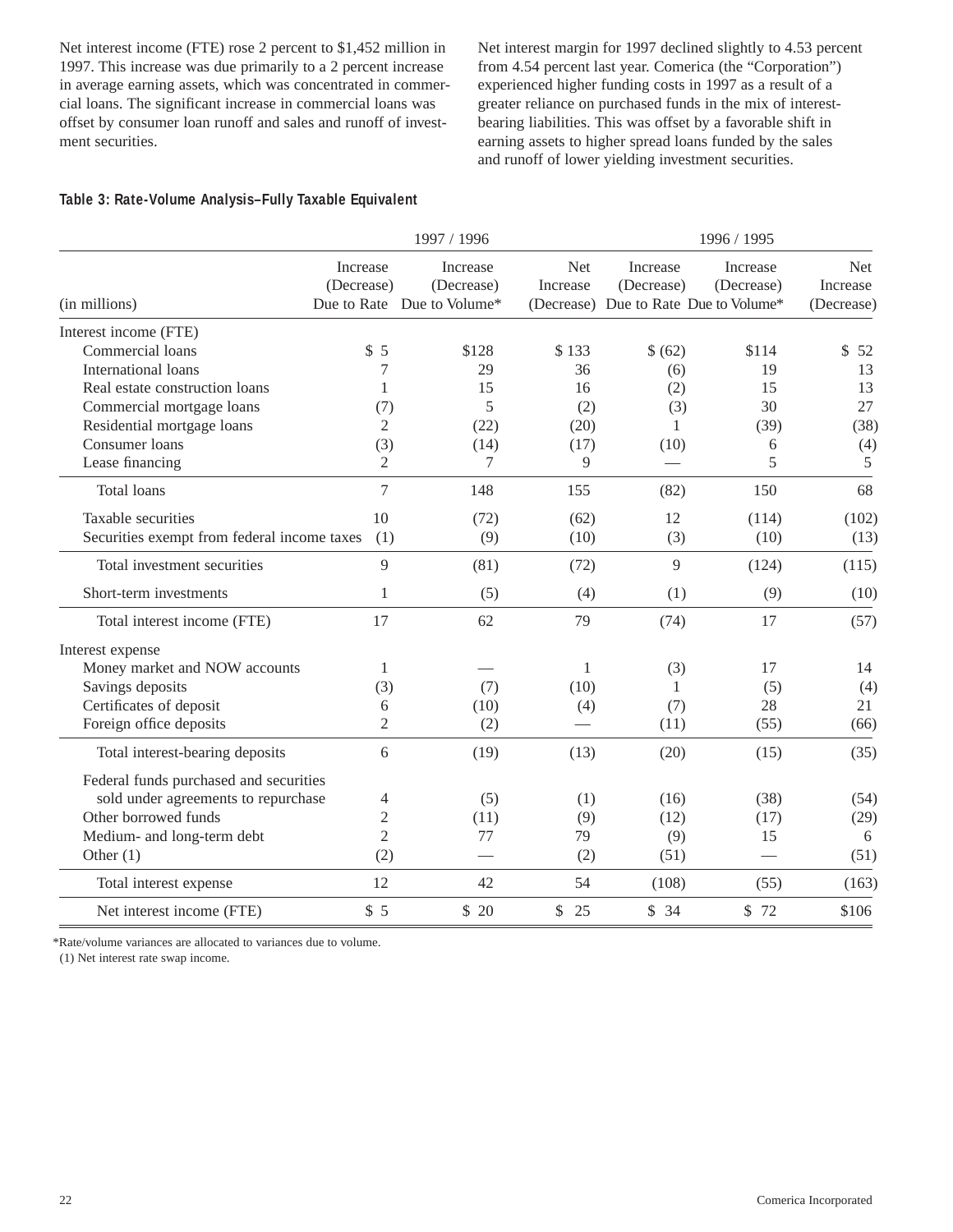Net interest income (FTE) rose 2 percent to $1,452 million in 1997. This increase was due primarily to a 2 percent increase in average earning assets, which was concentrated in commercial loans. The significant increase in commercial loans was offset by consumer loan runoff and sales and runoff of investment securities.

Net interest margin for 1997 declined slightly to 4.53 percent from 4.54 percent last year. Comerica (the "Corporation") experienced higher funding costs in 1997 as a result of a greater reliance on purchased funds in the mix of interest-bearing liabilities. This was offset by a favorable shift in earning assets to higher spread loans funded by the sales and runoff of lower yielding investment securities.

**Table 3: Rate-Volume Analysis–Fully Taxable Equivalent**

| | 1997 / 1996 | | | 1996 / 1995 | | |
|---|---|---|---|---|---|---|
| (in millions) | Increase (Decrease) Due to Rate | Increase (Decrease) Due to Volume* | Net Increase (Decrease) | Increase (Decrease) Due to Rate | Increase (Decrease) Due to Volume* | Net Increase (Decrease) |
| Interest income (FTE) | | | | | | |
| Commercial loans | $ 5 | $128 | $ 133 | $ (62) | $114 | $ 52 |
| International loans | 7 | 29 | 36 | (6) | 19 | 13 |
| Real estate construction loans | 1 | 15 | 16 | (2) | 15 | 13 |
| Commercial mortgage loans | (7) | 5 | (2) | (3) | 30 | 27 |
| Residential mortgage loans | 2 | (22) | (20) | 1 | (39) | (38) |
| Consumer loans | (3) | (14) | (17) | (10) | 6 | (4) |
| Lease financing | 2 | 7 | 9 | — | 5 | 5 |
| Total loans | 7 | 148 | 155 | (82) | 150 | 68 |
| Taxable securities | 10 | (72) | (62) | 12 | (114) | (102) |
| Securities exempt from federal income taxes | (1) | (9) | (10) | (3) | (10) | (13) |
| Total investment securities | 9 | (81) | (72) | 9 | (124) | (115) |
| Short-term investments | 1 | (5) | (4) | (1) | (9) | (10) |
| Total interest income (FTE) | 17 | 62 | 79 | (74) | 17 | (57) |
| Interest expense | | | | | | |
| Money market and NOW accounts | 1 | — | 1 | (3) | 17 | 14 |
| Savings deposits | (3) | (7) | (10) | 1 | (5) | (4) |
| Certificates of deposit | 6 | (10) | (4) | (7) | 28 | 21 |
| Foreign office deposits | 2 | (2) | — | (11) | (55) | (66) |
| Total interest-bearing deposits | 6 | (19) | (13) | (20) | (15) | (35) |
| Federal funds purchased and securities sold under agreements to repurchase | 4 | (5) | (1) | (16) | (38) | (54) |
| Other borrowed funds | 2 | (11) | (9) | (12) | (17) | (29) |
| Medium- and long-term debt | 2 | 77 | 79 | (9) | 15 | 6 |
| Other (1) | (2) | — | (2) | (51) | — | (51) |
| Total interest expense | 12 | 42 | 54 | (108) | (55) | (163) |
| Net interest income (FTE) | $ 5 | $ 20 | $ 25 | $ 34 | $ 72 | $106 |

*Rate/volume variances are allocated to variances due to volume.

(1) Net interest rate swap income.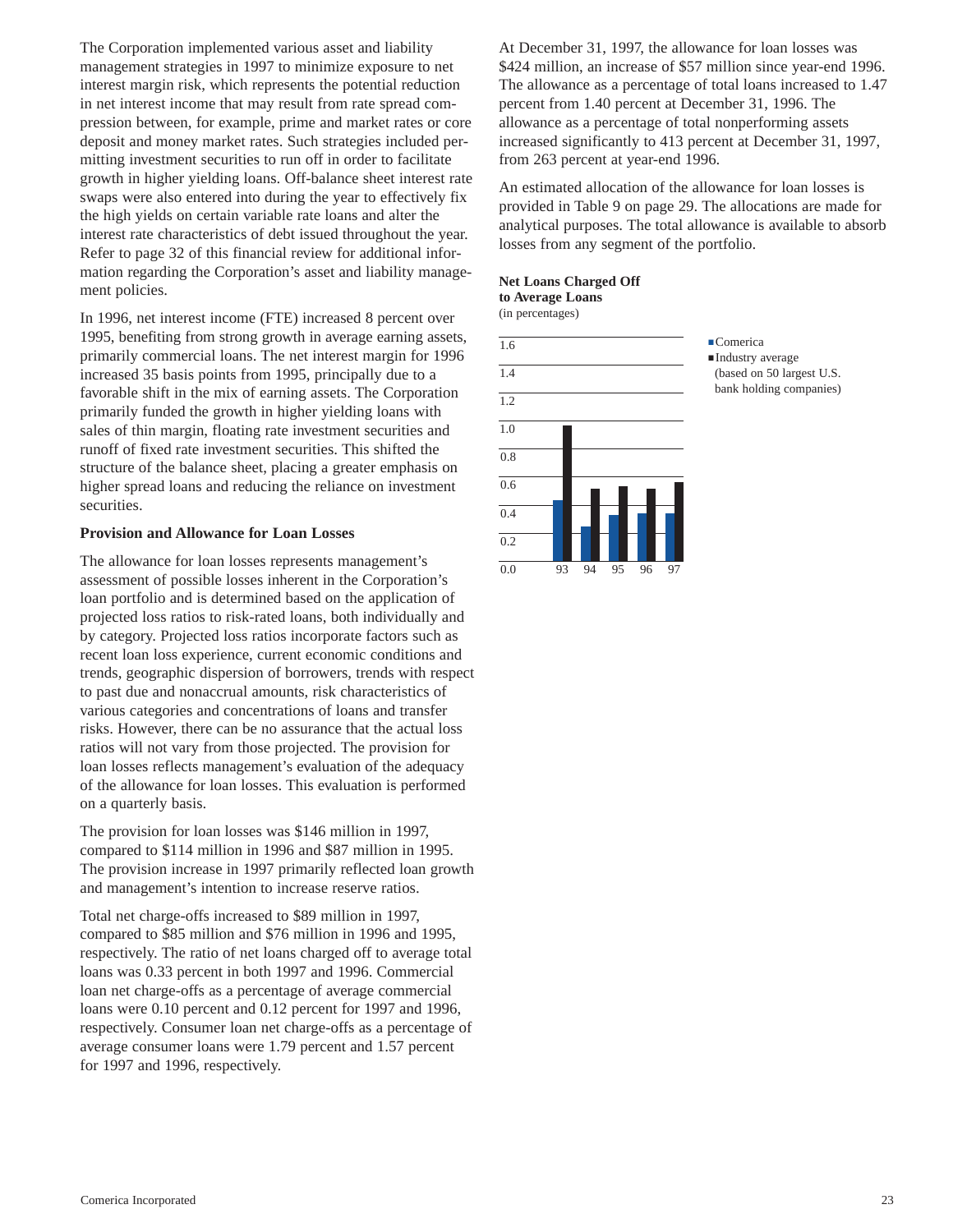The Corporation implemented various asset and liability management strategies in 1997 to minimize exposure to net interest margin risk, which represents the potential reduction in net interest income that may result from rate spread compression between, for example, prime and market rates or core deposit and money market rates. Such strategies included permitting investment securities to run off in order to facilitate growth in higher yielding loans. Off-balance sheet interest rate swaps were also entered into during the year to effectively fix the high yields on certain variable rate loans and alter the interest rate characteristics of debt issued throughout the year. Refer to page 32 of this financial review for additional information regarding the Corporation's asset and liability management policies.

In 1996, net interest income (FTE) increased 8 percent over 1995, benefiting from strong growth in average earning assets, primarily commercial loans. The net interest margin for 1996 increased 35 basis points from 1995, principally due to a favorable shift in the mix of earning assets. The Corporation primarily funded the growth in higher yielding loans with sales of thin margin, floating rate investment securities and runoff of fixed rate investment securities. This shifted the structure of the balance sheet, placing a greater emphasis on higher spread loans and reducing the reliance on investment securities.

**Provision and Allowance for Loan Losses**

The allowance for loan losses represents management's assessment of possible losses inherent in the Corporation's loan portfolio and is determined based on the application of projected loss ratios to risk-rated loans, both individually and by category. Projected loss ratios incorporate factors such as recent loan loss experience, current economic conditions and trends, geographic dispersion of borrowers, trends with respect to past due and nonaccrual amounts, risk characteristics of various categories and concentrations of loans and transfer risks. However, there can be no assurance that the actual loss ratios will not vary from those projected. The provision for loan losses reflects management's evaluation of the adequacy of the allowance for loan losses. This evaluation is performed on a quarterly basis.

The provision for loan losses was $146 million in 1997, compared to $114 million in 1996 and $87 million in 1995. The provision increase in 1997 primarily reflected loan growth and management's intention to increase reserve ratios.

Total net charge-offs increased to $89 million in 1997, compared to $85 million and $76 million in 1996 and 1995, respectively. The ratio of net loans charged off to average total loans was 0.33 percent in both 1997 and 1996. Commercial loan net charge-offs as a percentage of average commercial loans were 0.10 percent and 0.12 percent for 1997 and 1996, respectively. Consumer loan net charge-offs as a percentage of average consumer loans were 1.79 percent and 1.57 percent for 1997 and 1996, respectively.

At December 31, 1997, the allowance for loan losses was $424 million, an increase of $57 million since year-end 1996. The allowance as a percentage of total loans increased to 1.47 percent from 1.40 percent at December 31, 1996. The allowance as a percentage of total nonperforming assets increased significantly to 413 percent at December 31, 1997, from 263 percent at year-end 1996.

An estimated allocation of the allowance for loan losses is provided in Table 9 on page 29. The allocations are made for analytical purposes. The total allowance is available to absorb losses from any segment of the portfolio.

**Net Loans Charged Off to Average Loans**
(in percentages)

■ Comerica
■ Industry average (based on 50 largest U.S. bank holding companies)

1.6
1.4
1.2
1.0
0.8
0.6
0.4
0.2
0.0

93 94 95 96 97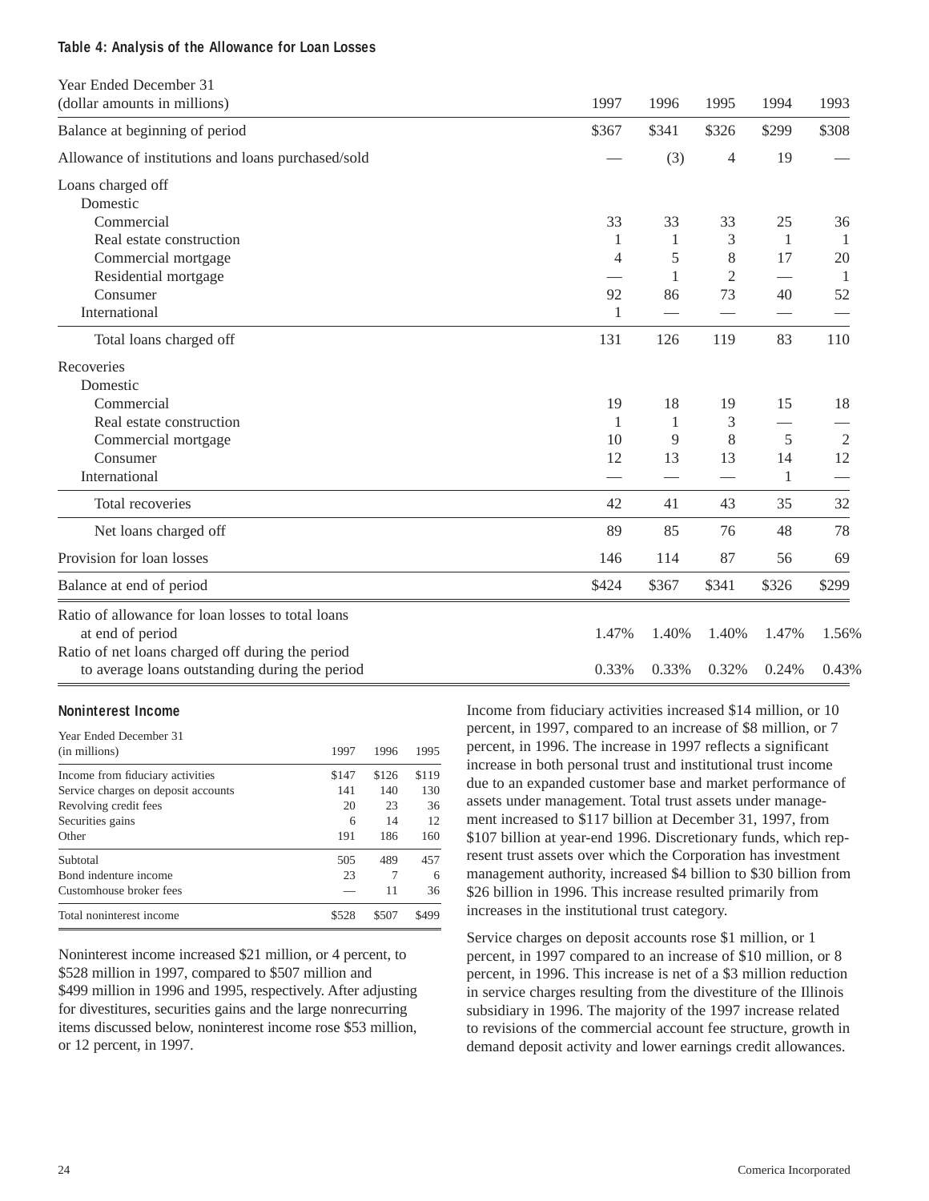#### Table 4: Analysis of the Allowance for Loan Losses

| Year Ended December 31 (dollar amounts in millions) | 1997 | 1996 | 1995 | 1994 | 1993 |
|---|---|---|---|---|---|
| Balance at beginning of period | $367 | $341 | $326 | $299 | $308 |
| Allowance of institutions and loans purchased/sold | — | (3) | 4 | 19 | — |
| Loans charged off | | | | | |
| Domestic | | | | | |
| Commercial | 33 | 33 | 33 | 25 | 36 |
| Real estate construction | 1 | 1 | 3 | 1 | 1 |
| Commercial mortgage | 4 | 5 | 8 | 17 | 20 |
| Residential mortgage | — | 1 | 2 | — | 1 |
| Consumer | 92 | 86 | 73 | 40 | 52 |
| International | 1 | — | — | — | — |
| Total loans charged off | 131 | 126 | 119 | 83 | 110 |
| Recoveries | | | | | |
| Domestic | | | | | |
| Commercial | 19 | 18 | 19 | 15 | 18 |
| Real estate construction | 1 | 1 | 3 | — | — |
| Commercial mortgage | 10 | 9 | 8 | 5 | 2 |
| Consumer | 12 | 13 | 13 | 14 | 12 |
| International | — | — | — | 1 | — |
| Total recoveries | 42 | 41 | 43 | 35 | 32 |
| Net loans charged off | 89 | 85 | 76 | 48 | 78 |
| Provision for loan losses | 146 | 114 | 87 | 56 | 69 |
| Balance at end of period | $424 | $367 | $341 | $326 | $299 |
| Ratio of allowance for loan losses to total loans at end of period | 1.47% | 1.40% | 1.40% | 1.47% | 1.56% |
| Ratio of net loans charged off during the period to average loans outstanding during the period | 0.33% | 0.33% | 0.32% | 0.24% | 0.43% |

#### Noninterest Income

| Year Ended December 31 (in millions) | 1997 | 1996 | 1995 |
|---|---|---|---|
| Income from fiduciary activities | $147 | $126 | $119 |
| Service charges on deposit accounts | 141 | 140 | 130 |
| Revolving credit fees | 20 | 23 | 36 |
| Securities gains | 6 | 14 | 12 |
| Other | 191 | 186 | 160 |
| Subtotal | 505 | 489 | 457 |
| Bond indenture income | 23 | 7 | 6 |
| Customhouse broker fees | — | 11 | 36 |
| Total noninterest income | $528 | $507 | $499 |

Noninterest income increased $21 million, or 4 percent, to $528 million in 1997, compared to $507 million and $499 million in 1996 and 1995, respectively. After adjusting for divestitures, securities gains and the large nonrecurring items discussed below, noninterest income rose $53 million, or 12 percent, in 1997.

Income from fiduciary activities increased $14 million, or 10 percent, in 1997, compared to an increase of $8 million, or 7 percent, in 1996. The increase in 1997 reflects a significant increase in both personal trust and institutional trust income due to an expanded customer base and market performance of assets under management. Total trust assets under management increased to $117 billion at December 31, 1997, from $107 billion at year-end 1996. Discretionary funds, which represent trust assets over which the Corporation has investment management authority, increased $4 billion to $30 billion from $26 billion in 1996. This increase resulted primarily from increases in the institutional trust category.

Service charges on deposit accounts rose $1 million, or 1 percent, in 1997 compared to an increase of $10 million, or 8 percent, in 1996. This increase is net of a $3 million reduction in service charges resulting from the divestiture of the Illinois subsidiary in 1996. The majority of the 1997 increase related to revisions of the commercial account fee structure, growth in demand deposit activity and lower earnings credit allowances.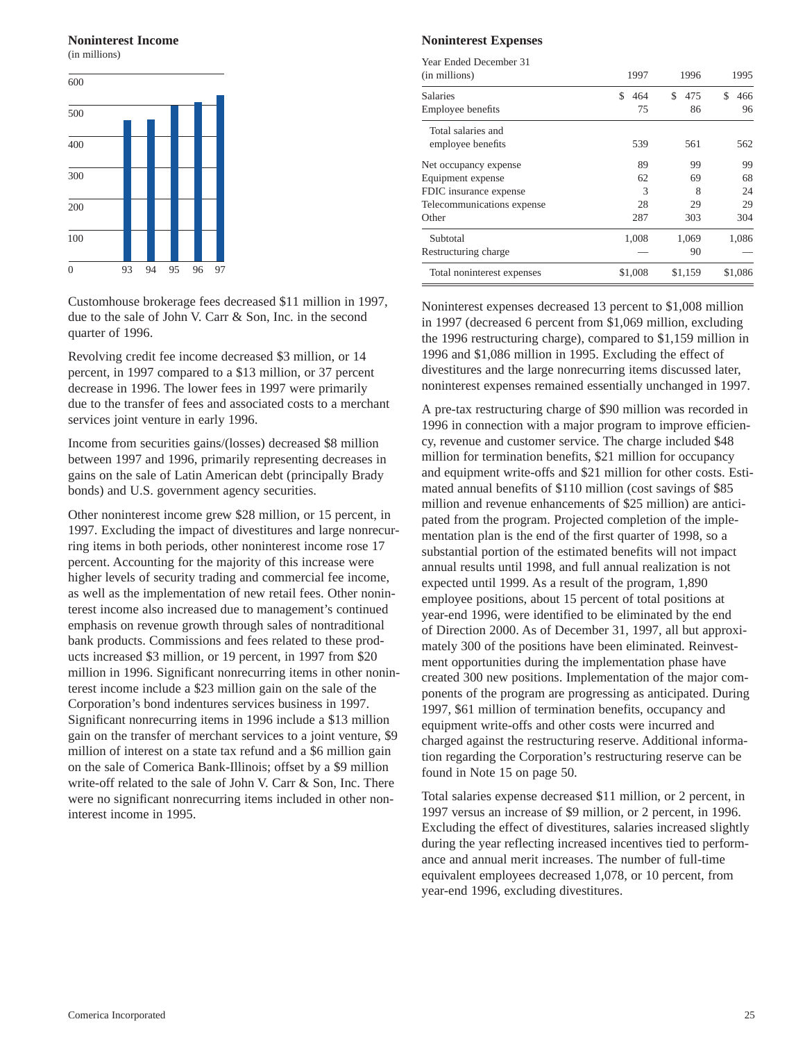### Noninterest Income
(in millions)

Customhouse brokerage fees decreased $11 million in 1997, due to the sale of John V. Carr & Son, Inc. in the second quarter of 1996.

Revolving credit fee income decreased $3 million, or 14 percent, in 1997 compared to a $13 million, or 37 percent decrease in 1996. The lower fees in 1997 were primarily due to the transfer of fees and associated costs to a merchant services joint venture in early 1996.

Income from securities gains/(losses) decreased $8 million between 1997 and 1996, primarily representing decreases in gains on the sale of Latin American debt (principally Brady bonds) and U.S. government agency securities.

Other noninterest income grew $28 million, or 15 percent, in 1997. Excluding the impact of divestitures and large nonrecurring items in both periods, other noninterest income rose 17 percent. Accounting for the majority of this increase were higher levels of security trading and commercial fee income, as well as the implementation of new retail fees. Other noninterest income also increased due to management's continued emphasis on revenue growth through sales of nontraditional bank products. Commissions and fees related to these products increased $3 million, or 19 percent, in 1997 from $20 million in 1996. Significant nonrecurring items in other noninterest income include a $23 million gain on the sale of the Corporation's bond indentures services business in 1997. Significant nonrecurring items in 1996 include a $13 million gain on the transfer of merchant services to a joint venture, $9 million of interest on a state tax refund and a $6 million gain on the sale of Comerica Bank-Illinois; offset by a $9 million write-off related to the sale of John V. Carr & Son, Inc. There were no significant nonrecurring items included in other noninterest income in 1995.

### Noninterest Expenses

| Year Ended December 31 (in millions) | 1997 | 1996 | 1995 |
|---|---|---|---|
| Salaries | $ 464 | $ 475 | $ 466 |
| Employee benefits | 75 | 86 | 96 |
| Total salaries and employee benefits | 539 | 561 | 562 |
| Net occupancy expense | 89 | 99 | 99 |
| Equipment expense | 62 | 69 | 68 |
| FDIC insurance expense | 3 | 8 | 24 |
| Telecommunications expense | 28 | 29 | 29 |
| Other | 287 | 303 | 304 |
| Subtotal | 1,008 | 1,069 | 1,086 |
| Restructuring charge | — | 90 | — |
| Total noninterest expenses | $1,008 | $1,159 | $1,086 |

Noninterest expenses decreased 13 percent to $1,008 million in 1997 (decreased 6 percent from $1,069 million, excluding the 1996 restructuring charge), compared to $1,159 million in 1996 and $1,086 million in 1995. Excluding the effect of divestitures and the large nonrecurring items discussed later, noninterest expenses remained essentially unchanged in 1997.

A pre-tax restructuring charge of $90 million was recorded in 1996 in connection with a major program to improve efficiency, revenue and customer service. The charge included $48 million for termination benefits, $21 million for occupancy and equipment write-offs and $21 million for other costs. Estimated annual benefits of $110 million (cost savings of $85 million and revenue enhancements of $25 million) are anticipated from the program. Projected completion of the implementation plan is the end of the first quarter of 1998, so a substantial portion of the estimated benefits will not impact annual results until 1998, and full annual realization is not expected until 1999. As a result of the program, 1,890 employee positions, about 15 percent of total positions at year-end 1996, were identified to be eliminated by the end of Direction 2000. As of December 31, 1997, all but approximately 300 of the positions have been eliminated. Reinvestment opportunities during the implementation phase have created 300 new positions. Implementation of the major components of the program are progressing as anticipated. During 1997, $61 million of termination benefits, occupancy and equipment write-offs and other costs were incurred and charged against the restructuring reserve. Additional information regarding the Corporation's restructuring reserve can be found in Note 15 on page 50.

Total salaries expense decreased $11 million, or 2 percent, in 1997 versus an increase of $9 million, or 2 percent, in 1996. Excluding the effect of divestitures, salaries increased slightly during the year reflecting increased incentives tied to performance and annual merit increases. The number of full-time equivalent employees decreased 1,078, or 10 percent, from year-end 1996, excluding divestitures.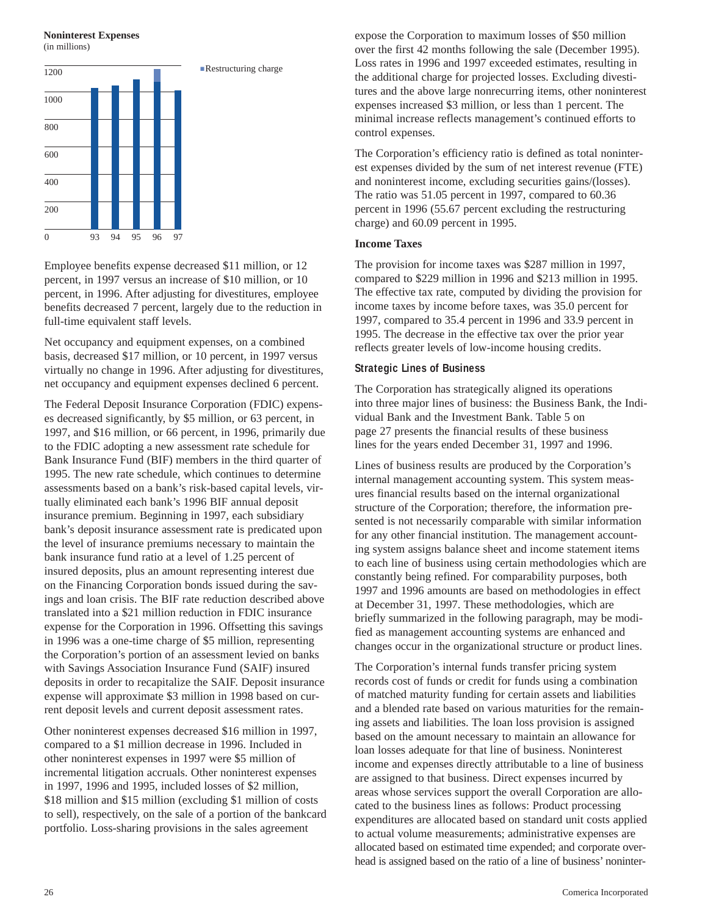**Noninterest Expenses**
(in millions)

■Restructuring charge

Employee benefits expense decreased $11 million, or 12 percent, in 1997 versus an increase of $10 million, or 10 percent, in 1996. After adjusting for divestitures, employee benefits decreased 7 percent, largely due to the reduction in full-time equivalent staff levels.

Net occupancy and equipment expenses, on a combined basis, decreased $17 million, or 10 percent, in 1997 versus virtually no change in 1996. After adjusting for divestitures, net occupancy and equipment expenses declined 6 percent.

The Federal Deposit Insurance Corporation (FDIC) expenses decreased significantly, by $5 million, or 63 percent, in 1997, and $16 million, or 66 percent, in 1996, primarily due to the FDIC adopting a new assessment rate schedule for Bank Insurance Fund (BIF) members in the third quarter of 1995. The new rate schedule, which continues to determine assessments based on a bank's risk-based capital levels, virtually eliminated each bank's 1996 BIF annual deposit insurance premium. Beginning in 1997, each subsidiary bank's deposit insurance assessment rate is predicated upon the level of insurance premiums necessary to maintain the bank insurance fund ratio at a level of 1.25 percent of insured deposits, plus an amount representing interest due on the Financing Corporation bonds issued during the savings and loan crisis. The BIF rate reduction described above translated into a $21 million reduction in FDIC insurance expense for the Corporation in 1996. Offsetting this savings in 1996 was a one-time charge of $5 million, representing the Corporation's portion of an assessment levied on banks with Savings Association Insurance Fund (SAIF) insured deposits in order to recapitalize the SAIF. Deposit insurance expense will approximate $3 million in 1998 based on current deposit levels and current deposit assessment rates.

Other noninterest expenses decreased $16 million in 1997, compared to a $1 million decrease in 1996. Included in other noninterest expenses in 1997 were $5 million of incremental litigation accruals. Other noninterest expenses in 1997, 1996 and 1995, included losses of $2 million, $18 million and $15 million (excluding $1 million of costs to sell), respectively, on the sale of a portion of the bankcard portfolio. Loss-sharing provisions in the sales agreement expose the Corporation to maximum losses of $50 million over the first 42 months following the sale (December 1995). Loss rates in 1996 and 1997 exceeded estimates, resulting in the additional charge for projected losses. Excluding divestitures and the above large nonrecurring items, other noninterest expenses increased $3 million, or less than 1 percent. The minimal increase reflects management's continued efforts to control expenses.

The Corporation's efficiency ratio is defined as total noninterest expenses divided by the sum of net interest revenue (FTE) and noninterest income, excluding securities gains/(losses). The ratio was 51.05 percent in 1997, compared to 60.36 percent in 1996 (55.67 percent excluding the restructuring charge) and 60.09 percent in 1995.

**Income Taxes**

The provision for income taxes was $287 million in 1997, compared to $229 million in 1996 and $213 million in 1995. The effective tax rate, computed by dividing the provision for income taxes by income before taxes, was 35.0 percent for 1997, compared to 35.4 percent in 1996 and 33.9 percent in 1995. The decrease in the effective tax over the prior year reflects greater levels of low-income housing credits.

**Strategic Lines of Business**

The Corporation has strategically aligned its operations into three major lines of business: the Business Bank, the Individual Bank and the Investment Bank. Table 5 on page 27 presents the financial results of these business lines for the years ended December 31, 1997 and 1996.

Lines of business results are produced by the Corporation's internal management accounting system. This system measures financial results based on the internal organizational structure of the Corporation; therefore, the information presented is not necessarily comparable with similar information for any other financial institution. The management accounting system assigns balance sheet and income statement items to each line of business using certain methodologies which are constantly being refined. For comparability purposes, both 1997 and 1996 amounts are based on methodologies in effect at December 31, 1997. These methodologies, which are briefly summarized in the following paragraph, may be modified as management accounting systems are enhanced and changes occur in the organizational structure or product lines.

The Corporation's internal funds transfer pricing system records cost of funds or credit for funds using a combination of matched maturity funding for certain assets and liabilities and a blended rate based on various maturities for the remaining assets and liabilities. The loan loss provision is assigned based on the amount necessary to maintain an allowance for loan losses adequate for that line of business. Noninterest income and expenses directly attributable to a line of business are assigned to that business. Direct expenses incurred by areas whose services support the overall Corporation are allocated to the business lines as follows: Product processing expenditures are allocated based on standard unit costs applied to actual volume measurements; administrative expenses are allocated based on estimated time expended; and corporate overhead is assigned based on the ratio of a line of business' noninter-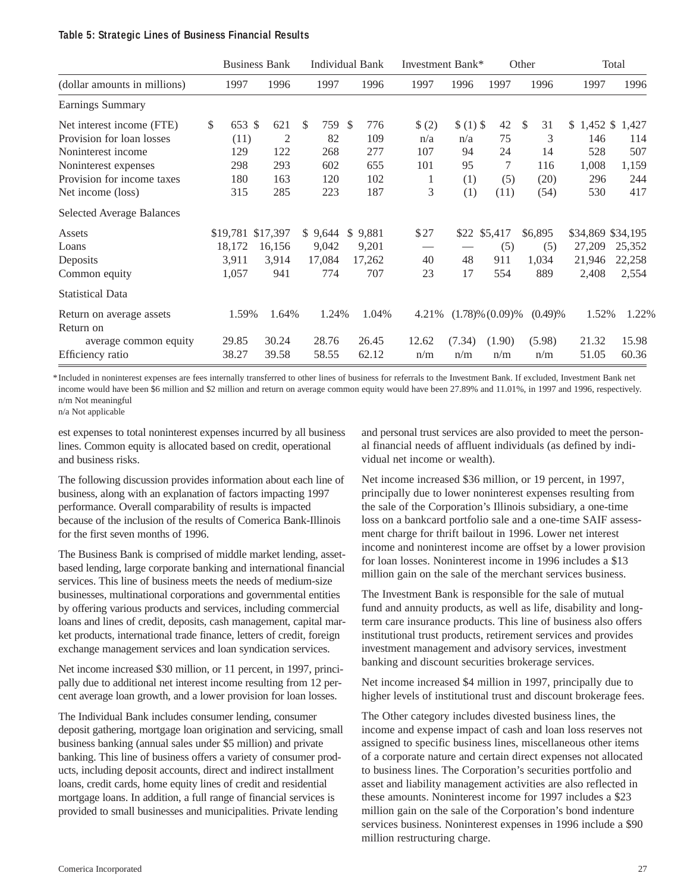**Table 5: Strategic Lines of Business Financial Results**

| | Business Bank | | Individual Bank | | Investment Bank* | | Other | | Total | |
|---|---|---|---|---|---|---|---|---|---|---|
| (dollar amounts in millions) | 1997 | 1996 | 1997 | 1996 | 1997 | 1996 | 1997 | 1996 | 1997 | 1996 |
| **Earnings Summary** | | | | | | | | | | |
| Net interest income (FTE) | $ 653 | $ 621 | $ 759 | $ 776 | $ (2) | $ (1) | $ 42 | $ 31 | $ 1,452 | $ 1,427 |
| Provision for loan losses | (11) | 2 | 82 | 109 | n/a | n/a | 75 | 3 | 146 | 114 |
| Noninterest income | 129 | 122 | 268 | 277 | 107 | 94 | 24 | 14 | 528 | 507 |
| Noninterest expenses | 298 | 293 | 602 | 655 | 101 | 95 | 7 | 116 | 1,008 | 1,159 |
| Provision for income taxes | 180 | 163 | 120 | 102 | 1 | (1) | (5) | (20) | 296 | 244 |
| Net income (loss) | 315 | 285 | 223 | 187 | 3 | (1) | (11) | (54) | 530 | 417 |
| **Selected Average Balances** | | | | | | | | | | |
| Assets | $19,781 | $17,397 | $ 9,644 | $ 9,881 | $27 | $22 | $5,417 | $6,895 | $34,869 | $34,195 |
| Loans | 18,172 | 16,156 | 9,042 | 9,201 | — | — | (5) | (5) | 27,209 | 25,352 |
| Deposits | 3,911 | 3,914 | 17,084 | 17,262 | 40 | 48 | 911 | 1,034 | 21,946 | 22,258 |
| Common equity | 1,057 | 941 | 774 | 707 | 23 | 17 | 554 | 889 | 2,408 | 2,554 |
| **Statistical Data** | | | | | | | | | | |
| Return on average assets | 1.59% | 1.64% | 1.24% | 1.04% | 4.21% | (1.78)% | (0.09)% | (0.49)% | 1.52% | 1.22% |
| Return on average common equity | 29.85 | 30.24 | 28.76 | 26.45 | 12.62 | (7.34) | (1.90) | (5.98) | 21.32 | 15.98 |
| Efficiency ratio | 38.27 | 39.58 | 58.55 | 62.12 | n/m | n/m | n/m | n/m | 51.05 | 60.36 |

*Included in noninterest expenses are fees internally transferred to other lines of business for referrals to the Investment Bank. If excluded, Investment Bank net income would have been $6 million and $2 million and return on average common equity would have been 27.89% and 11.01%, in 1997 and 1996, respectively.
n/m Not meaningful
n/a Not applicable

est expenses to total noninterest expenses incurred by all business lines. Common equity is allocated based on credit, operational and business risks.

The following discussion provides information about each line of business, along with an explanation of factors impacting 1997 performance. Overall comparability of results is impacted because of the inclusion of the results of Comerica Bank-Illinois for the first seven months of 1996.

The Business Bank is comprised of middle market lending, asset-based lending, large corporate banking and international financial services. This line of business meets the needs of medium-size businesses, multinational corporations and governmental entities by offering various products and services, including commercial loans and lines of credit, deposits, cash management, capital market products, international trade finance, letters of credit, foreign exchange management services and loan syndication services.

Net income increased $30 million, or 11 percent, in 1997, principally due to additional net interest income resulting from 12 percent average loan growth, and a lower provision for loan losses.

The Individual Bank includes consumer lending, consumer deposit gathering, mortgage loan origination and servicing, small business banking (annual sales under $5 million) and private banking. This line of business offers a variety of consumer products, including deposit accounts, direct and indirect installment loans, credit cards, home equity lines of credit and residential mortgage loans. In addition, a full range of financial services is provided to small businesses and municipalities. Private lending and personal trust services are also provided to meet the personal financial needs of affluent individuals (as defined by individual net income or wealth).

Net income increased $36 million, or 19 percent, in 1997, principally due to lower noninterest expenses resulting from the sale of the Corporation's Illinois subsidiary, a one-time loss on a bankcard portfolio sale and a one-time SAIF assessment charge for thrift bailout in 1996. Lower net interest income and noninterest income are offset by a lower provision for loan losses. Noninterest income in 1996 includes a $13 million gain on the sale of the merchant services business.

The Investment Bank is responsible for the sale of mutual fund and annuity products, as well as life, disability and long-term care insurance products. This line of business also offers institutional trust products, retirement services and provides investment management and advisory services, investment banking and discount securities brokerage services.

Net income increased $4 million in 1997, principally due to higher levels of institutional trust and discount brokerage fees.

The Other category includes divested business lines, the income and expense impact of cash and loan loss reserves not assigned to specific business lines, miscellaneous other items of a corporate nature and certain direct expenses not allocated to business lines. The Corporation's securities portfolio and asset and liability management activities are also reflected in these amounts. Noninterest income for 1997 includes a $23 million gain on the sale of the Corporation's bond indenture services business. Noninterest expenses in 1996 include a $90 million restructuring charge.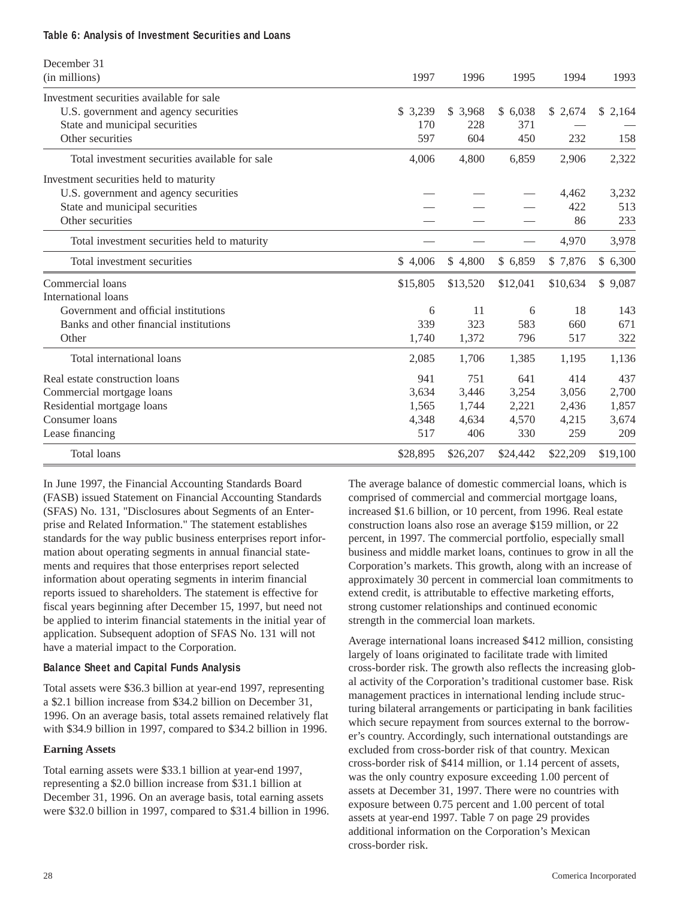**Table 6: Analysis of Investment Securities and Loans**

| December 31 (in millions) | 1997 | 1996 | 1995 | 1994 | 1993 |
|---|---|---|---|---|---|
| Investment securities available for sale | | | | | |
| U.S. government and agency securities | $ 3,239 | $ 3,968 | $ 6,038 | $ 2,674 | $ 2,164 |
| State and municipal securities | 170 | 228 | 371 | — | — |
| Other securities | 597 | 604 | 450 | 232 | 158 |
| Total investment securities available for sale | 4,006 | 4,800 | 6,859 | 2,906 | 2,322 |
| Investment securities held to maturity | | | | | |
| U.S. government and agency securities | — | — | — | 4,462 | 3,232 |
| State and municipal securities | — | — | — | 422 | 513 |
| Other securities | — | — | — | 86 | 233 |
| Total investment securities held to maturity | — | — | — | 4,970 | 3,978 |
| Total investment securities | $ 4,006 | $ 4,800 | $ 6,859 | $ 7,876 | $ 6,300 |
| Commercial loans | $15,805 | $13,520 | $12,041 | $10,634 | $ 9,087 |
| International loans | | | | | |
| Government and official institutions | 6 | 11 | 6 | 18 | 143 |
| Banks and other financial institutions | 339 | 323 | 583 | 660 | 671 |
| Other | 1,740 | 1,372 | 796 | 517 | 322 |
| Total international loans | 2,085 | 1,706 | 1,385 | 1,195 | 1,136 |
| Real estate construction loans | 941 | 751 | 641 | 414 | 437 |
| Commercial mortgage loans | 3,634 | 3,446 | 3,254 | 3,056 | 2,700 |
| Residential mortgage loans | 1,565 | 1,744 | 2,221 | 2,436 | 1,857 |
| Consumer loans | 4,348 | 4,634 | 4,570 | 4,215 | 3,674 |
| Lease financing | 517 | 406 | 330 | 259 | 209 |
| Total loans | $28,895 | $26,207 | $24,442 | $22,209 | $19,100 |

In June 1997, the Financial Accounting Standards Board (FASB) issued Statement on Financial Accounting Standards (SFAS) No. 131, "Disclosures about Segments of an Enterprise and Related Information." The statement establishes standards for the way public business enterprises report information about operating segments in annual financial statements and requires that those enterprises report selected information about operating segments in interim financial reports issued to shareholders. The statement is effective for fiscal years beginning after December 15, 1997, but need not be applied to interim financial statements in the initial year of application. Subsequent adoption of SFAS No. 131 will not have a material impact to the Corporation.

## Balance Sheet and Capital Funds Analysis

Total assets were $36.3 billion at year-end 1997, representing a $2.1 billion increase from $34.2 billion on December 31, 1996. On an average basis, total assets remained relatively flat with $34.9 billion in 1997, compared to $34.2 billion in 1996.

### Earning Assets

Total earning assets were $33.1 billion at year-end 1997, representing a $2.0 billion increase from $31.1 billion at December 31, 1996. On an average basis, total earning assets were $32.0 billion in 1997, compared to $31.4 billion in 1996.

The average balance of domestic commercial loans, which is comprised of commercial and commercial mortgage loans, increased $1.6 billion, or 10 percent, from 1996. Real estate construction loans also rose an average $159 million, or 22 percent, in 1997. The commercial portfolio, especially small business and middle market loans, continues to grow in all the Corporation's markets. This growth, along with an increase of approximately 30 percent in commercial loan commitments to extend credit, is attributable to effective marketing efforts, strong customer relationships and continued economic strength in the commercial loan markets.

Average international loans increased $412 million, consisting largely of loans originated to facilitate trade with limited cross-border risk. The growth also reflects the increasing global activity of the Corporation's traditional customer base. Risk management practices in international lending include structuring bilateral arrangements or participating in bank facilities which secure repayment from sources external to the borrower's country. Accordingly, such international outstandings are excluded from cross-border risk of that country. Mexican cross-border risk of $414 million, or 1.14 percent of assets, was the only country exposure exceeding 1.00 percent of assets at December 31, 1997. There were no countries with exposure between 0.75 percent and 1.00 percent of total assets at year-end 1997. Table 7 on page 29 provides additional information on the Corporation's Mexican cross-border risk.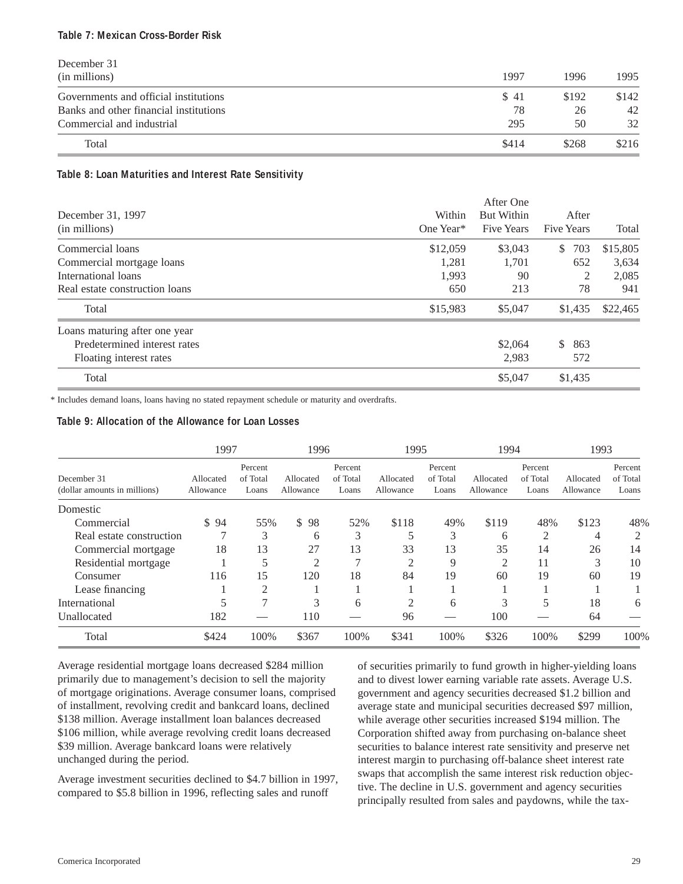### Table 7: Mexican Cross-Border Risk

| December 31<br>(in millions) | 1997 | 1996 | 1995 |
|---|---|---|---|
| Governments and official institutions | $ 41 | $192 | $142 |
| Banks and other financial institutions | 78 | 26 | 42 |
| Commercial and industrial | 295 | 50 | 32 |
| Total | $414 | $268 | $216 |

### Table 8: Loan Maturities and Interest Rate Sensitivity

| December 31, 1997<br>(in millions) | Within One Year* | After One But Within Five Years | After Five Years | Total |
|---|---|---|---|---|
| Commercial loans | $12,059 | $3,043 | $ 703 | $15,805 |
| Commercial mortgage loans | 1,281 | 1,701 | 652 | 3,634 |
| International loans | 1,993 | 90 | 2 | 2,085 |
| Real estate construction loans | 650 | 213 | 78 | 941 |
| Total | $15,983 | $5,047 | $1,435 | $22,465 |
| Loans maturing after one year | | | | |
| Predetermined interest rates | | $2,064 | $ 863 | |
| Floating interest rates | | 2,983 | 572 | |
| Total | | $5,047 | $1,435 | |

\* Includes demand loans, loans having no stated repayment schedule or maturity and overdrafts.

### Table 9: Allocation of the Allowance for Loan Losses

| | 1997 | | 1996 | | 1995 | | 1994 | | 1993 | |
|---|---|---|---|---|---|---|---|---|---|---|
| December 31<br>(dollar amounts in millions) | Allocated Allowance | Percent of Total Loans | Allocated Allowance | Percent of Total Loans | Allocated Allowance | Percent of Total Loans | Allocated Allowance | Percent of Total Loans | Allocated Allowance | Percent of Total Loans |
| Domestic | | | | | | | | | | |
| Commercial | $ 94 | 55% | $ 98 | 52% | $118 | 49% | $119 | 48% | $123 | 48% |
| Real estate construction | 7 | 3 | 6 | 3 | 5 | 3 | 6 | 2 | 4 | 2 |
| Commercial mortgage | 18 | 13 | 27 | 13 | 33 | 13 | 35 | 14 | 26 | 14 |
| Residential mortgage | 1 | 5 | 2 | 7 | 2 | 9 | 2 | 11 | 3 | 10 |
| Consumer | 116 | 15 | 120 | 18 | 84 | 19 | 60 | 19 | 60 | 19 |
| Lease financing | 1 | 2 | 1 | 1 | 1 | 1 | 1 | 1 | 1 | 1 |
| International | 5 | 7 | 3 | 6 | 2 | 6 | 3 | 5 | 18 | 6 |
| Unallocated | 182 | — | 110 | — | 96 | — | 100 | — | 64 | — |
| Total | $424 | 100% | $367 | 100% | $341 | 100% | $326 | 100% | $299 | 100% |

Average residential mortgage loans decreased $284 million primarily due to management's decision to sell the majority of mortgage originations. Average consumer loans, comprised of installment, revolving credit and bankcard loans, declined $138 million. Average installment loan balances decreased $106 million, while average revolving credit loans decreased $39 million. Average bankcard loans were relatively unchanged during the period.

Average investment securities declined to $4.7 billion in 1997, compared to $5.8 billion in 1996, reflecting sales and runoff of securities primarily to fund growth in higher-yielding loans and to divest lower earning variable rate assets. Average U.S. government and agency securities decreased $1.2 billion and average state and municipal securities decreased $97 million, while average other securities increased $194 million. The Corporation shifted away from purchasing on-balance sheet securities to balance interest rate sensitivity and preserve net interest margin to purchasing off-balance sheet interest rate swaps that accomplish the same interest risk reduction objective. The decline in U.S. government and agency securities principally resulted from sales and paydowns, while the tax-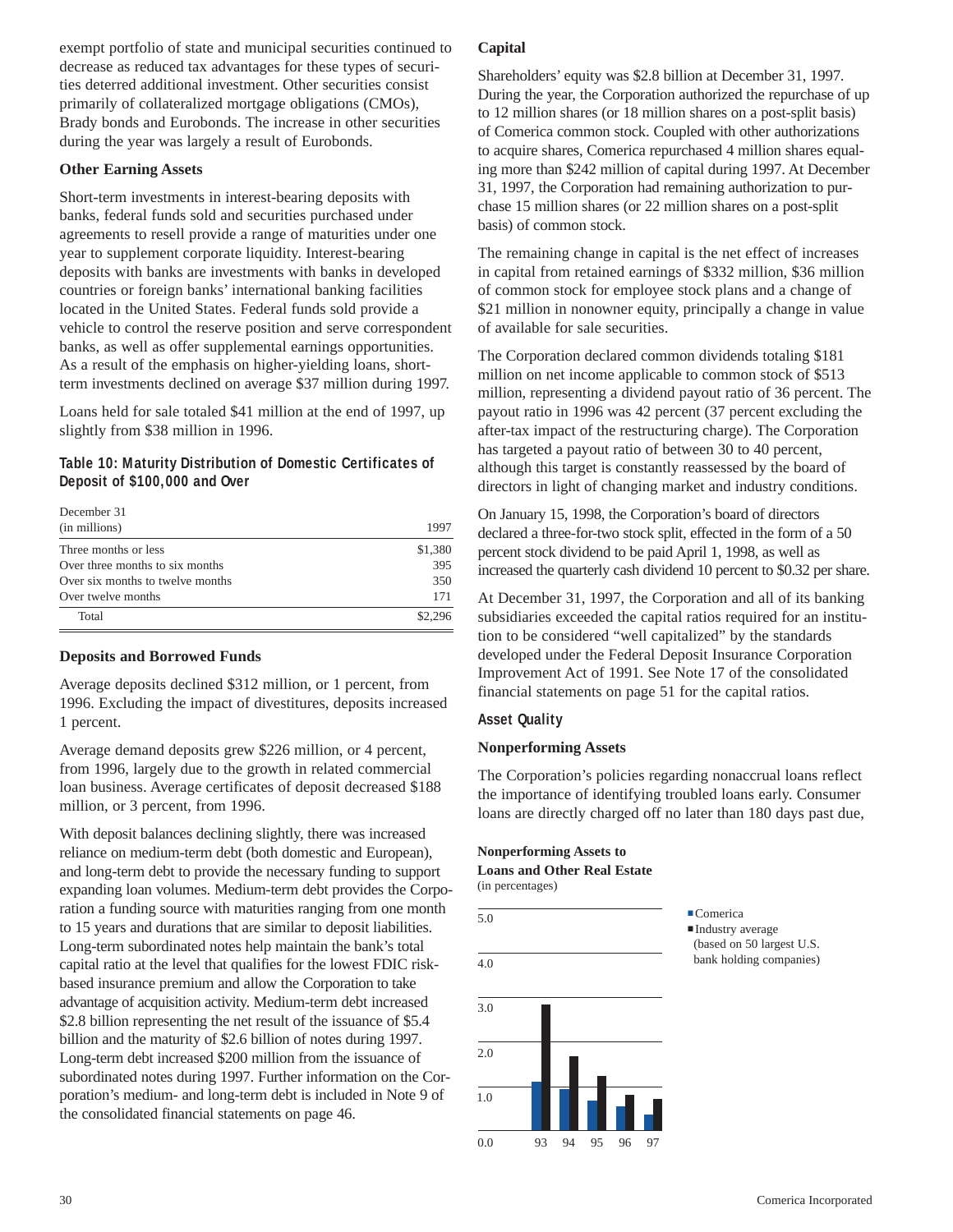exempt portfolio of state and municipal securities continued to decrease as reduced tax advantages for these types of securities deterred additional investment. Other securities consist primarily of collateralized mortgage obligations (CMOs), Brady bonds and Eurobonds. The increase in other securities during the year was largely a result of Eurobonds.

**Other Earning Assets**

Short-term investments in interest-bearing deposits with banks, federal funds sold and securities purchased under agreements to resell provide a range of maturities under one year to supplement corporate liquidity. Interest-bearing deposits with banks are investments with banks in developed countries or foreign banks' international banking facilities located in the United States. Federal funds sold provide a vehicle to control the reserve position and serve correspondent banks, as well as offer supplemental earnings opportunities. As a result of the emphasis on higher-yielding loans, short-term investments declined on average $37 million during 1997.

Loans held for sale totaled $41 million at the end of 1997, up slightly from $38 million in 1996.

**Table 10: Maturity Distribution of Domestic Certificates of Deposit of $100,000 and Over**

| December 31 (in millions) | 1997 |
|---|---|
| Three months or less | $1,380 |
| Over three months to six months | 395 |
| Over six months to twelve months | 350 |
| Over twelve months | 171 |
| Total | $2,296 |

**Deposits and Borrowed Funds**

Average deposits declined $312 million, or 1 percent, from 1996. Excluding the impact of divestitures, deposits increased 1 percent.

Average demand deposits grew $226 million, or 4 percent, from 1996, largely due to the growth in related commercial loan business. Average certificates of deposit decreased $188 million, or 3 percent, from 1996.

With deposit balances declining slightly, there was increased reliance on medium-term debt (both domestic and European), and long-term debt to provide the necessary funding to support expanding loan volumes. Medium-term debt provides the Corporation a funding source with maturities ranging from one month to 15 years and durations that are similar to deposit liabilities. Long-term subordinated notes help maintain the bank's total capital ratio at the level that qualifies for the lowest FDIC risk-based insurance premium and allow the Corporation to take advantage of acquisition activity. Medium-term debt increased $2.8 billion representing the net result of the issuance of $5.4 billion and the maturity of $2.6 billion of notes during 1997. Long-term debt increased $200 million from the issuance of subordinated notes during 1997. Further information on the Corporation's medium- and long-term debt is included in Note 9 of the consolidated financial statements on page 46.

**Capital**

Shareholders' equity was $2.8 billion at December 31, 1997. During the year, the Corporation authorized the repurchase of up to 12 million shares (or 18 million shares on a post-split basis) of Comerica common stock. Coupled with other authorizations to acquire shares, Comerica repurchased 4 million shares equaling more than $242 million of capital during 1997. At December 31, 1997, the Corporation had remaining authorization to purchase 15 million shares (or 22 million shares on a post-split basis) of common stock.

The remaining change in capital is the net effect of increases in capital from retained earnings of $332 million, $36 million of common stock for employee stock plans and a change of $21 million in nonowner equity, principally a change in value of available for sale securities.

The Corporation declared common dividends totaling $181 million on net income applicable to common stock of $513 million, representing a dividend payout ratio of 36 percent. The payout ratio in 1996 was 42 percent (37 percent excluding the after-tax impact of the restructuring charge). The Corporation has targeted a payout ratio of between 30 to 40 percent, although this target is constantly reassessed by the board of directors in light of changing market and industry conditions.

On January 15, 1998, the Corporation's board of directors declared a three-for-two stock split, effected in the form of a 50 percent stock dividend to be paid April 1, 1998, as well as increased the quarterly cash dividend 10 percent to $0.32 per share.

At December 31, 1997, the Corporation and all of its banking subsidiaries exceeded the capital ratios required for an institution to be considered "well capitalized" by the standards developed under the Federal Deposit Insurance Corporation Improvement Act of 1991. See Note 17 of the consolidated financial statements on page 51 for the capital ratios.

## Asset Quality

**Nonperforming Assets**

The Corporation's policies regarding nonaccrual loans reflect the importance of identifying troubled loans early. Consumer loans are directly charged off no later than 180 days past due,

**Nonperforming Assets to Loans and Other Real Estate**
(in percentages)

Comerica
Industry average (based on 50 largest U.S. bank holding companies)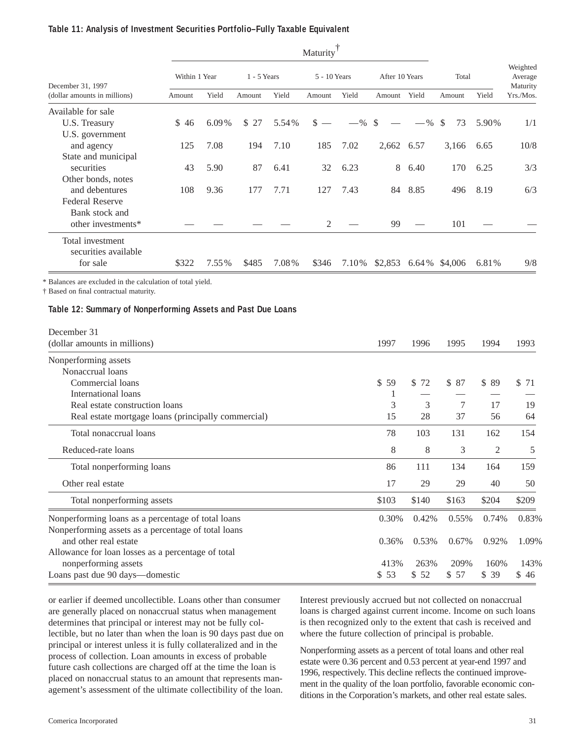**Table 11: Analysis of Investment Securities Portfolio–Fully Taxable Equivalent**

| December 31, 1997 (dollar amounts in millions) | Maturity† Within 1 Year Amount | Yield | 1 - 5 Years Amount | Yield | 5 - 10 Years Amount | Yield | After 10 Years Amount | Yield | Total Amount | Yield | Weighted Average Maturity Yrs./Mos. |
|---|---|---|---|---|---|---|---|---|---|---|---|
| Available for sale | | | | | | | | | | | |
| U.S. Treasury | $ 46 | 6.09% | $ 27 | 5.54% | $ — | —% | $ — | —% | $ 73 | 5.90% | 1/1 |
| U.S. government and agency | 125 | 7.08 | 194 | 7.10 | 185 | 7.02 | 2,662 | 6.57 | 3,166 | 6.65 | 10/8 |
| State and municipal securities | 43 | 5.90 | 87 | 6.41 | 32 | 6.23 | 8 | 6.40 | 170 | 6.25 | 3/3 |
| Other bonds, notes and debentures | 108 | 9.36 | 177 | 7.71 | 127 | 7.43 | 84 | 8.85 | 496 | 8.19 | 6/3 |
| Federal Reserve Bank stock and other investments* | — | — | — | — | 2 | — | 99 | — | 101 | — | — |
| Total investment securities available for sale | $322 | 7.55% | $485 | 7.08% | $346 | 7.10% | $2,853 | 6.64% | $4,006 | 6.81% | 9/8 |

\* Balances are excluded in the calculation of total yield.
† Based on final contractual maturity.

**Table 12: Summary of Nonperforming Assets and Past Due Loans**

| December 31 (dollar amounts in millions) | 1997 | 1996 | 1995 | 1994 | 1993 |
|---|---|---|---|---|---|
| Nonperforming assets | | | | | |
| Nonaccrual loans | | | | | |
| Commercial loans | $ 59 | $ 72 | $ 87 | $ 89 | $ 71 |
| International loans | 1 | — | — | — | — |
| Real estate construction loans | 3 | 3 | 7 | 17 | 19 |
| Real estate mortgage loans (principally commercial) | 15 | 28 | 37 | 56 | 64 |
| Total nonaccrual loans | 78 | 103 | 131 | 162 | 154 |
| Reduced-rate loans | 8 | 8 | 3 | 2 | 5 |
| Total nonperforming loans | 86 | 111 | 134 | 164 | 159 |
| Other real estate | 17 | 29 | 29 | 40 | 50 |
| Total nonperforming assets | $103 | $140 | $163 | $204 | $209 |
| Nonperforming loans as a percentage of total loans | 0.30% | 0.42% | 0.55% | 0.74% | 0.83% |
| Nonperforming assets as a percentage of total loans and other real estate | 0.36% | 0.53% | 0.67% | 0.92% | 1.09% |
| Allowance for loan losses as a percentage of total nonperforming assets | 413% | 263% | 209% | 160% | 143% |
| Loans past due 90 days—domestic | $ 53 | $ 52 | $ 57 | $ 39 | $ 46 |

or earlier if deemed uncollectible. Loans other than consumer are generally placed on nonaccrual status when management determines that principal or interest may not be fully collectible, but no later than when the loan is 90 days past due on principal or interest unless it is fully collateralized and in the process of collection. Loan amounts in excess of probable future cash collections are charged off at the time the loan is placed on nonaccrual status to an amount that represents management's assessment of the ultimate collectibility of the loan. Interest previously accrued but not collected on nonaccrual loans is charged against current income. Income on such loans is then recognized only to the extent that cash is received and where the future collection of principal is probable.

Nonperforming assets as a percent of total loans and other real estate were 0.36 percent and 0.53 percent at year-end 1997 and 1996, respectively. This decline reflects the continued improvement in the quality of the loan portfolio, favorable economic conditions in the Corporation's markets, and other real estate sales.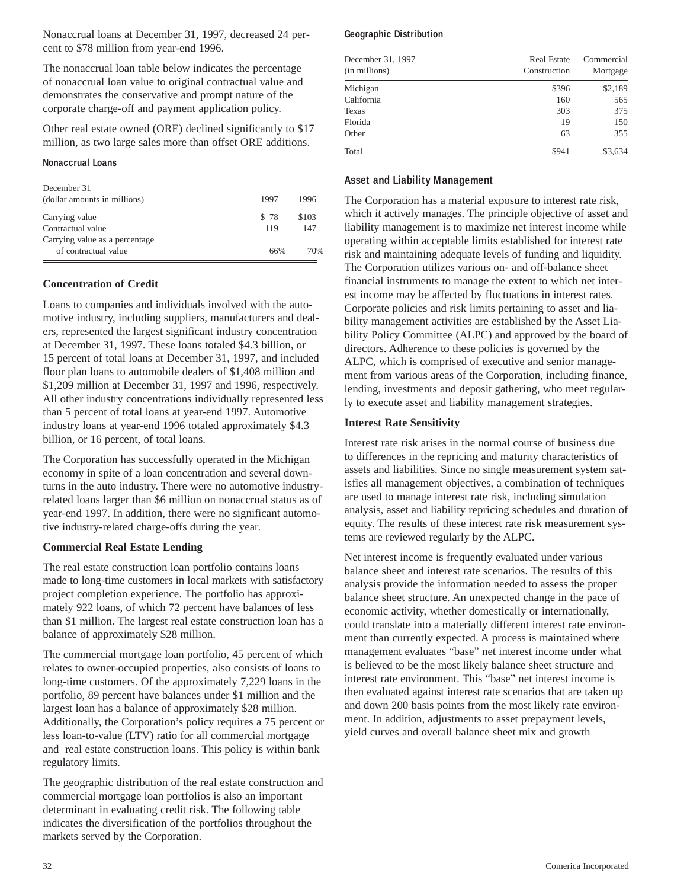Nonaccrual loans at December 31, 1997, decreased 24 percent to $78 million from year-end 1996.

The nonaccrual loan table below indicates the percentage of nonaccrual loan value to original contractual value and demonstrates the conservative and prompt nature of the corporate charge-off and payment application policy.

Other real estate owned (ORE) declined significantly to $17 million, as two large sales more than offset ORE additions.

**Nonaccrual Loans**

| December 31 (dollar amounts in millions) | 1997 | 1996 |
|---|---|---|
| Carrying value | $ 78 | $103 |
| Contractual value | 119 | 147 |
| Carrying value as a percentage of contractual value | 66% | 70% |

## Concentration of Credit

Loans to companies and individuals involved with the automotive industry, including suppliers, manufacturers and dealers, represented the largest significant industry concentration at December 31, 1997. These loans totaled $4.3 billion, or 15 percent of total loans at December 31, 1997, and included floor plan loans to automobile dealers of $1,408 million and $1,209 million at December 31, 1997 and 1996, respectively. All other industry concentrations individually represented less than 5 percent of total loans at year-end 1997. Automotive industry loans at year-end 1996 totaled approximately $4.3 billion, or 16 percent, of total loans.

The Corporation has successfully operated in the Michigan economy in spite of a loan concentration and several downturns in the auto industry. There were no automotive industry-related loans larger than $6 million on nonaccrual status as of year-end 1997. In addition, there were no significant automotive industry-related charge-offs during the year.

## Commercial Real Estate Lending

The real estate construction loan portfolio contains loans made to long-time customers in local markets with satisfactory project completion experience. The portfolio has approximately 922 loans, of which 72 percent have balances of less than $1 million. The largest real estate construction loan has a balance of approximately $28 million.

The commercial mortgage loan portfolio, 45 percent of which relates to owner-occupied properties, also consists of loans to long-time customers. Of the approximately 7,229 loans in the portfolio, 89 percent have balances under $1 million and the largest loan has a balance of approximately $28 million. Additionally, the Corporation's policy requires a 75 percent or less loan-to-value (LTV) ratio for all commercial mortgage and real estate construction loans. This policy is within bank regulatory limits.

The geographic distribution of the real estate construction and commercial mortgage loan portfolios is also an important determinant in evaluating credit risk. The following table indicates the diversification of the portfolios throughout the markets served by the Corporation.

**Geographic Distribution**

| December 31, 1997 (in millions) | Real Estate Construction | Commercial Mortgage |
|---|---|---|
| Michigan | $396 | $2,189 |
| California | 160 | 565 |
| Texas | 303 | 375 |
| Florida | 19 | 150 |
| Other | 63 | 355 |
| Total | $941 | $3,634 |

## Asset and Liability Management

The Corporation has a material exposure to interest rate risk, which it actively manages. The principle objective of asset and liability management is to maximize net interest income while operating within acceptable limits established for interest rate risk and maintaining adequate levels of funding and liquidity. The Corporation utilizes various on- and off-balance sheet financial instruments to manage the extent to which net interest income may be affected by fluctuations in interest rates. Corporate policies and risk limits pertaining to asset and liability management activities are established by the Asset Liability Policy Committee (ALPC) and approved by the board of directors. Adherence to these policies is governed by the ALPC, which is comprised of executive and senior management from various areas of the Corporation, including finance, lending, investments and deposit gathering, who meet regularly to execute asset and liability management strategies.

## Interest Rate Sensitivity

Interest rate risk arises in the normal course of business due to differences in the repricing and maturity characteristics of assets and liabilities. Since no single measurement system satisfies all management objectives, a combination of techniques are used to manage interest rate risk, including simulation analysis, asset and liability repricing schedules and duration of equity. The results of these interest rate risk measurement systems are reviewed regularly by the ALPC.

Net interest income is frequently evaluated under various balance sheet and interest rate scenarios. The results of this analysis provide the information needed to assess the proper balance sheet structure. An unexpected change in the pace of economic activity, whether domestically or internationally, could translate into a materially different interest rate environment than currently expected. A process is maintained where management evaluates "base" net interest income under what is believed to be the most likely balance sheet structure and interest rate environment. This "base" net interest income is then evaluated against interest rate scenarios that are taken up and down 200 basis points from the most likely rate environment. In addition, adjustments to asset prepayment levels, yield curves and overall balance sheet mix and growth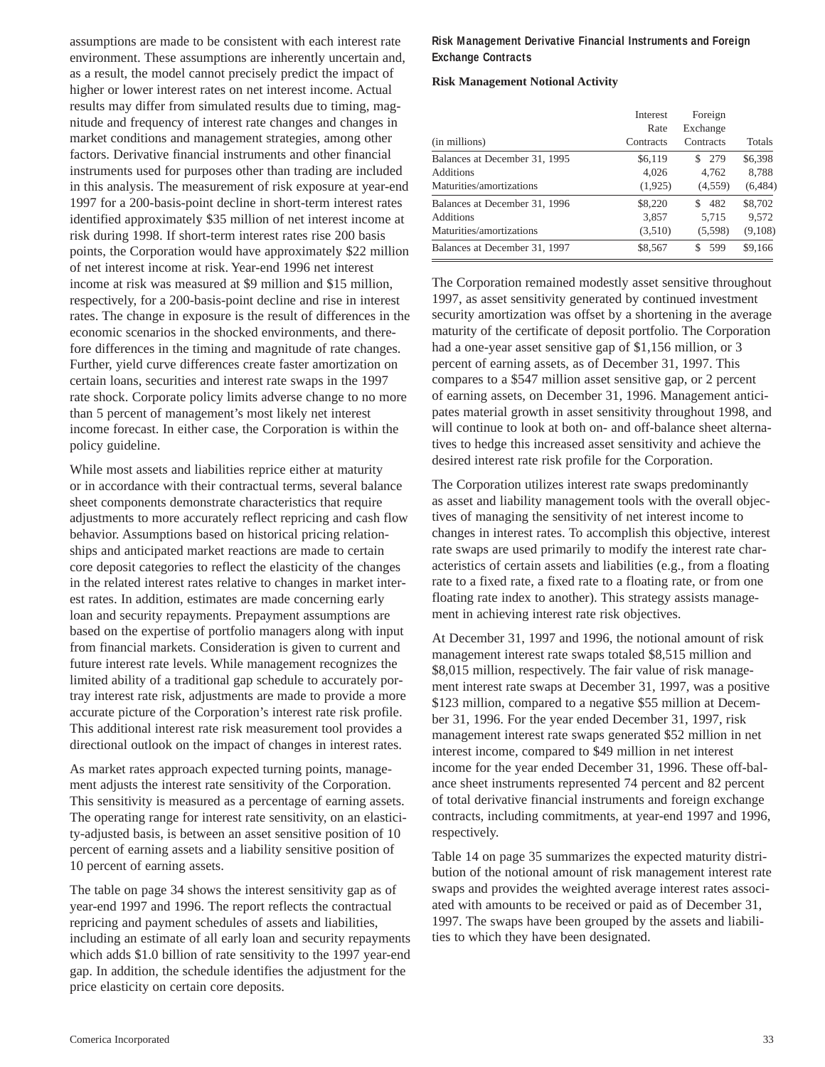assumptions are made to be consistent with each interest rate environment. These assumptions are inherently uncertain and, as a result, the model cannot precisely predict the impact of higher or lower interest rates on net interest income. Actual results may differ from simulated results due to timing, magnitude and frequency of interest rate changes and changes in market conditions and management strategies, among other factors. Derivative financial instruments and other financial instruments used for purposes other than trading are included in this analysis. The measurement of risk exposure at year-end 1997 for a 200-basis-point decline in short-term interest rates identified approximately $35 million of net interest income at risk during 1998. If short-term interest rates rise 200 basis points, the Corporation would have approximately $22 million of net interest income at risk. Year-end 1996 net interest income at risk was measured at $9 million and $15 million, respectively, for a 200-basis-point decline and rise in interest rates. The change in exposure is the result of differences in the economic scenarios in the shocked environments, and therefore differences in the timing and magnitude of rate changes. Further, yield curve differences create faster amortization on certain loans, securities and interest rate swaps in the 1997 rate shock. Corporate policy limits adverse change to no more than 5 percent of management's most likely net interest income forecast. In either case, the Corporation is within the policy guideline.

While most assets and liabilities reprice either at maturity or in accordance with their contractual terms, several balance sheet components demonstrate characteristics that require adjustments to more accurately reflect repricing and cash flow behavior. Assumptions based on historical pricing relationships and anticipated market reactions are made to certain core deposit categories to reflect the elasticity of the changes in the related interest rates relative to changes in market interest rates. In addition, estimates are made concerning early loan and security repayments. Prepayment assumptions are based on the expertise of portfolio managers along with input from financial markets. Consideration is given to current and future interest rate levels. While management recognizes the limited ability of a traditional gap schedule to accurately portray interest rate risk, adjustments are made to provide a more accurate picture of the Corporation's interest rate risk profile. This additional interest rate risk measurement tool provides a directional outlook on the impact of changes in interest rates.

As market rates approach expected turning points, management adjusts the interest rate sensitivity of the Corporation. This sensitivity is measured as a percentage of earning assets. The operating range for interest rate sensitivity, on an elasticity-adjusted basis, is between an asset sensitive position of 10 percent of earning assets and a liability sensitive position of 10 percent of earning assets.

The table on page 34 shows the interest sensitivity gap as of year-end 1997 and 1996. The report reflects the contractual repricing and payment schedules of assets and liabilities, including an estimate of all early loan and security repayments which adds $1.0 billion of rate sensitivity to the 1997 year-end gap. In addition, the schedule identifies the adjustment for the price elasticity on certain core deposits.

### Risk Management Derivative Financial Instruments and Foreign Exchange Contracts

**Risk Management Notional Activity**

| (in millions) | Interest Rate Contracts | Foreign Exchange Contracts | Totals |
|---|---|---|---|
| Balances at December 31, 1995 | $6,119 | $ 279 | $6,398 |
| Additions | 4,026 | 4,762 | 8,788 |
| Maturities/amortizations | (1,925) | (4,559) | (6,484) |
| Balances at December 31, 1996 | $8,220 | $ 482 | $8,702 |
| Additions | 3,857 | 5,715 | 9,572 |
| Maturities/amortizations | (3,510) | (5,598) | (9,108) |
| Balances at December 31, 1997 | $8,567 | $ 599 | $9,166 |

The Corporation remained modestly asset sensitive throughout 1997, as asset sensitivity generated by continued investment security amortization was offset by a shortening in the average maturity of the certificate of deposit portfolio. The Corporation had a one-year asset sensitive gap of $1,156 million, or 3 percent of earning assets, as of December 31, 1997. This compares to a $547 million asset sensitive gap, or 2 percent of earning assets, on December 31, 1996. Management anticipates material growth in asset sensitivity throughout 1998, and will continue to look at both on- and off-balance sheet alternatives to hedge this increased asset sensitivity and achieve the desired interest rate risk profile for the Corporation.

The Corporation utilizes interest rate swaps predominantly as asset and liability management tools with the overall objectives of managing the sensitivity of net interest income to changes in interest rates. To accomplish this objective, interest rate swaps are used primarily to modify the interest rate characteristics of certain assets and liabilities (e.g., from a floating rate to a fixed rate, a fixed rate to a floating rate, or from one floating rate index to another). This strategy assists management in achieving interest rate risk objectives.

At December 31, 1997 and 1996, the notional amount of risk management interest rate swaps totaled $8,515 million and $8,015 million, respectively. The fair value of risk management interest rate swaps at December 31, 1997, was a positive $123 million, compared to a negative $55 million at December 31, 1996. For the year ended December 31, 1997, risk management interest rate swaps generated $52 million in net interest income, compared to $49 million in net interest income for the year ended December 31, 1996. These off-balance sheet instruments represented 74 percent and 82 percent of total derivative financial instruments and foreign exchange contracts, including commitments, at year-end 1997 and 1996, respectively.

Table 14 on page 35 summarizes the expected maturity distribution of the notional amount of risk management interest rate swaps and provides the weighted average interest rates associated with amounts to be received or paid as of December 31, 1997. The swaps have been grouped by the assets and liabilities to which they have been designated.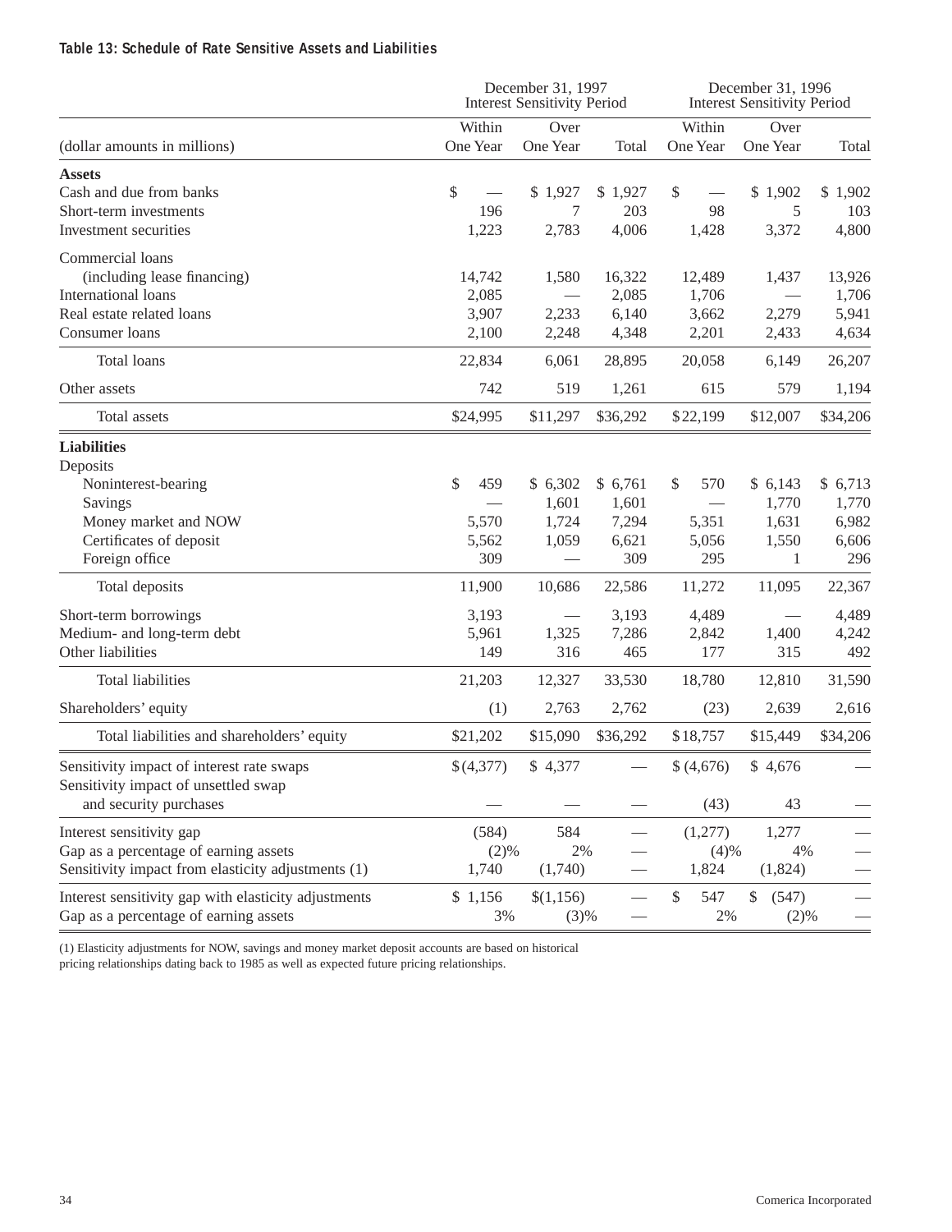#### Table 13: Schedule of Rate Sensitive Assets and Liabilities

| (dollar amounts in millions) | December 31, 1997 Interest Sensitivity Period | | | December 31, 1996 Interest Sensitivity Period | | |
|---|---|---|---|---|---|---|
| | Within One Year | Over One Year | Total | Within One Year | Over One Year | Total |
| **Assets** | | | | | | |
| Cash and due from banks | $ — | $ 1,927 | $ 1,927 | $ — | $ 1,902 | $ 1,902 |
| Short-term investments | 196 | 7 | 203 | 98 | 5 | 103 |
| Investment securities | 1,223 | 2,783 | 4,006 | 1,428 | 3,372 | 4,800 |
| Commercial loans (including lease financing) | 14,742 | 1,580 | 16,322 | 12,489 | 1,437 | 13,926 |
| International loans | 2,085 | — | 2,085 | 1,706 | — | 1,706 |
| Real estate related loans | 3,907 | 2,233 | 6,140 | 3,662 | 2,279 | 5,941 |
| Consumer loans | 2,100 | 2,248 | 4,348 | 2,201 | 2,433 | 4,634 |
| Total loans | 22,834 | 6,061 | 28,895 | 20,058 | 6,149 | 26,207 |
| Other assets | 742 | 519 | 1,261 | 615 | 579 | 1,194 |
| Total assets | $24,995 | $11,297 | $36,292 | $22,199 | $12,007 | $34,206 |
| **Liabilities** | | | | | | |
| Deposits | | | | | | |
| Noninterest-bearing | $ 459 | $ 6,302 | $ 6,761 | $ 570 | $ 6,143 | $ 6,713 |
| Savings | — | 1,601 | 1,601 | — | 1,770 | 1,770 |
| Money market and NOW | 5,570 | 1,724 | 7,294 | 5,351 | 1,631 | 6,982 |
| Certificates of deposit | 5,562 | 1,059 | 6,621 | 5,056 | 1,550 | 6,606 |
| Foreign office | 309 | — | 309 | 295 | 1 | 296 |
| Total deposits | 11,900 | 10,686 | 22,586 | 11,272 | 11,095 | 22,367 |
| Short-term borrowings | 3,193 | — | 3,193 | 4,489 | — | 4,489 |
| Medium- and long-term debt | 5,961 | 1,325 | 7,286 | 2,842 | 1,400 | 4,242 |
| Other liabilities | 149 | 316 | 465 | 177 | 315 | 492 |
| Total liabilities | 21,203 | 12,327 | 33,530 | 18,780 | 12,810 | 31,590 |
| Shareholders' equity | (1) | 2,763 | 2,762 | (23) | 2,639 | 2,616 |
| Total liabilities and shareholders' equity | $21,202 | $15,090 | $36,292 | $18,757 | $15,449 | $34,206 |
| Sensitivity impact of interest rate swaps | $(4,377) | $ 4,377 | — | $ (4,676) | $ 4,676 | — |
| Sensitivity impact of unsettled swap and security purchases | — | — | — | (43) | 43 | — |
| Interest sensitivity gap | (584) | 584 | — | (1,277) | 1,277 | — |
| Gap as a percentage of earning assets | (2)% | 2% | — | (4)% | 4% | — |
| Sensitivity impact from elasticity adjustments (1) | 1,740 | (1,740) | — | 1,824 | (1,824) | — |
| Interest sensitivity gap with elasticity adjustments | $ 1,156 | $(1,156) | — | $ 547 | $ (547) | — |
| Gap as a percentage of earning assets | 3% | (3)% | — | 2% | (2)% | — |

(1) Elasticity adjustments for NOW, savings and money market deposit accounts are based on historical pricing relationships dating back to 1985 as well as expected future pricing relationships.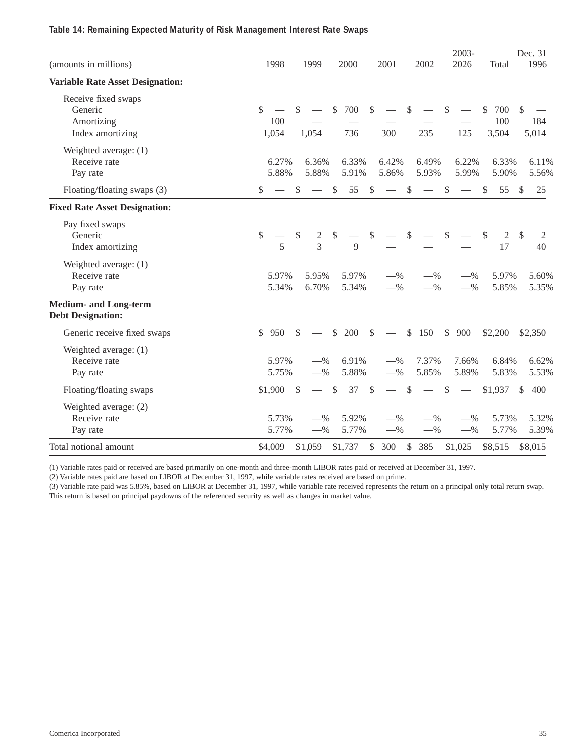**Table 14: Remaining Expected Maturity of Risk Management Interest Rate Swaps**

| (amounts in millions) | 1998 | 1999 | 2000 | 2001 | 2002 | 2003-2026 | Total | Dec. 31 1996 |
|---|---|---|---|---|---|---|---|---|
| **Variable Rate Asset Designation:** | | | | | | | | |
| Receive fixed swaps | | | | | | | | |
| Generic | $ — | $ — | $ 700 | $ — | $ — | $ — | $ 700 | $ — |
| Amortizing | 100 | — | — | — | — | — | 100 | 184 |
| Index amortizing | 1,054 | 1,054 | 736 | 300 | 235 | 125 | 3,504 | 5,014 |
| Weighted average: (1) | | | | | | | | |
| Receive rate | 6.27% | 6.36% | 6.33% | 6.42% | 6.49% | 6.22% | 6.33% | 6.11% |
| Pay rate | 5.88% | 5.88% | 5.91% | 5.86% | 5.93% | 5.99% | 5.90% | 5.56% |
| Floating/floating swaps (3) | $ — | $ — | $ 55 | $ — | $ — | $ — | $ 55 | $ 25 |
| **Fixed Rate Asset Designation:** | | | | | | | | |
| Pay fixed swaps | | | | | | | | |
| Generic | $ — | $ 2 | $ — | $ — | $ — | $ — | $ 2 | $ 2 |
| Index amortizing | 5 | 3 | 9 | — | — | — | 17 | 40 |
| Weighted average: (1) | | | | | | | | |
| Receive rate | 5.97% | 5.95% | 5.97% | —% | —% | —% | 5.97% | 5.60% |
| Pay rate | 5.34% | 6.70% | 5.34% | —% | —% | —% | 5.85% | 5.35% |
| **Medium- and Long-term Debt Designation:** | | | | | | | | |
| Generic receive fixed swaps | $ 950 | $ — | $ 200 | $ — | $ 150 | $ 900 | $2,200 | $2,350 |
| Weighted average: (1) | | | | | | | | |
| Receive rate | 5.97% | —% | 6.91% | —% | 7.37% | 7.66% | 6.84% | 6.62% |
| Pay rate | 5.75% | —% | 5.88% | —% | 5.85% | 5.89% | 5.83% | 5.53% |
| Floating/floating swaps | $1,900 | $ — | $ 37 | $ — | $ — | $ — | $1,937 | $ 400 |
| Weighted average: (2) | | | | | | | | |
| Receive rate | 5.73% | —% | 5.92% | —% | —% | —% | 5.73% | 5.32% |
| Pay rate | 5.77% | —% | 5.77% | —% | —% | —% | 5.77% | 5.39% |
| Total notional amount | $4,009 | $1,059 | $1,737 | $ 300 | $ 385 | $1,025 | $8,515 | $8,015 |

(1) Variable rates paid or received are based primarily on one-month and three-month LIBOR rates paid or received at December 31, 1997.
(2) Variable rates paid are based on LIBOR at December 31, 1997, while variable rates received are based on prime.
(3) Variable rate paid was 5.85%, based on LIBOR at December 31, 1997, while variable rate received represents the return on a principal only total return swap. This return is based on principal paydowns of the referenced security as well as changes in market value.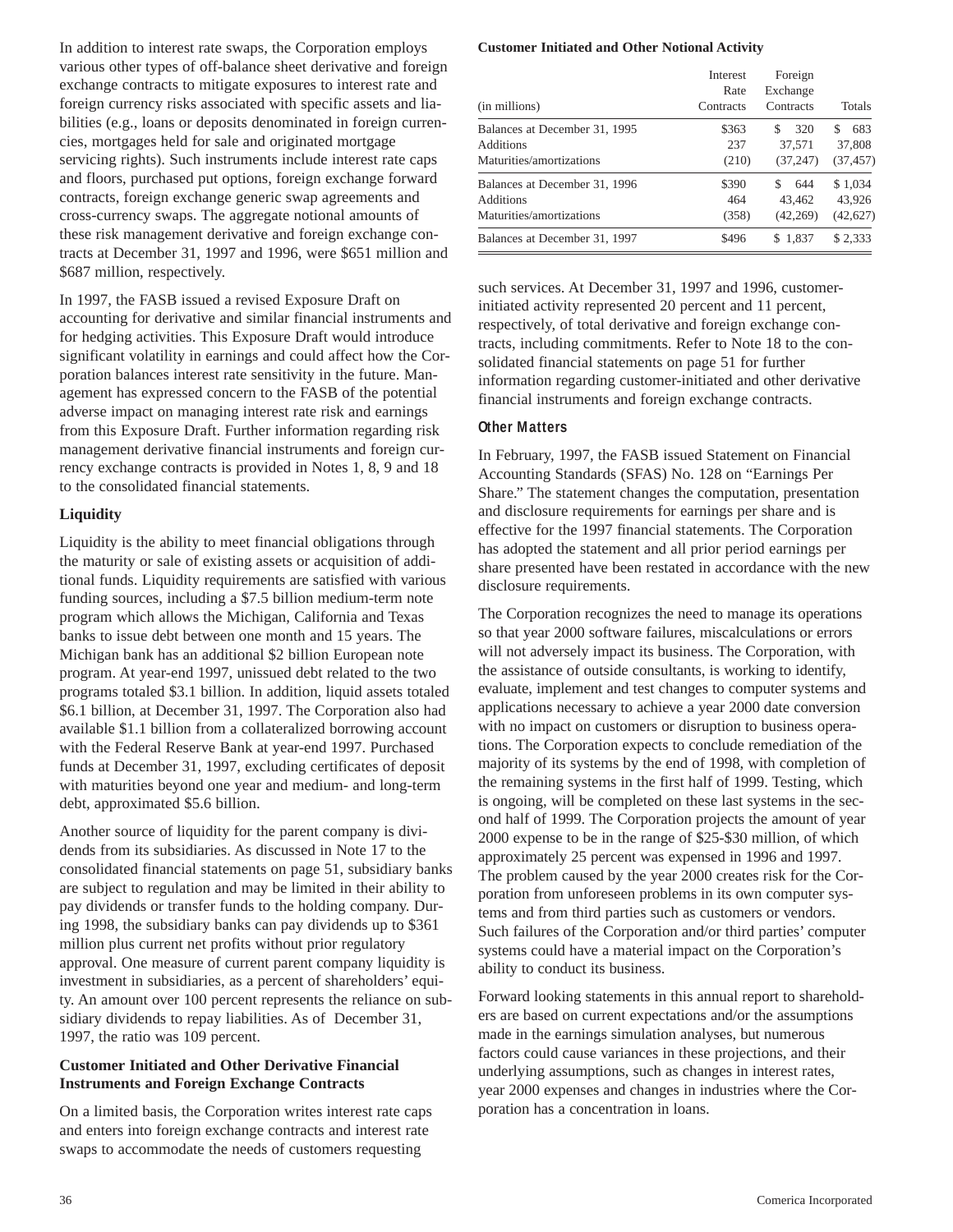In addition to interest rate swaps, the Corporation employs various other types of off-balance sheet derivative and foreign exchange contracts to mitigate exposures to interest rate and foreign currency risks associated with specific assets and liabilities (e.g., loans or deposits denominated in foreign currencies, mortgages held for sale and originated mortgage servicing rights). Such instruments include interest rate caps and floors, purchased put options, foreign exchange forward contracts, foreign exchange generic swap agreements and cross-currency swaps. The aggregate notional amounts of these risk management derivative and foreign exchange contracts at December 31, 1997 and 1996, were $651 million and $687 million, respectively.

In 1997, the FASB issued a revised Exposure Draft on accounting for derivative and similar financial instruments and for hedging activities. This Exposure Draft would introduce significant volatility in earnings and could affect how the Corporation balances interest rate sensitivity in the future. Management has expressed concern to the FASB of the potential adverse impact on managing interest rate risk and earnings from this Exposure Draft. Further information regarding risk management derivative financial instruments and foreign currency exchange contracts is provided in Notes 1, 8, 9 and 18 to the consolidated financial statements.

### Liquidity

Liquidity is the ability to meet financial obligations through the maturity or sale of existing assets or acquisition of additional funds. Liquidity requirements are satisfied with various funding sources, including a $7.5 billion medium-term note program which allows the Michigan, California and Texas banks to issue debt between one month and 15 years. The Michigan bank has an additional $2 billion European note program. At year-end 1997, unissued debt related to the two programs totaled $3.1 billion. In addition, liquid assets totaled $6.1 billion, at December 31, 1997. The Corporation also had available $1.1 billion from a collateralized borrowing account with the Federal Reserve Bank at year-end 1997. Purchased funds at December 31, 1997, excluding certificates of deposit with maturities beyond one year and medium- and long-term debt, approximated $5.6 billion.

Another source of liquidity for the parent company is dividends from its subsidiaries. As discussed in Note 17 to the consolidated financial statements on page 51, subsidiary banks are subject to regulation and may be limited in their ability to pay dividends or transfer funds to the holding company. During 1998, the subsidiary banks can pay dividends up to $361 million plus current net profits without prior regulatory approval. One measure of current parent company liquidity is investment in subsidiaries, as a percent of shareholders' equity. An amount over 100 percent represents the reliance on subsidiary dividends to repay liabilities. As of December 31, 1997, the ratio was 109 percent.

### Customer Initiated and Other Derivative Financial Instruments and Foreign Exchange Contracts

On a limited basis, the Corporation writes interest rate caps and enters into foreign exchange contracts and interest rate swaps to accommodate the needs of customers requesting such services. At December 31, 1997 and 1996, customer-initiated activity represented 20 percent and 11 percent, respectively, of total derivative and foreign exchange contracts, including commitments. Refer to Note 18 to the consolidated financial statements on page 51 for further information regarding customer-initiated and other derivative financial instruments and foreign exchange contracts.

**Customer Initiated and Other Notional Activity**

| (in millions) | Interest Rate Contracts | Foreign Exchange Contracts | Totals |
|---|---|---|---|
| Balances at December 31, 1995 | $363 | $ 320 | $ 683 |
| Additions | 237 | 37,571 | 37,808 |
| Maturities/amortizations | (210) | (37,247) | (37,457) |
| Balances at December 31, 1996 | $390 | $ 644 | $ 1,034 |
| Additions | 464 | 43,462 | 43,926 |
| Maturities/amortizations | (358) | (42,269) | (42,627) |
| Balances at December 31, 1997 | $496 | $ 1,837 | $ 2,333 |

### Other Matters

In February, 1997, the FASB issued Statement on Financial Accounting Standards (SFAS) No. 128 on "Earnings Per Share." The statement changes the computation, presentation and disclosure requirements for earnings per share and is effective for the 1997 financial statements. The Corporation has adopted the statement and all prior period earnings per share presented have been restated in accordance with the new disclosure requirements.

The Corporation recognizes the need to manage its operations so that year 2000 software failures, miscalculations or errors will not adversely impact its business. The Corporation, with the assistance of outside consultants, is working to identify, evaluate, implement and test changes to computer systems and applications necessary to achieve a year 2000 date conversion with no impact on customers or disruption to business operations. The Corporation expects to conclude remediation of the majority of its systems by the end of 1998, with completion of the remaining systems in the first half of 1999. Testing, which is ongoing, will be completed on these last systems in the second half of 1999. The Corporation projects the amount of year 2000 expense to be in the range of $25-$30 million, of which approximately 25 percent was expensed in 1996 and 1997. The problem caused by the year 2000 creates risk for the Corporation from unforeseen problems in its own computer systems and from third parties such as customers or vendors. Such failures of the Corporation and/or third parties' computer systems could have a material impact on the Corporation's ability to conduct its business.

Forward looking statements in this annual report to shareholders are based on current expectations and/or the assumptions made in the earnings simulation analyses, but numerous factors could cause variances in these projections, and their underlying assumptions, such as changes in interest rates, year 2000 expenses and changes in industries where the Corporation has a concentration in loans.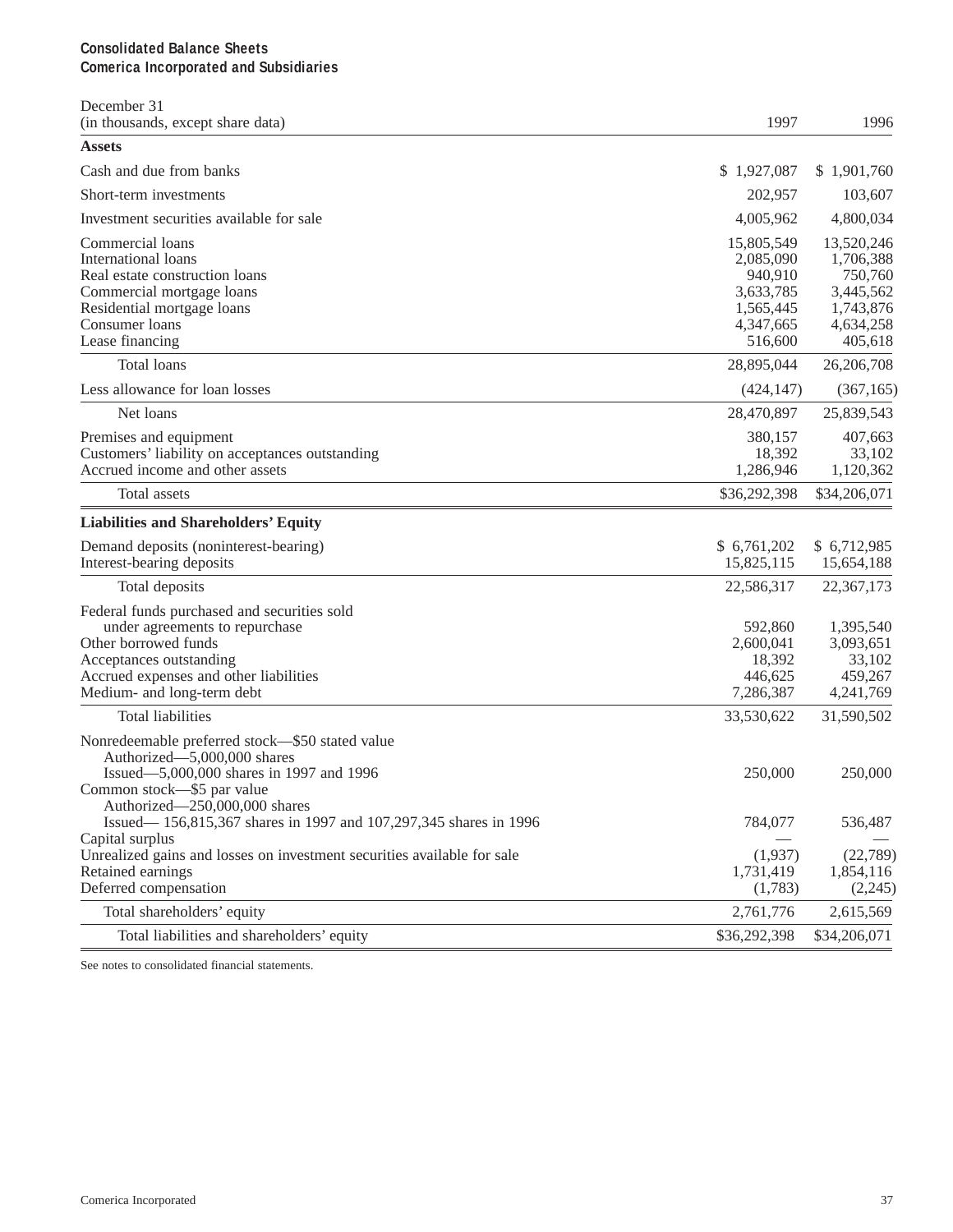**Consolidated Balance Sheets**
**Comerica Incorporated and Subsidiaries**

| December 31<br>(in thousands, except share data) | 1997 | 1996 |
|---|---|---|
| **Assets** | | |
| Cash and due from banks | $ 1,927,087 | $ 1,901,760 |
| Short-term investments | 202,957 | 103,607 |
| Investment securities available for sale | 4,005,962 | 4,800,034 |
| Commercial loans | 15,805,549 | 13,520,246 |
| International loans | 2,085,090 | 1,706,388 |
| Real estate construction loans | 940,910 | 750,760 |
| Commercial mortgage loans | 3,633,785 | 3,445,562 |
| Residential mortgage loans | 1,565,445 | 1,743,876 |
| Consumer loans | 4,347,665 | 4,634,258 |
| Lease financing | 516,600 | 405,618 |
| Total loans | 28,895,044 | 26,206,708 |
| Less allowance for loan losses | (424,147) | (367,165) |
| Net loans | 28,470,897 | 25,839,543 |
| Premises and equipment | 380,157 | 407,663 |
| Customers' liability on acceptances outstanding | 18,392 | 33,102 |
| Accrued income and other assets | 1,286,946 | 1,120,362 |
| Total assets | $36,292,398 | $34,206,071 |
| **Liabilities and Shareholders' Equity** | | |
| Demand deposits (noninterest-bearing) | $ 6,761,202 | $ 6,712,985 |
| Interest-bearing deposits | 15,825,115 | 15,654,188 |
| Total deposits | 22,586,317 | 22,367,173 |
| Federal funds purchased and securities sold under agreements to repurchase | 592,860 | 1,395,540 |
| Other borrowed funds | 2,600,041 | 3,093,651 |
| Acceptances outstanding | 18,392 | 33,102 |
| Accrued expenses and other liabilities | 446,625 | 459,267 |
| Medium- and long-term debt | 7,286,387 | 4,241,769 |
| Total liabilities | 33,530,622 | 31,590,502 |
| Nonredeemable preferred stock—$50 stated value<br>Authorized—5,000,000 shares<br>Issued—5,000,000 shares in 1997 and 1996 | 250,000 | 250,000 |
| Common stock—$5 par value<br>Authorized—250,000,000 shares<br>Issued— 156,815,367 shares in 1997 and 107,297,345 shares in 1996 | 784,077 | 536,487 |
| Capital surplus | — | — |
| Unrealized gains and losses on investment securities available for sale | (1,937) | (22,789) |
| Retained earnings | 1,731,419 | 1,854,116 |
| Deferred compensation | (1,783) | (2,245) |
| Total shareholders' equity | 2,761,776 | 2,615,569 |
| Total liabilities and shareholders' equity | $36,292,398 | $34,206,071 |

See notes to consolidated financial statements.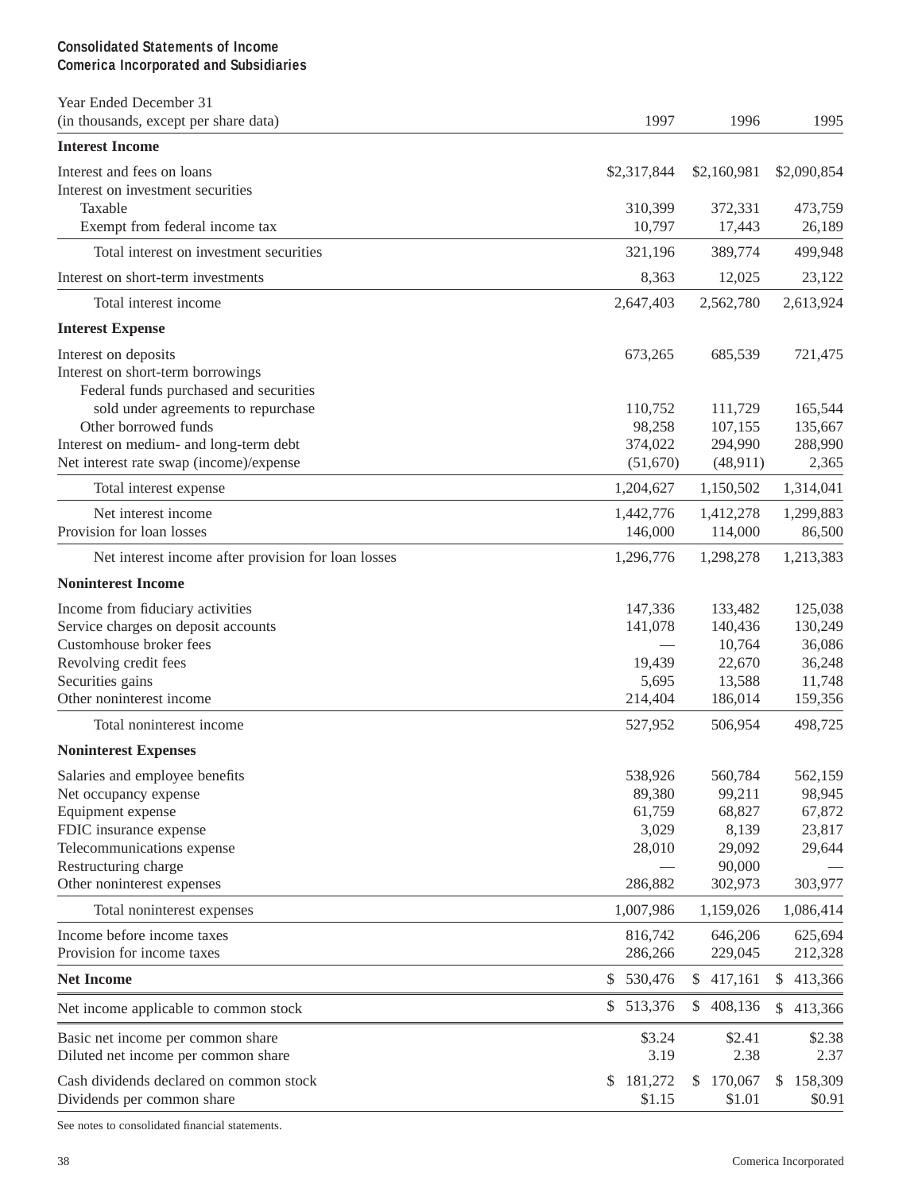## Consolidated Statements of Income
## Comerica Incorporated and Subsidiaries

| Year Ended December 31<br>(in thousands, except per share data) | 1997 | 1996 | 1995 |
|---|---|---|---|
| **Interest Income** | | | |
| Interest and fees on loans | $2,317,844 | $2,160,981 | $2,090,854 |
| Interest on investment securities | | | |
| Taxable | 310,399 | 372,331 | 473,759 |
| Exempt from federal income tax | 10,797 | 17,443 | 26,189 |
| Total interest on investment securities | 321,196 | 389,774 | 499,948 |
| Interest on short-term investments | 8,363 | 12,025 | 23,122 |
| Total interest income | 2,647,403 | 2,562,780 | 2,613,924 |
| **Interest Expense** | | | |
| Interest on deposits | 673,265 | 685,539 | 721,475 |
| Interest on short-term borrowings | | | |
| Federal funds purchased and securities sold under agreements to repurchase | 110,752 | 111,729 | 165,544 |
| Other borrowed funds | 98,258 | 107,155 | 135,667 |
| Interest on medium- and long-term debt | 374,022 | 294,990 | 288,990 |
| Net interest rate swap (income)/expense | (51,670) | (48,911) | 2,365 |
| Total interest expense | 1,204,627 | 1,150,502 | 1,314,041 |
| Net interest income | 1,442,776 | 1,412,278 | 1,299,883 |
| Provision for loan losses | 146,000 | 114,000 | 86,500 |
| Net interest income after provision for loan losses | 1,296,776 | 1,298,278 | 1,213,383 |
| **Noninterest Income** | | | |
| Income from fiduciary activities | 147,336 | 133,482 | 125,038 |
| Service charges on deposit accounts | 141,078 | 140,436 | 130,249 |
| Customhouse broker fees | — | 10,764 | 36,086 |
| Revolving credit fees | 19,439 | 22,670 | 36,248 |
| Securities gains | 5,695 | 13,588 | 11,748 |
| Other noninterest income | 214,404 | 186,014 | 159,356 |
| Total noninterest income | 527,952 | 506,954 | 498,725 |
| **Noninterest Expenses** | | | |
| Salaries and employee benefits | 538,926 | 560,784 | 562,159 |
| Net occupancy expense | 89,380 | 99,211 | 98,945 |
| Equipment expense | 61,759 | 68,827 | 67,872 |
| FDIC insurance expense | 3,029 | 8,139 | 23,817 |
| Telecommunications expense | 28,010 | 29,092 | 29,644 |
| Restructuring charge | — | 90,000 | — |
| Other noninterest expenses | 286,882 | 302,973 | 303,977 |
| Total noninterest expenses | 1,007,986 | 1,159,026 | 1,086,414 |
| Income before income taxes | 816,742 | 646,206 | 625,694 |
| Provision for income taxes | 286,266 | 229,045 | 212,328 |
| **Net Income** | $ 530,476 | $ 417,161 | $ 413,366 |
| Net income applicable to common stock | $ 513,376 | $ 408,136 | $ 413,366 |
| Basic net income per common share | $3.24 | $2.41 | $2.38 |
| Diluted net income per common share | 3.19 | 2.38 | 2.37 |
| Cash dividends declared on common stock | $ 181,272 | $ 170,067 | $ 158,309 |
| Dividends per common share | $1.15 | $1.01 | $0.91 |

See notes to consolidated financial statements.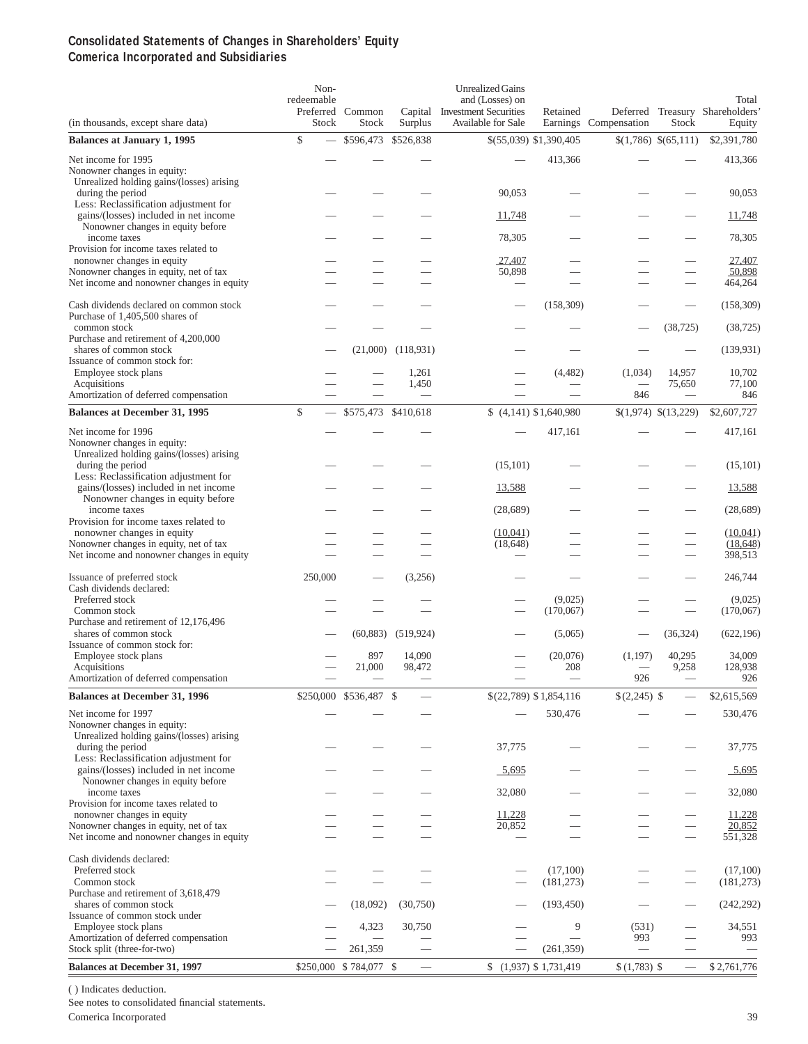## Consolidated Statements of Changes in Shareholders' Equity
## Comerica Incorporated and Subsidiaries

| (in thousands, except share data) | Non-redeemable Preferred Stock | Common Stock | Capital Surplus | Unrealized Gains and (Losses) on Investment Securities Available for Sale | Retained Earnings | Deferred Compensation | Treasury Stock | Total Shareholders' Equity |
|---|---|---|---|---|---|---|---|---|
| **Balances at January 1, 1995** | $ — | $596,473 | $526,838 | $(55,039) | $1,390,405 | $(1,786) | $(65,111) | $2,391,780 |
| Net income for 1995 | — | — | — | — | 413,366 | — | — | 413,366 |
| Nonowner changes in equity: | | | | | | | | |
| Unrealized holding gains/(losses) arising during the period | — | — | — | 90,053 | — | — | — | 90,053 |
| Less: Reclassification adjustment for gains/(losses) included in net income | — | — | — | 11,748 | — | — | — | 11,748 |
| Nonowner changes in equity before income taxes | — | — | — | 78,305 | — | — | — | 78,305 |
| Provision for income taxes related to nonowner changes in equity | — | — | — | 27,407 | — | — | — | 27,407 |
| Nonowner changes in equity, net of tax | — | — | — | 50,898 | — | — | — | 50,898 |
| Net income and nonowner changes in equity | — | — | — | — | — | — | — | 464,264 |
| Cash dividends declared on common stock | — | — | — | — | (158,309) | — | — | (158,309) |
| Purchase of 1,405,500 shares of common stock | — | — | — | — | — | — | (38,725) | (38,725) |
| Purchase and retirement of 4,200,000 shares of common stock | — | (21,000) | (118,931) | — | — | — | — | (139,931) |
| Issuance of common stock for: | | | | | | | | |
| Employee stock plans | — | — | 1,261 | — | (4,482) | (1,034) | 14,957 | 10,702 |
| Acquisitions | — | — | 1,450 | — | — | — | 75,650 | 77,100 |
| Amortization of deferred compensation | — | — | — | — | — | 846 | — | 846 |
| **Balances at December 31, 1995** | $ — | $575,473 | $410,618 | $ (4,141) | $1,640,980 | $(1,974) | $(13,229) | $2,607,727 |
| Net income for 1996 | — | — | — | — | 417,161 | — | — | 417,161 |
| Nonowner changes in equity: | | | | | | | | |
| Unrealized holding gains/(losses) arising during the period | — | — | — | (15,101) | — | — | — | (15,101) |
| Less: Reclassification adjustment for gains/(losses) included in net income | — | — | — | 13,588 | — | — | — | 13,588 |
| Nonowner changes in equity before income taxes | — | — | — | (28,689) | — | — | — | (28,689) |
| Provision for income taxes related to nonowner changes in equity | — | — | — | (10,041) | — | — | — | (10,041) |
| Nonowner changes in equity, net of tax | — | — | — | (18,648) | — | — | — | (18,648) |
| Net income and nonowner changes in equity | — | — | — | — | — | — | — | 398,513 |
| Issuance of preferred stock | 250,000 | — | (3,256) | — | — | — | — | 246,744 |
| Cash dividends declared: | | | | | | | | |
| Preferred stock | — | — | — | — | (9,025) | — | — | (9,025) |
| Common stock | — | — | — | — | (170,067) | — | — | (170,067) |
| Purchase and retirement of 12,176,496 shares of common stock | — | (60,883) | (519,924) | — | (5,065) | — | (36,324) | (622,196) |
| Issuance of common stock for: | | | | | | | | |
| Employee stock plans | — | 897 | 14,090 | — | (20,076) | (1,197) | 40,295 | 34,009 |
| Acquisitions | — | 21,000 | 98,472 | — | 208 | — | 9,258 | 128,938 |
| Amortization of deferred compensation | — | — | — | — | — | 926 | — | 926 |
| **Balances at December 31, 1996** | $250,000 | $536,487 | $ — | $(22,789) | $1,854,116 | $(2,245) | $ — | $2,615,569 |
| Net income for 1997 | — | — | — | — | 530,476 | — | — | 530,476 |
| Nonowner changes in equity: | | | | | | | | |
| Unrealized holding gains/(losses) arising during the period | — | — | — | 37,775 | — | — | — | 37,775 |
| Less: Reclassification adjustment for gains/(losses) included in net income | — | — | — | 5,695 | — | — | — | 5,695 |
| Nonowner changes in equity before income taxes | — | — | — | 32,080 | — | — | — | 32,080 |
| Provision for income taxes related to nonowner changes in equity | — | — | — | 11,228 | — | — | — | 11,228 |
| Nonowner changes in equity, net of tax | — | — | — | 20,852 | — | — | — | 20,852 |
| Net income and nonowner changes in equity | — | — | — | — | — | — | — | 551,328 |
| Cash dividends declared: | | | | | | | | |
| Preferred stock | — | — | — | — | (17,100) | — | — | (17,100) |
| Common stock | — | — | — | — | (181,273) | — | — | (181,273) |
| Purchase and retirement of 3,618,479 shares of common stock | — | (18,092) | (30,750) | — | (193,450) | — | — | (242,292) |
| Issuance of common stock under Employee stock plans | — | 4,323 | 30,750 | — | 9 | (531) | — | 34,551 |
| Amortization of deferred compensation | — | — | — | — | — | 993 | — | 993 |
| Stock split (three-for-two) | — | 261,359 | — | — | (261,359) | — | — | — |
| **Balances at December 31, 1997** | $250,000 | $ 784,077 | $ — | $ (1,937) | $ 1,731,419 | $ (1,783) | $ — | $ 2,761,776 |

( ) Indicates deduction.

See notes to consolidated financial statements.

Comerica Incorporated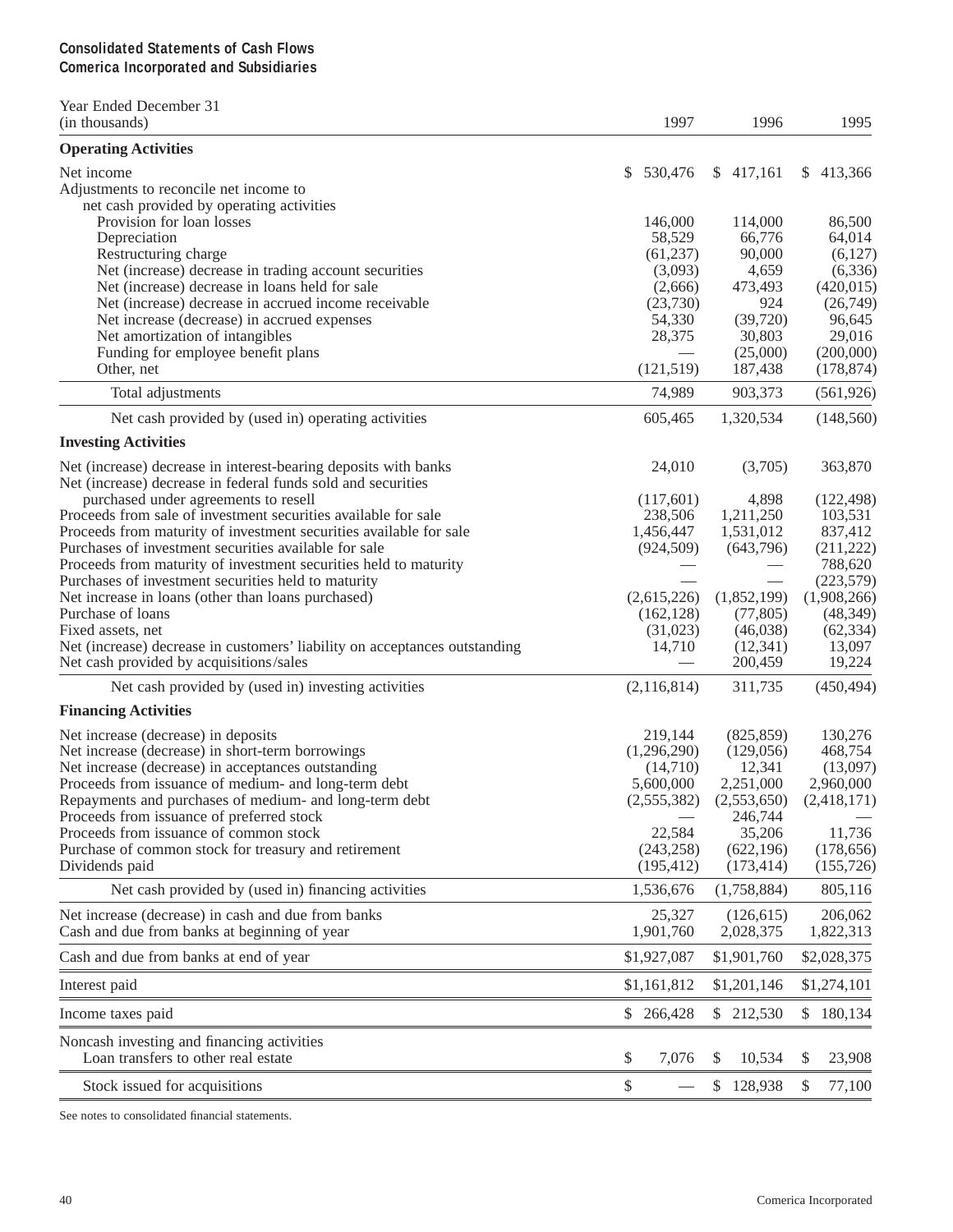**Consolidated Statements of Cash Flows**
**Comerica Incorporated and Subsidiaries**

| Year Ended December 31 (in thousands) | 1997 | 1996 | 1995 |
|---|---|---|---|
| **Operating Activities** | | | |
| Net income | $ 530,476 | $ 417,161 | $ 413,366 |
| Adjustments to reconcile net income to net cash provided by operating activities | | | |
| Provision for loan losses | 146,000 | 114,000 | 86,500 |
| Depreciation | 58,529 | 66,776 | 64,014 |
| Restructuring charge | (61,237) | 90,000 | (6,127) |
| Net (increase) decrease in trading account securities | (3,093) | 4,659 | (6,336) |
| Net (increase) decrease in loans held for sale | (2,666) | 473,493 | (420,015) |
| Net (increase) decrease in accrued income receivable | (23,730) | 924 | (26,749) |
| Net increase (decrease) in accrued expenses | 54,330 | (39,720) | 96,645 |
| Net amortization of intangibles | 28,375 | 30,803 | 29,016 |
| Funding for employee benefit plans | — | (25,000) | (200,000) |
| Other, net | (121,519) | 187,438 | (178,874) |
| Total adjustments | 74,989 | 903,373 | (561,926) |
| Net cash provided by (used in) operating activities | 605,465 | 1,320,534 | (148,560) |
| **Investing Activities** | | | |
| Net (increase) decrease in interest-bearing deposits with banks | 24,010 | (3,705) | 363,870 |
| Net (increase) decrease in federal funds sold and securities purchased under agreements to resell | (117,601) | 4,898 | (122,498) |
| Proceeds from sale of investment securities available for sale | 238,506 | 1,211,250 | 103,531 |
| Proceeds from maturity of investment securities available for sale | 1,456,447 | 1,531,012 | 837,412 |
| Purchases of investment securities available for sale | (924,509) | (643,796) | (211,222) |
| Proceeds from maturity of investment securities held to maturity | — | — | 788,620 |
| Purchases of investment securities held to maturity | — | — | (223,579) |
| Net increase in loans (other than loans purchased) | (2,615,226) | (1,852,199) | (1,908,266) |
| Purchase of loans | (162,128) | (77,805) | (48,349) |
| Fixed assets, net | (31,023) | (46,038) | (62,334) |
| Net (increase) decrease in customers' liability on acceptances outstanding | 14,710 | (12,341) | 13,097 |
| Net cash provided by acquisitions/sales | — | 200,459 | 19,224 |
| Net cash provided by (used in) investing activities | (2,116,814) | 311,735 | (450,494) |
| **Financing Activities** | | | |
| Net increase (decrease) in deposits | 219,144 | (825,859) | 130,276 |
| Net increase (decrease) in short-term borrowings | (1,296,290) | (129,056) | 468,754 |
| Net increase (decrease) in acceptances outstanding | (14,710) | 12,341 | (13,097) |
| Proceeds from issuance of medium- and long-term debt | 5,600,000 | 2,251,000 | 2,960,000 |
| Repayments and purchases of medium- and long-term debt | (2,555,382) | (2,553,650) | (2,418,171) |
| Proceeds from issuance of preferred stock | — | 246,744 | — |
| Proceeds from issuance of common stock | 22,584 | 35,206 | 11,736 |
| Purchase of common stock for treasury and retirement | (243,258) | (622,196) | (178,656) |
| Dividends paid | (195,412) | (173,414) | (155,726) |
| Net cash provided by (used in) financing activities | 1,536,676 | (1,758,884) | 805,116 |
| Net increase (decrease) in cash and due from banks | 25,327 | (126,615) | 206,062 |
| Cash and due from banks at beginning of year | 1,901,760 | 2,028,375 | 1,822,313 |
| Cash and due from banks at end of year | $1,927,087 | $1,901,760 | $2,028,375 |
| Interest paid | $1,161,812 | $1,201,146 | $1,274,101 |
| Income taxes paid | $ 266,428 | $ 212,530 | $ 180,134 |
| Noncash investing and financing activities | | | |
| Loan transfers to other real estate | $ 7,076 | $ 10,534 | $ 23,908 |
| Stock issued for acquisitions | $ — | $ 128,938 | $ 77,100 |

See notes to consolidated financial statements.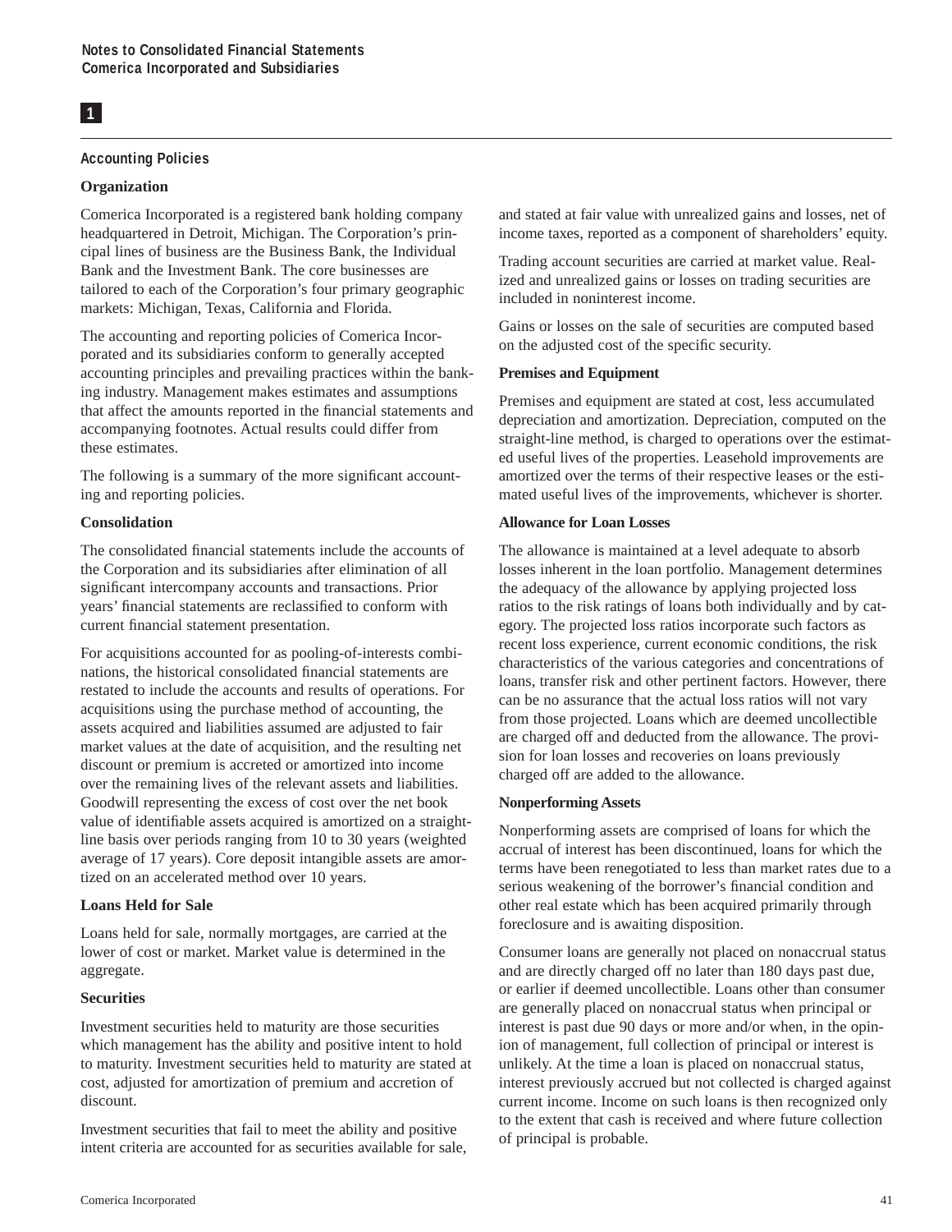# Notes to Consolidated Financial Statements
## Comerica Incorporated and Subsidiaries

**1**

### Accounting Policies

**Organization**

Comerica Incorporated is a registered bank holding company headquartered in Detroit, Michigan. The Corporation's principal lines of business are the Business Bank, the Individual Bank and the Investment Bank. The core businesses are tailored to each of the Corporation's four primary geographic markets: Michigan, Texas, California and Florida.

The accounting and reporting policies of Comerica Incorporated and its subsidiaries conform to generally accepted accounting principles and prevailing practices within the banking industry. Management makes estimates and assumptions that affect the amounts reported in the financial statements and accompanying footnotes. Actual results could differ from these estimates.

The following is a summary of the more significant accounting and reporting policies.

**Consolidation**

The consolidated financial statements include the accounts of the Corporation and its subsidiaries after elimination of all significant intercompany accounts and transactions. Prior years' financial statements are reclassified to conform with current financial statement presentation.

For acquisitions accounted for as pooling-of-interests combinations, the historical consolidated financial statements are restated to include the accounts and results of operations. For acquisitions using the purchase method of accounting, the assets acquired and liabilities assumed are adjusted to fair market values at the date of acquisition, and the resulting net discount or premium is accreted or amortized into income over the remaining lives of the relevant assets and liabilities. Goodwill representing the excess of cost over the net book value of identifiable assets acquired is amortized on a straight-line basis over periods ranging from 10 to 30 years (weighted average of 17 years). Core deposit intangible assets are amortized on an accelerated method over 10 years.

**Loans Held for Sale**

Loans held for sale, normally mortgages, are carried at the lower of cost or market. Market value is determined in the aggregate.

**Securities**

Investment securities held to maturity are those securities which management has the ability and positive intent to hold to maturity. Investment securities held to maturity are stated at cost, adjusted for amortization of premium and accretion of discount.

Investment securities that fail to meet the ability and positive intent criteria are accounted for as securities available for sale, and stated at fair value with unrealized gains and losses, net of income taxes, reported as a component of shareholders' equity.

Trading account securities are carried at market value. Realized and unrealized gains or losses on trading securities are included in noninterest income.

Gains or losses on the sale of securities are computed based on the adjusted cost of the specific security.

**Premises and Equipment**

Premises and equipment are stated at cost, less accumulated depreciation and amortization. Depreciation, computed on the straight-line method, is charged to operations over the estimated useful lives of the properties. Leasehold improvements are amortized over the terms of their respective leases or the estimated useful lives of the improvements, whichever is shorter.

**Allowance for Loan Losses**

The allowance is maintained at a level adequate to absorb losses inherent in the loan portfolio. Management determines the adequacy of the allowance by applying projected loss ratios to the risk ratings of loans both individually and by category. The projected loss ratios incorporate such factors as recent loss experience, current economic conditions, the risk characteristics of the various categories and concentrations of loans, transfer risk and other pertinent factors. However, there can be no assurance that the actual loss ratios will not vary from those projected. Loans which are deemed uncollectible are charged off and deducted from the allowance. The provision for loan losses and recoveries on loans previously charged off are added to the allowance.

**Nonperforming Assets**

Nonperforming assets are comprised of loans for which the accrual of interest has been discontinued, loans for which the terms have been renegotiated to less than market rates due to a serious weakening of the borrower's financial condition and other real estate which has been acquired primarily through foreclosure and is awaiting disposition.

Consumer loans are generally not placed on nonaccrual status and are directly charged off no later than 180 days past due, or earlier if deemed uncollectible. Loans other than consumer are generally placed on nonaccrual status when principal or interest is past due 90 days or more and/or when, in the opinion of management, full collection of principal or interest is unlikely. At the time a loan is placed on nonaccrual status, interest previously accrued but not collected is charged against current income. Income on such loans is then recognized only to the extent that cash is received and where future collection of principal is probable.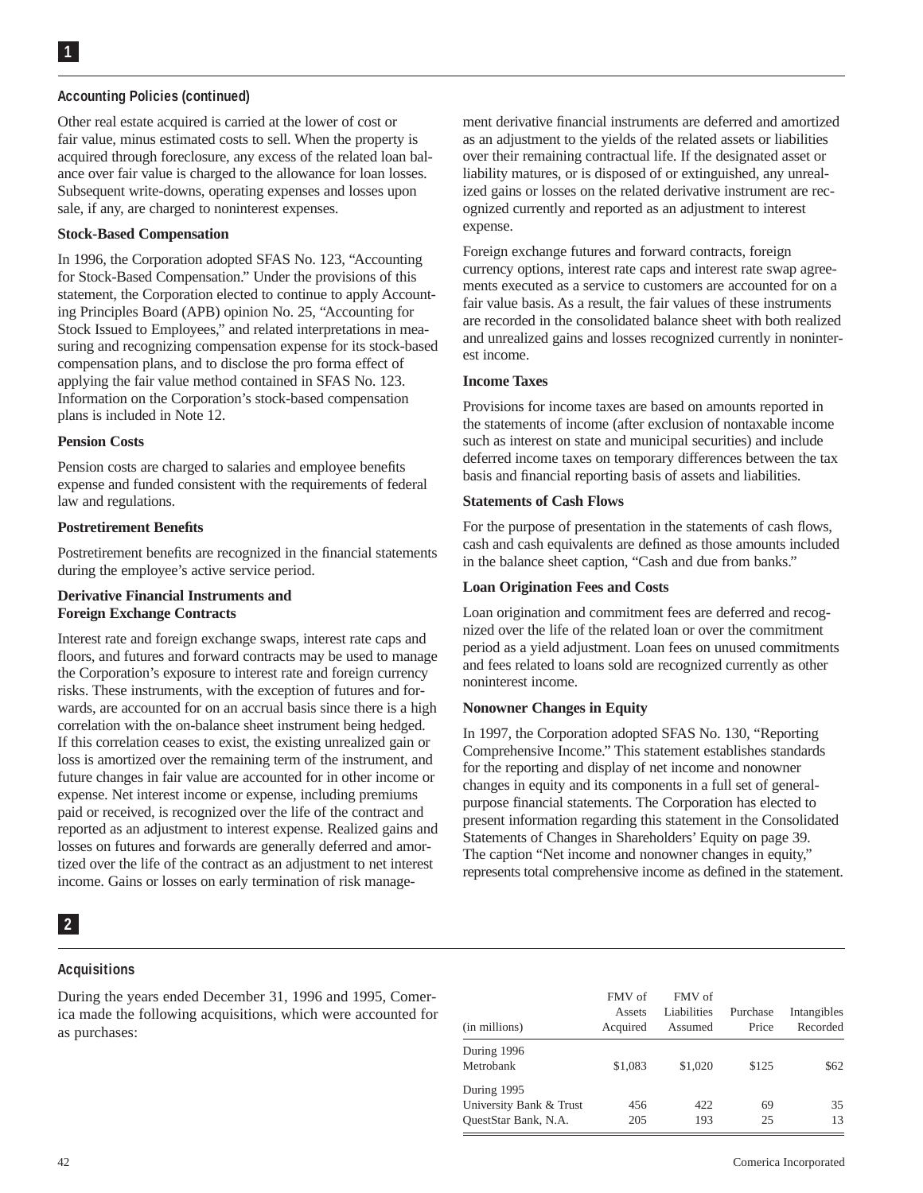## 1

### Accounting Policies (continued)

Other real estate acquired is carried at the lower of cost or fair value, minus estimated costs to sell. When the property is acquired through foreclosure, any excess of the related loan balance over fair value is charged to the allowance for loan losses. Subsequent write-downs, operating expenses and losses upon sale, if any, are charged to noninterest expenses.

**Stock-Based Compensation**

In 1996, the Corporation adopted SFAS No. 123, "Accounting for Stock-Based Compensation." Under the provisions of this statement, the Corporation elected to continue to apply Accounting Principles Board (APB) opinion No. 25, "Accounting for Stock Issued to Employees," and related interpretations in measuring and recognizing compensation expense for its stock-based compensation plans, and to disclose the pro forma effect of applying the fair value method contained in SFAS No. 123. Information on the Corporation's stock-based compensation plans is included in Note 12.

**Pension Costs**

Pension costs are charged to salaries and employee benefits expense and funded consistent with the requirements of federal law and regulations.

**Postretirement Benefits**

Postretirement benefits are recognized in the financial statements during the employee's active service period.

**Derivative Financial Instruments and Foreign Exchange Contracts**

Interest rate and foreign exchange swaps, interest rate caps and floors, and futures and forward contracts may be used to manage the Corporation's exposure to interest rate and foreign currency risks. These instruments, with the exception of futures and forwards, are accounted for on an accrual basis since there is a high correlation with the on-balance sheet instrument being hedged. If this correlation ceases to exist, the existing unrealized gain or loss is amortized over the remaining term of the instrument, and future changes in fair value are accounted for in other income or expense. Net interest income or expense, including premiums paid or received, is recognized over the life of the contract and reported as an adjustment to interest expense. Realized gains and losses on futures and forwards are generally deferred and amortized over the life of the contract as an adjustment to net interest income. Gains or losses on early termination of risk management derivative financial instruments are deferred and amortized as an adjustment to the yields of the related assets or liabilities over their remaining contractual life. If the designated asset or liability matures, or is disposed of or extinguished, any unrealized gains or losses on the related derivative instrument are recognized currently and reported as an adjustment to interest expense.

Foreign exchange futures and forward contracts, foreign currency options, interest rate caps and interest rate swap agreements executed as a service to customers are accounted for on a fair value basis. As a result, the fair values of these instruments are recorded in the consolidated balance sheet with both realized and unrealized gains and losses recognized currently in noninterest income.

**Income Taxes**

Provisions for income taxes are based on amounts reported in the statements of income (after exclusion of nontaxable income such as interest on state and municipal securities) and include deferred income taxes on temporary differences between the tax basis and financial reporting basis of assets and liabilities.

**Statements of Cash Flows**

For the purpose of presentation in the statements of cash flows, cash and cash equivalents are defined as those amounts included in the balance sheet caption, "Cash and due from banks."

**Loan Origination Fees and Costs**

Loan origination and commitment fees are deferred and recognized over the life of the related loan or over the commitment period as a yield adjustment. Loan fees on unused commitments and fees related to loans sold are recognized currently as other noninterest income.

**Nonowner Changes in Equity**

In 1997, the Corporation adopted SFAS No. 130, "Reporting Comprehensive Income." This statement establishes standards for the reporting and display of net income and nonowner changes in equity and its components in a full set of general-purpose financial statements. The Corporation has elected to present information regarding this statement in the Consolidated Statements of Changes in Shareholders' Equity on page 39. The caption "Net income and nonowner changes in equity," represents total comprehensive income as defined in the statement.

## 2

### Acquisitions

During the years ended December 31, 1996 and 1995, Comerica made the following acquisitions, which were accounted for as purchases:

| (in millions) | FMV of Assets Acquired | FMV of Liabilities Assumed | Purchase Price | Intangibles Recorded |
|---|---|---|---|---|
| During 1996 | | | | |
| Metrobank | $1,083 | $1,020 | $125 | $62 |
| During 1995 | | | | |
| University Bank & Trust | 456 | 422 | 69 | 35 |
| QuestStar Bank, N.A. | 205 | 193 | 25 | 13 |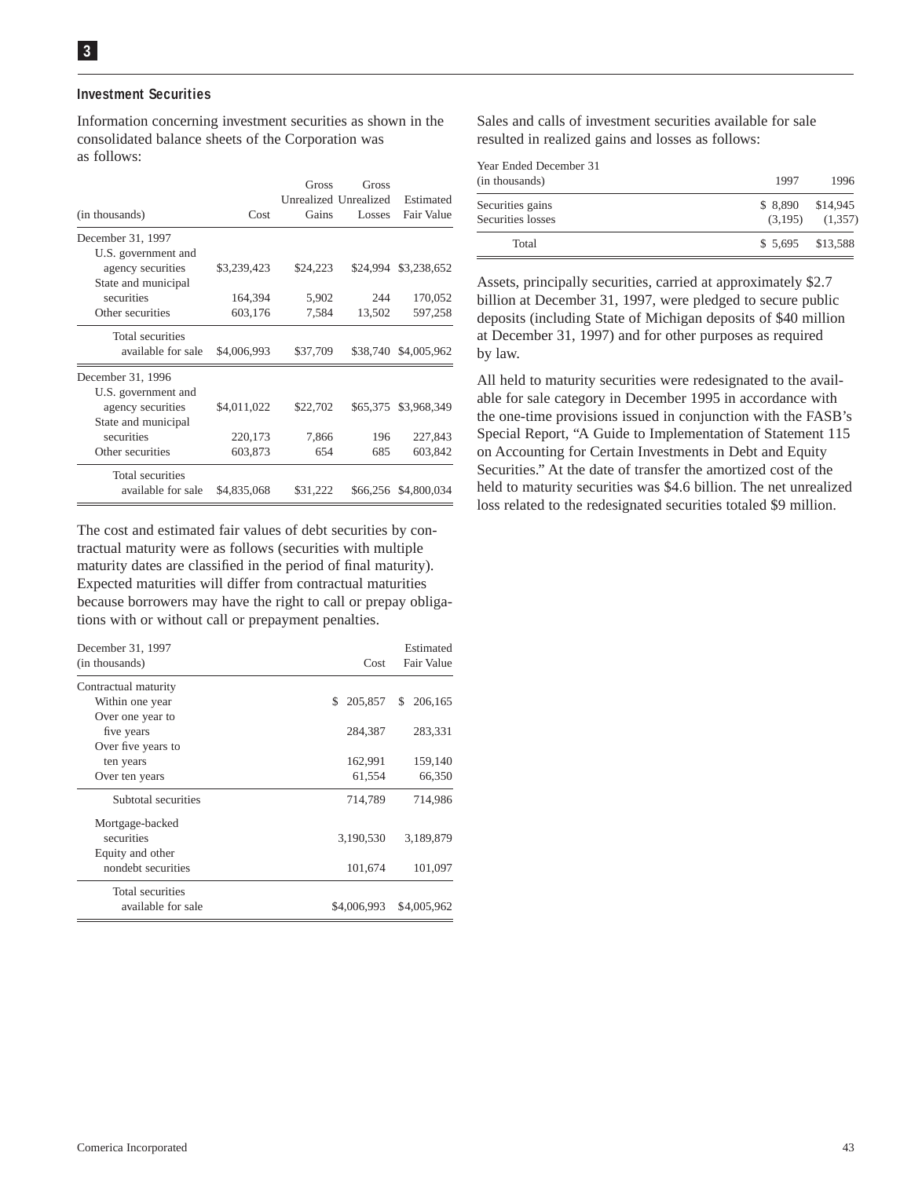### Investment Securities

Information concerning investment securities as shown in the consolidated balance sheets of the Corporation was as follows:

| (in thousands) | Cost | Gross Unrealized Gains | Gross Unrealized Losses | Estimated Fair Value |
|---|---|---|---|---|
| December 31, 1997 | | | | |
| U.S. government and agency securities | $3,239,423 | $24,223 | $24,994 | $3,238,652 |
| State and municipal securities | 164,394 | 5,902 | 244 | 170,052 |
| Other securities | 603,176 | 7,584 | 13,502 | 597,258 |
| Total securities available for sale | $4,006,993 | $37,709 | $38,740 | $4,005,962 |
| December 31, 1996 | | | | |
| U.S. government and agency securities | $4,011,022 | $22,702 | $65,375 | $3,968,349 |
| State and municipal securities | 220,173 | 7,866 | 196 | 227,843 |
| Other securities | 603,873 | 654 | 685 | 603,842 |
| Total securities available for sale | $4,835,068 | $31,222 | $66,256 | $4,800,034 |

The cost and estimated fair values of debt securities by contractual maturity were as follows (securities with multiple maturity dates are classified in the period of final maturity). Expected maturities will differ from contractual maturities because borrowers may have the right to call or prepay obligations with or without call or prepayment penalties.

| December 31, 1997 (in thousands) | Cost | Estimated Fair Value |
|---|---|---|
| Contractual maturity | | |
| Within one year | $ 205,857 | $ 206,165 |
| Over one year to five years | 284,387 | 283,331 |
| Over five years to ten years | 162,991 | 159,140 |
| Over ten years | 61,554 | 66,350 |
| Subtotal securities | 714,789 | 714,986 |
| Mortgage-backed securities | 3,190,530 | 3,189,879 |
| Equity and other nondebt securities | 101,674 | 101,097 |
| Total securities available for sale | $4,006,993 | $4,005,962 |

Sales and calls of investment securities available for sale resulted in realized gains and losses as follows:

| Year Ended December 31 (in thousands) | 1997 | 1996 |
|---|---|---|
| Securities gains | $ 8,890 | $14,945 |
| Securities losses | (3,195) | (1,357) |
| Total | $ 5,695 | $13,588 |

Assets, principally securities, carried at approximately $2.7 billion at December 31, 1997, were pledged to secure public deposits (including State of Michigan deposits of $40 million at December 31, 1997) and for other purposes as required by law.

All held to maturity securities were redesignated to the available for sale category in December 1995 in accordance with the one-time provisions issued in conjunction with the FASB's Special Report, "A Guide to Implementation of Statement 115 on Accounting for Certain Investments in Debt and Equity Securities." At the date of transfer the amortized cost of the held to maturity securities was $4.6 billion. The net unrealized loss related to the redesignated securities totaled $9 million.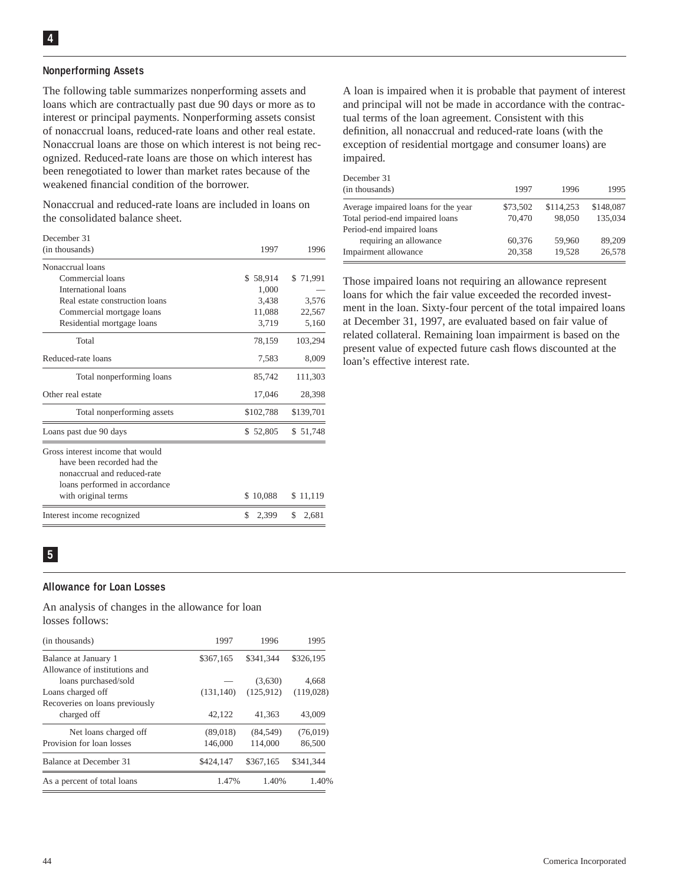## 4

### Nonperforming Assets

The following table summarizes nonperforming assets and loans which are contractually past due 90 days or more as to interest or principal payments. Nonperforming assets consist of nonaccrual loans, reduced-rate loans and other real estate. Nonaccrual loans are those on which interest is not being recognized. Reduced-rate loans are those on which interest has been renegotiated to lower than market rates because of the weakened financial condition of the borrower.

Nonaccrual and reduced-rate loans are included in loans on the consolidated balance sheet.

| December 31 (in thousands) | 1997 | 1996 |
|---|---|---|
| Nonaccrual loans | | |
| Commercial loans | $ 58,914 | $ 71,991 |
| International loans | 1,000 | — |
| Real estate construction loans | 3,438 | 3,576 |
| Commercial mortgage loans | 11,088 | 22,567 |
| Residential mortgage loans | 3,719 | 5,160 |
| Total | 78,159 | 103,294 |
| Reduced-rate loans | 7,583 | 8,009 |
| Total nonperforming loans | 85,742 | 111,303 |
| Other real estate | 17,046 | 28,398 |
| Total nonperforming assets | $102,788 | $139,701 |
| Loans past due 90 days | $ 52,805 | $ 51,748 |
| Gross interest income that would have been recorded had the nonaccrual and reduced-rate loans performed in accordance with original terms | $ 10,088 | $ 11,119 |
| Interest income recognized | $ 2,399 | $ 2,681 |

A loan is impaired when it is probable that payment of interest and principal will not be made in accordance with the contractual terms of the loan agreement. Consistent with this definition, all nonaccrual and reduced-rate loans (with the exception of residential mortgage and consumer loans) are impaired.

| December 31 (in thousands) | 1997 | 1996 | 1995 |
|---|---|---|---|
| Average impaired loans for the year | $73,502 | $114,253 | $148,087 |
| Total period-end impaired loans | 70,470 | 98,050 | 135,034 |
| Period-end impaired loans requiring an allowance | 60,376 | 59,960 | 89,209 |
| Impairment allowance | 20,358 | 19,528 | 26,578 |

Those impaired loans not requiring an allowance represent loans for which the fair value exceeded the recorded investment in the loan. Sixty-four percent of the total impaired loans at December 31, 1997, are evaluated based on fair value of related collateral. Remaining loan impairment is based on the present value of expected future cash flows discounted at the loan's effective interest rate.

## 5

### Allowance for Loan Losses

An analysis of changes in the allowance for loan losses follows:

| (in thousands) | 1997 | 1996 | 1995 |
|---|---|---|---|
| Balance at January 1 | $367,165 | $341,344 | $326,195 |
| Allowance of institutions and loans purchased/sold | — | (3,630) | 4,668 |
| Loans charged off | (131,140) | (125,912) | (119,028) |
| Recoveries on loans previously charged off | 42,122 | 41,363 | 43,009 |
| Net loans charged off | (89,018) | (84,549) | (76,019) |
| Provision for loan losses | 146,000 | 114,000 | 86,500 |
| Balance at December 31 | $424,147 | $367,165 | $341,344 |
| As a percent of total loans | 1.47% | 1.40% | 1.40% |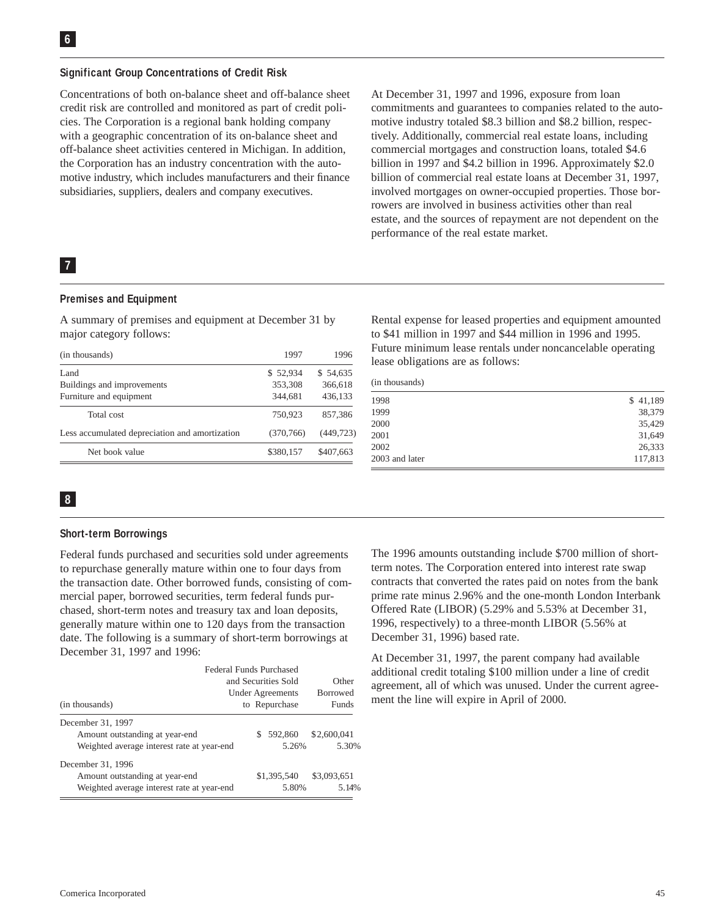## 6

### Significant Group Concentrations of Credit Risk

Concentrations of both on-balance sheet and off-balance sheet credit risk are controlled and monitored as part of credit policies. The Corporation is a regional bank holding company with a geographic concentration of its on-balance sheet and off-balance sheet activities centered in Michigan. In addition, the Corporation has an industry concentration with the automotive industry, which includes manufacturers and their finance subsidiaries, suppliers, dealers and company executives.

At December 31, 1997 and 1996, exposure from loan commitments and guarantees to companies related to the automotive industry totaled $8.3 billion and $8.2 billion, respectively. Additionally, commercial real estate loans, including commercial mortgages and construction loans, totaled $4.6 billion in 1997 and $4.2 billion in 1996. Approximately $2.0 billion of commercial real estate loans at December 31, 1997, involved mortgages on owner-occupied properties. Those borrowers are involved in business activities other than real estate, and the sources of repayment are not dependent on the performance of the real estate market.

## 7

### Premises and Equipment

A summary of premises and equipment at December 31 by major category follows:

| (in thousands) | 1997 | 1996 |
|---|---|---|
| Land | $ 52,934 | $ 54,635 |
| Buildings and improvements | 353,308 | 366,618 |
| Furniture and equipment | 344,681 | 436,133 |
| Total cost | 750,923 | 857,386 |
| Less accumulated depreciation and amortization | (370,766) | (449,723) |
| Net book value | $380,157 | $407,663 |

Rental expense for leased properties and equipment amounted to $41 million in 1997 and $44 million in 1996 and 1995. Future minimum lease rentals under noncancelable operating lease obligations are as follows:

| (in thousands) | |
|---|---|
| 1998 | $ 41,189 |
| 1999 | 38,379 |
| 2000 | 35,429 |
| 2001 | 31,649 |
| 2002 | 26,333 |
| 2003 and later | 117,813 |

## 8

### Short-term Borrowings

Federal funds purchased and securities sold under agreements to repurchase generally mature within one to four days from the transaction date. Other borrowed funds, consisting of commercial paper, borrowed securities, term federal funds purchased, short-term notes and treasury tax and loan deposits, generally mature within one to 120 days from the transaction date. The following is a summary of short-term borrowings at December 31, 1997 and 1996:

| (in thousands) | Federal Funds Purchased and Securities Sold Under Agreements to Repurchase | Other Borrowed Funds |
|---|---|---|
| December 31, 1997 | | |
| Amount outstanding at year-end | $ 592,860 | $2,600,041 |
| Weighted average interest rate at year-end | 5.26% | 5.30% |
| December 31, 1996 | | |
| Amount outstanding at year-end | $1,395,540 | $3,093,651 |
| Weighted average interest rate at year-end | 5.80% | 5.14% |

The 1996 amounts outstanding include $700 million of short-term notes. The Corporation entered into interest rate swap contracts that converted the rates paid on notes from the bank prime rate minus 2.96% and the one-month London Interbank Offered Rate (LIBOR) (5.29% and 5.53% at December 31, 1996, respectively) to a three-month LIBOR (5.56% at December 31, 1996) based rate.

At December 31, 1997, the parent company had available additional credit totaling $100 million under a line of credit agreement, all of which was unused. Under the current agreement the line will expire in April of 2000.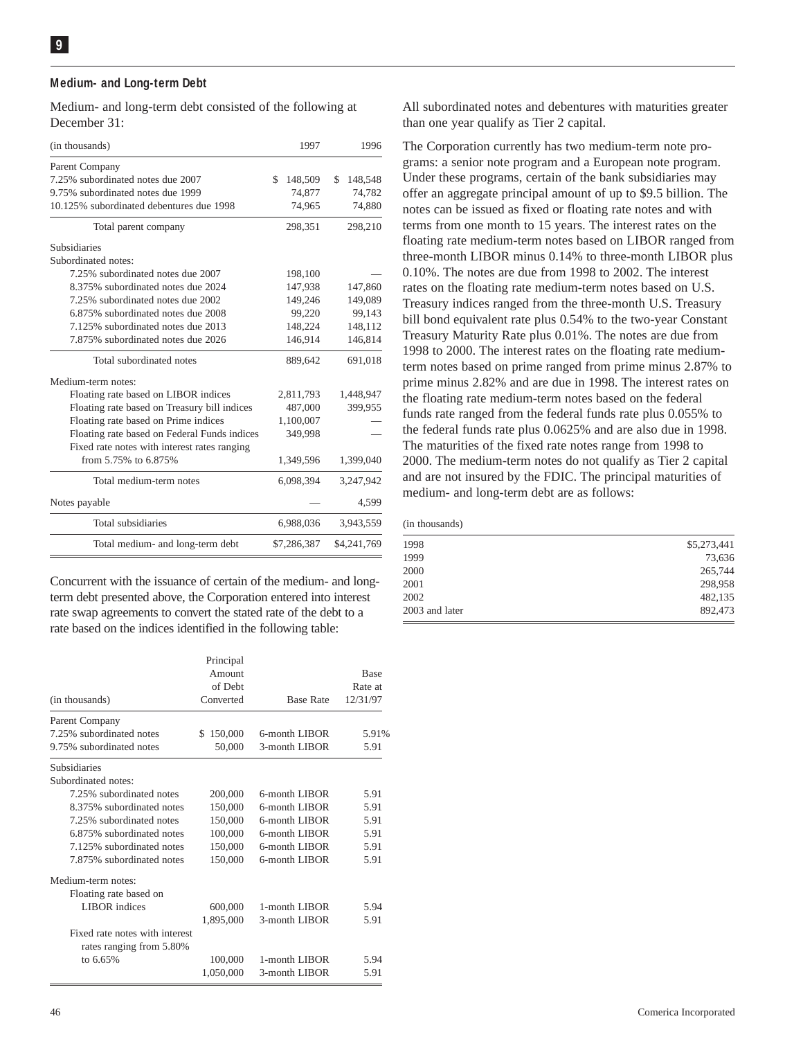## Medium- and Long-term Debt

Medium- and long-term debt consisted of the following at December 31:

| (in thousands) | 1997 | 1996 |
|---|---|---|
| Parent Company | | |
| 7.25% subordinated notes due 2007 | $ 148,509 | $ 148,548 |
| 9.75% subordinated notes due 1999 | 74,877 | 74,782 |
| 10.125% subordinated debentures due 1998 | 74,965 | 74,880 |
| Total parent company | 298,351 | 298,210 |
| Subsidiaries | | |
| Subordinated notes: | | |
| 7.25% subordinated notes due 2007 | 198,100 | — |
| 8.375% subordinated notes due 2024 | 147,938 | 147,860 |
| 7.25% subordinated notes due 2002 | 149,246 | 149,089 |
| 6.875% subordinated notes due 2008 | 99,220 | 99,143 |
| 7.125% subordinated notes due 2013 | 148,224 | 148,112 |
| 7.875% subordinated notes due 2026 | 146,914 | 146,814 |
| Total subordinated notes | 889,642 | 691,018 |
| Medium-term notes: | | |
| Floating rate based on LIBOR indices | 2,811,793 | 1,448,947 |
| Floating rate based on Treasury bill indices | 487,000 | 399,955 |
| Floating rate based on Prime indices | 1,100,007 | — |
| Floating rate based on Federal Funds indices | 349,998 | — |
| Fixed rate notes with interest rates ranging from 5.75% to 6.875% | 1,349,596 | 1,399,040 |
| Total medium-term notes | 6,098,394 | 3,247,942 |
| Notes payable | — | 4,599 |
| Total subsidiaries | 6,988,036 | 3,943,559 |
| Total medium- and long-term debt | $7,286,387 | $4,241,769 |

Concurrent with the issuance of certain of the medium- and long-term debt presented above, the Corporation entered into interest rate swap agreements to convert the stated rate of the debt to a rate based on the indices identified in the following table:

| (in thousands) | Principal Amount of Debt Converted | Base Rate | Base Rate at 12/31/97 |
|---|---|---|---|
| Parent Company | | | |
| 7.25% subordinated notes | $ 150,000 | 6-month LIBOR | 5.91% |
| 9.75% subordinated notes | 50,000 | 3-month LIBOR | 5.91 |
| Subsidiaries | | | |
| Subordinated notes: | | | |
| 7.25% subordinated notes | 200,000 | 6-month LIBOR | 5.91 |
| 8.375% subordinated notes | 150,000 | 6-month LIBOR | 5.91 |
| 7.25% subordinated notes | 150,000 | 6-month LIBOR | 5.91 |
| 6.875% subordinated notes | 100,000 | 6-month LIBOR | 5.91 |
| 7.125% subordinated notes | 150,000 | 6-month LIBOR | 5.91 |
| 7.875% subordinated notes | 150,000 | 6-month LIBOR | 5.91 |
| Medium-term notes: | | | |
| Floating rate based on LIBOR indices | 600,000 | 1-month LIBOR | 5.94 |
| | 1,895,000 | 3-month LIBOR | 5.91 |
| Fixed rate notes with interest rates ranging from 5.80% to 6.65% | 100,000 | 1-month LIBOR | 5.94 |
| | 1,050,000 | 3-month LIBOR | 5.91 |

All subordinated notes and debentures with maturities greater than one year qualify as Tier 2 capital.

The Corporation currently has two medium-term note programs: a senior note program and a European note program. Under these programs, certain of the bank subsidiaries may offer an aggregate principal amount of up to $9.5 billion. The notes can be issued as fixed or floating rate notes and with terms from one month to 15 years. The interest rates on the floating rate medium-term notes based on LIBOR ranged from three-month LIBOR minus 0.14% to three-month LIBOR plus 0.10%. The notes are due from 1998 to 2002. The interest rates on the floating rate medium-term notes based on U.S. Treasury indices ranged from the three-month U.S. Treasury bill bond equivalent rate plus 0.54% to the two-year Constant Treasury Maturity Rate plus 0.01%. The notes are due from 1998 to 2000. The interest rates on the floating rate medium-term notes based on prime ranged from prime minus 2.87% to prime minus 2.82% and are due in 1998. The interest rates on the floating rate medium-term notes based on the federal funds rate ranged from the federal funds rate plus 0.055% to the federal funds rate plus 0.0625% and are also due in 1998. The maturities of the fixed rate notes range from 1998 to 2000. The medium-term notes do not qualify as Tier 2 capital and are not insured by the FDIC. The principal maturities of medium- and long-term debt are as follows:

| (in thousands) | |
|---|---|
| 1998 | $5,273,441 |
| 1999 | 73,636 |
| 2000 | 265,744 |
| 2001 | 298,958 |
| 2002 | 482,135 |
| 2003 and later | 892,473 |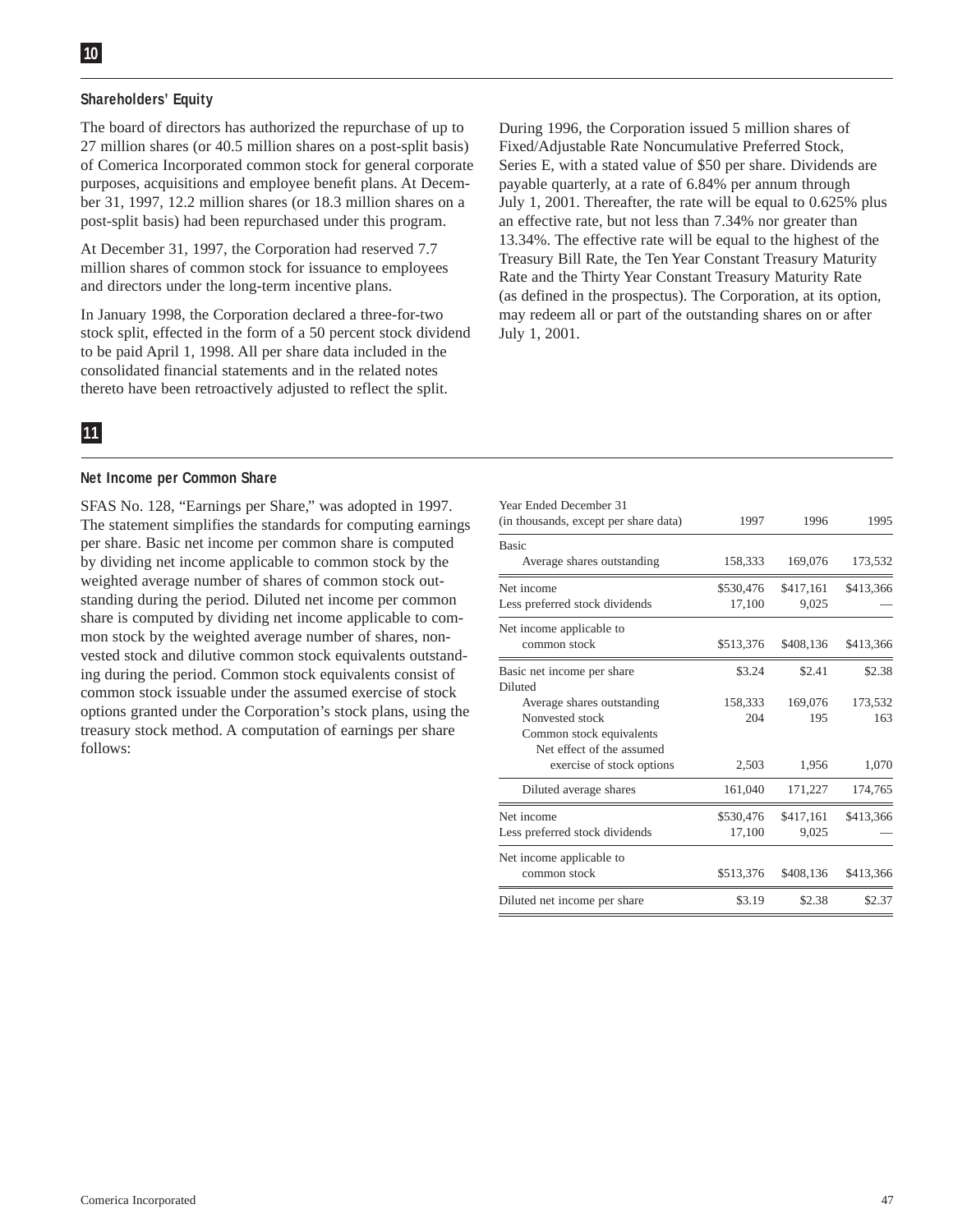## 10

### Shareholders' Equity

The board of directors has authorized the repurchase of up to 27 million shares (or 40.5 million shares on a post-split basis) of Comerica Incorporated common stock for general corporate purposes, acquisitions and employee benefit plans. At December 31, 1997, 12.2 million shares (or 18.3 million shares on a post-split basis) had been repurchased under this program.

At December 31, 1997, the Corporation had reserved 7.7 million shares of common stock for issuance to employees and directors under the long-term incentive plans.

In January 1998, the Corporation declared a three-for-two stock split, effected in the form of a 50 percent stock dividend to be paid April 1, 1998. All per share data included in the consolidated financial statements and in the related notes thereto have been retroactively adjusted to reflect the split.

During 1996, the Corporation issued 5 million shares of Fixed/Adjustable Rate Noncumulative Preferred Stock, Series E, with a stated value of $50 per share. Dividends are payable quarterly, at a rate of 6.84% per annum through July 1, 2001. Thereafter, the rate will be equal to 0.625% plus an effective rate, but not less than 7.34% nor greater than 13.34%. The effective rate will be equal to the highest of the Treasury Bill Rate, the Ten Year Constant Treasury Maturity Rate and the Thirty Year Constant Treasury Maturity Rate (as defined in the prospectus). The Corporation, at its option, may redeem all or part of the outstanding shares on or after July 1, 2001.

## 11

### Net Income per Common Share

SFAS No. 128, "Earnings per Share," was adopted in 1997. The statement simplifies the standards for computing earnings per share. Basic net income per common share is computed by dividing net income applicable to common stock by the weighted average number of shares of common stock outstanding during the period. Diluted net income per common share is computed by dividing net income applicable to common stock by the weighted average number of shares, nonvested stock and dilutive common stock equivalents outstanding during the period. Common stock equivalents consist of common stock issuable under the assumed exercise of stock options granted under the Corporation's stock plans, using the treasury stock method. A computation of earnings per share follows:

| Year Ended December 31<br>(in thousands, except per share data) | 1997 | 1996 | 1995 |
|---|---|---|---|
| Basic | | | |
| Average shares outstanding | 158,333 | 169,076 | 173,532 |
| Net income | $530,476 | $417,161 | $413,366 |
| Less preferred stock dividends | 17,100 | 9,025 | — |
| Net income applicable to common stock | $513,376 | $408,136 | $413,366 |
| Basic net income per share | $3.24 | $2.41 | $2.38 |
| Diluted | | | |
| Average shares outstanding | 158,333 | 169,076 | 173,532 |
| Nonvested stock | 204 | 195 | 163 |
| Common stock equivalents | | | |
| Net effect of the assumed exercise of stock options | 2,503 | 1,956 | 1,070 |
| Diluted average shares | 161,040 | 171,227 | 174,765 |
| Net income | $530,476 | $417,161 | $413,366 |
| Less preferred stock dividends | 17,100 | 9,025 | — |
| Net income applicable to common stock | $513,376 | $408,136 | $413,366 |
| Diluted net income per share | $3.19 | $2.38 | $2.37 |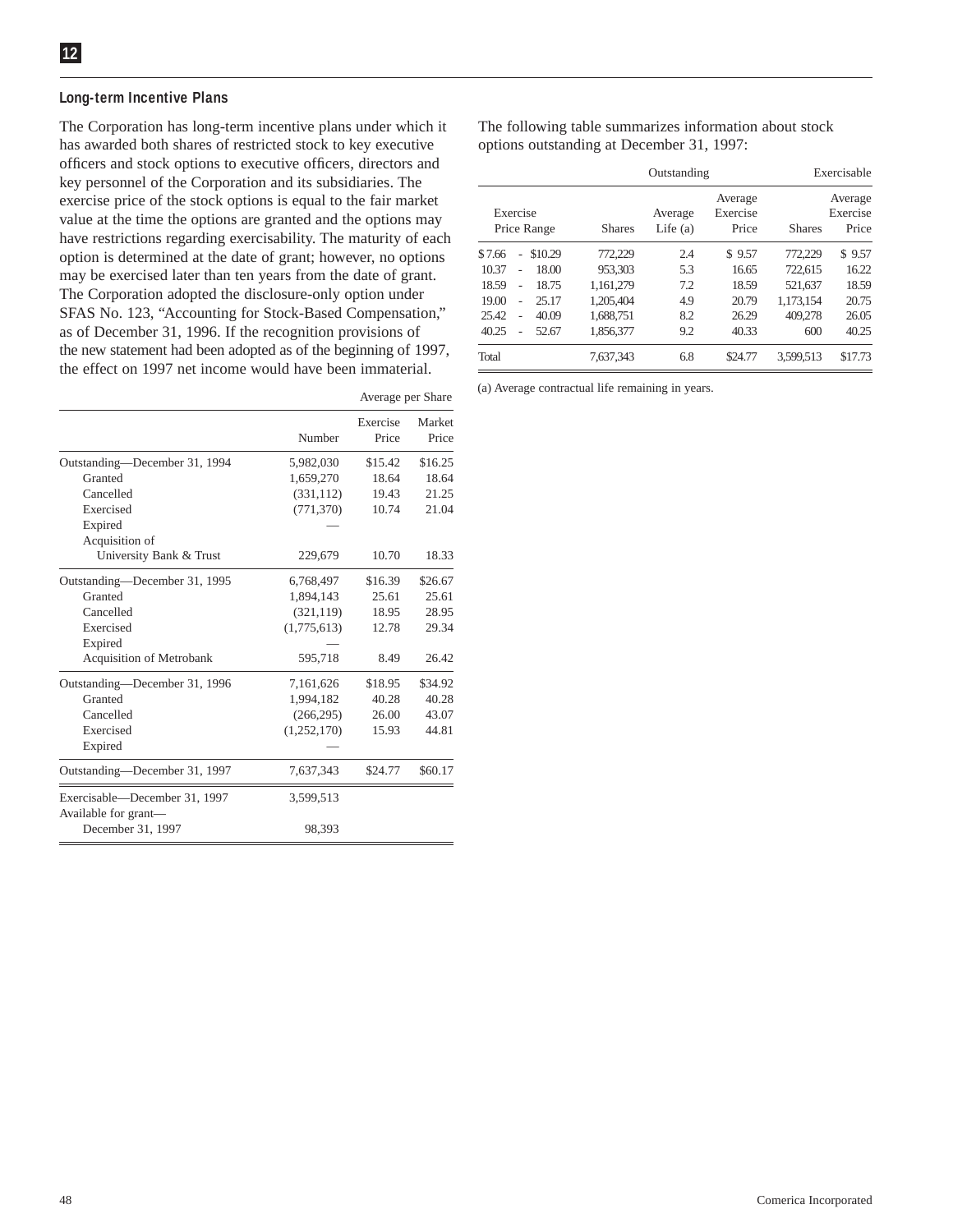## Long-term Incentive Plans

The Corporation has long-term incentive plans under which it has awarded both shares of restricted stock to key executive officers and stock options to executive officers, directors and key personnel of the Corporation and its subsidiaries. The exercise price of the stock options is equal to the fair market value at the time the options are granted and the options may have restrictions regarding exercisability. The maturity of each option is determined at the date of grant; however, no options may be exercised later than ten years from the date of grant. The Corporation adopted the disclosure-only option under SFAS No. 123, "Accounting for Stock-Based Compensation," as of December 31, 1996. If the recognition provisions of the new statement had been adopted as of the beginning of 1997, the effect on 1997 net income would have been immaterial.

| | | Average per Share | |
|---|---|---|---|
| | Number | Exercise Price | Market Price |
| Outstanding—December 31, 1994 | 5,982,030 | $15.42 | $16.25 |
| Granted | 1,659,270 | 18.64 | 18.64 |
| Cancelled | (331,112) | 19.43 | 21.25 |
| Exercised | (771,370) | 10.74 | 21.04 |
| Expired | — | | |
| Acquisition of University Bank & Trust | 229,679 | 10.70 | 18.33 |
| Outstanding—December 31, 1995 | 6,768,497 | $16.39 | $26.67 |
| Granted | 1,894,143 | 25.61 | 25.61 |
| Cancelled | (321,119) | 18.95 | 28.95 |
| Exercised | (1,775,613) | 12.78 | 29.34 |
| Expired | — | | |
| Acquisition of Metrobank | 595,718 | 8.49 | 26.42 |
| Outstanding—December 31, 1996 | 7,161,626 | $18.95 | $34.92 |
| Granted | 1,994,182 | 40.28 | 40.28 |
| Cancelled | (266,295) | 26.00 | 43.07 |
| Exercised | (1,252,170) | 15.93 | 44.81 |
| Expired | — | | |
| Outstanding—December 31, 1997 | 7,637,343 | $24.77 | $60.17 |
| Exercisable—December 31, 1997 | 3,599,513 | | |
| Available for grant—December 31, 1997 | 98,393 | | |

The following table summarizes information about stock options outstanding at December 31, 1997:

| | Outstanding | | | Exercisable | |
|---|---|---|---|---|---|
| Exercise Price Range | Shares | Average Life (a) | Average Exercise Price | Shares | Average Exercise Price |
| $7.66 - $10.29 | 772,229 | 2.4 | $ 9.57 | 772,229 | $ 9.57 |
| 10.37 - 18.00 | 953,303 | 5.3 | 16.65 | 722,615 | 16.22 |
| 18.59 - 18.75 | 1,161,279 | 7.2 | 18.59 | 521,637 | 18.59 |
| 19.00 - 25.17 | 1,205,404 | 4.9 | 20.79 | 1,173,154 | 20.75 |
| 25.42 - 40.09 | 1,688,751 | 8.2 | 26.29 | 409,278 | 26.05 |
| 40.25 - 52.67 | 1,856,377 | 9.2 | 40.33 | 600 | 40.25 |
| Total | 7,637,343 | 6.8 | $24.77 | 3,599,513 | $17.73 |

(a) Average contractual life remaining in years.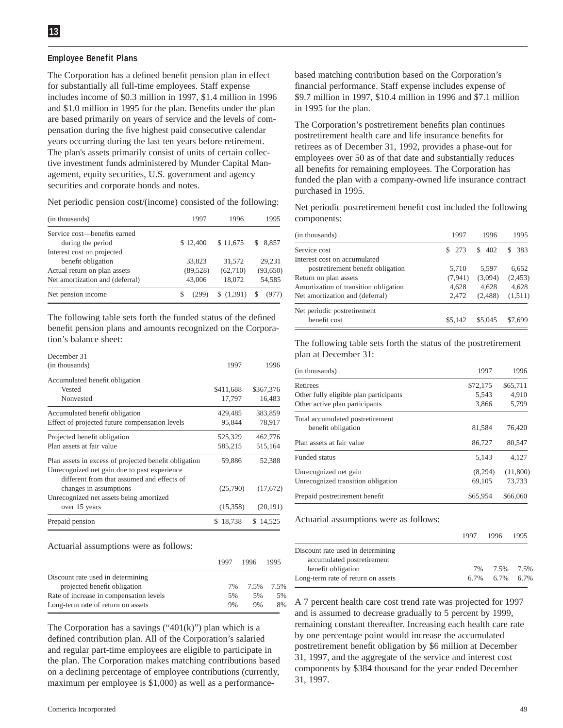### Employee Benefit Plans

The Corporation has a defined benefit pension plan in effect for substantially all full-time employees. Staff expense includes income of $0.3 million in 1997, $1.4 million in 1996 and $1.0 million in 1995 for the plan. Benefits under the plan are based primarily on years of service and the levels of compensation during the five highest paid consecutive calendar years occurring during the last ten years before retirement. The plan's assets primarily consist of units of certain collective investment funds administered by Munder Capital Management, equity securities, U.S. government and agency securities and corporate bonds and notes.

Net periodic pension cost/(income) consisted of the following:

| (in thousands) | 1997 | 1996 | 1995 |
|---|---|---|---|
| Service cost—benefits earned during the period | $ 12,400 | $ 11,675 | $ 8,857 |
| Interest cost on projected benefit obligation | 33,823 | 31,572 | 29,231 |
| Actual return on plan assets | (89,528) | (62,710) | (93,650) |
| Net amortization and (deferral) | 43,006 | 18,072 | 54,585 |
| Net pension income | $ (299) | $ (1,391) | $ (977) |

The following table sets forth the funded status of the defined benefit pension plans and amounts recognized on the Corporation's balance sheet:

| December 31 (in thousands) | 1997 | 1996 |
|---|---|---|
| Accumulated benefit obligation | | |
| Vested | $411,688 | $367,376 |
| Nonvested | 17,797 | 16,483 |
| Accumulated benefit obligation | 429,485 | 383,859 |
| Effect of projected future compensation levels | 95,844 | 78,917 |
| Projected benefit obligation | 525,329 | 462,776 |
| Plan assets at fair value | 585,215 | 515,164 |
| Plan assets in excess of projected benefit obligation | 59,886 | 52,388 |
| Unrecognized net gain due to past experience different from that assumed and effects of changes in assumptions | (25,790) | (17,672) |
| Unrecognized net assets being amortized over 15 years | (15,358) | (20,191) |
| Prepaid pension | $ 18,738 | $ 14,525 |

Actuarial assumptions were as follows:

| | 1997 | 1996 | 1995 |
|---|---|---|---|
| Discount rate used in determining projected benefit obligation | 7% | 7.5% | 7.5% |
| Rate of increase in compensation levels | 5% | 5% | 5% |
| Long-term rate of return on assets | 9% | 9% | 8% |

The Corporation has a savings ("401(k)") plan which is a defined contribution plan. All of the Corporation's salaried and regular part-time employees are eligible to participate in the plan. The Corporation makes matching contributions based on a declining percentage of employee contributions (currently, maximum per employee is $1,000) as well as a performance-based matching contribution based on the Corporation's financial performance. Staff expense includes expense of $9.7 million in 1997, $10.4 million in 1996 and $7.1 million in 1995 for the plan.

The Corporation's postretirement benefits plan continues postretirement health care and life insurance benefits for retirees as of December 31, 1992, provides a phase-out for employees over 50 as of that date and substantially reduces all benefits for remaining employees. The Corporation has funded the plan with a company-owned life insurance contract purchased in 1995.

Net periodic postretirement benefit cost included the following components:

| (in thousands) | 1997 | 1996 | 1995 |
|---|---|---|---|
| Service cost | $ 273 | $ 402 | $ 383 |
| Interest cost on accumulated postretirement benefit obligation | 5,710 | 5,597 | 6,652 |
| Return on plan assets | (7,941) | (3,094) | (2,453) |
| Amortization of transition obligation | 4,628 | 4,628 | 4,628 |
| Net amortization and (deferral) | 2,472 | (2,488) | (1,511) |
| Net periodic postretirement benefit cost | $5,142 | $5,045 | $7,699 |

The following table sets forth the status of the postretirement plan at December 31:

| (in thousands) | 1997 | 1996 |
|---|---|---|
| Retirees | $72,175 | $65,711 |
| Other fully eligible plan participants | 5,543 | 4,910 |
| Other active plan participants | 3,866 | 5,799 |
| Total accumulated postretirement benefit obligation | 81,584 | 76,420 |
| Plan assets at fair value | 86,727 | 80,547 |
| Funded status | 5,143 | 4,127 |
| Unrecognized net gain | (8,294) | (11,800) |
| Unrecognized transition obligation | 69,105 | 73,733 |
| Prepaid postretirement benefit | $65,954 | $66,060 |

Actuarial assumptions were as follows:

| | 1997 | 1996 | 1995 |
|---|---|---|---|
| Discount rate used in determining accumulated postretirement benefit obligation | 7% | 7.5% | 7.5% |
| Long-term rate of return on assets | 6.7% | 6.7% | 6.7% |

A 7 percent health care cost trend rate was projected for 1997 and is assumed to decrease gradually to 5 percent by 1999, remaining constant thereafter. Increasing each health care rate by one percentage point would increase the accumulated postretirement benefit obligation by $6 million at December 31, 1997, and the aggregate of the service and interest cost components by $384 thousand for the year ended December 31, 1997.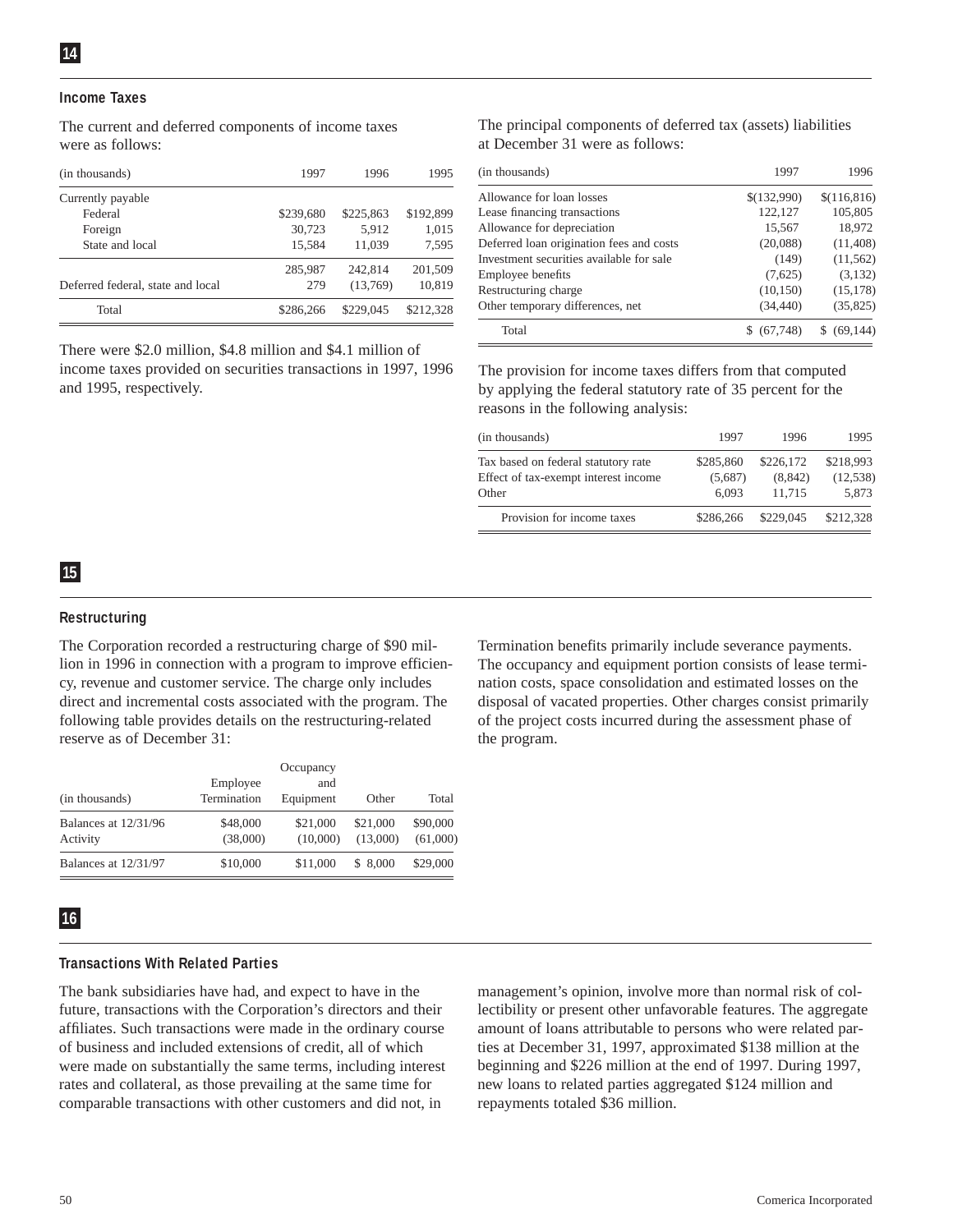## 14

### Income Taxes

The current and deferred components of income taxes were as follows:

| (in thousands) | 1997 | 1996 | 1995 |
|---|---|---|---|
| Currently payable | | | |
| Federal | $239,680 | $225,863 | $192,899 |
| Foreign | 30,723 | 5,912 | 1,015 |
| State and local | 15,584 | 11,039 | 7,595 |
| | 285,987 | 242,814 | 201,509 |
| Deferred federal, state and local | 279 | (13,769) | 10,819 |
| Total | $286,266 | $229,045 | $212,328 |

There were $2.0 million, $4.8 million and $4.1 million of income taxes provided on securities transactions in 1997, 1996 and 1995, respectively.

The principal components of deferred tax (assets) liabilities at December 31 were as follows:

| (in thousands) | 1997 | 1996 |
|---|---|---|
| Allowance for loan losses | $(132,990) | $(116,816) |
| Lease financing transactions | 122,127 | 105,805 |
| Allowance for depreciation | 15,567 | 18,972 |
| Deferred loan origination fees and costs | (20,088) | (11,408) |
| Investment securities available for sale | (149) | (11,562) |
| Employee benefits | (7,625) | (3,132) |
| Restructuring charge | (10,150) | (15,178) |
| Other temporary differences, net | (34,440) | (35,825) |
| Total | $ (67,748) | $ (69,144) |

The provision for income taxes differs from that computed by applying the federal statutory rate of 35 percent for the reasons in the following analysis:

| (in thousands) | 1997 | 1996 | 1995 |
|---|---|---|---|
| Tax based on federal statutory rate | $285,860 | $226,172 | $218,993 |
| Effect of tax-exempt interest income | (5,687) | (8,842) | (12,538) |
| Other | 6,093 | 11,715 | 5,873 |
| Provision for income taxes | $286,266 | $229,045 | $212,328 |

## 15

### Restructuring

The Corporation recorded a restructuring charge of $90 million in 1996 in connection with a program to improve efficiency, revenue and customer service. The charge only includes direct and incremental costs associated with the program. The following table provides details on the restructuring-related reserve as of December 31:

| (in thousands) | Employee Termination | Occupancy and Equipment | Other | Total |
|---|---|---|---|---|
| Balances at 12/31/96 | $48,000 | $21,000 | $21,000 | $90,000 |
| Activity | (38,000) | (10,000) | (13,000) | (61,000) |
| Balances at 12/31/97 | $10,000 | $11,000 | $ 8,000 | $29,000 |

Termination benefits primarily include severance payments. The occupancy and equipment portion consists of lease termination costs, space consolidation and estimated losses on the disposal of vacated properties. Other charges consist primarily of the project costs incurred during the assessment phase of the program.

## 16

### Transactions With Related Parties

The bank subsidiaries have had, and expect to have in the future, transactions with the Corporation's directors and their affiliates. Such transactions were made in the ordinary course of business and included extensions of credit, all of which were made on substantially the same terms, including interest rates and collateral, as those prevailing at the same time for comparable transactions with other customers and did not, in management's opinion, involve more than normal risk of collectibility or present other unfavorable features. The aggregate amount of loans attributable to persons who were related parties at December 31, 1997, approximated $138 million at the beginning and $226 million at the end of 1997. During 1997, new loans to related parties aggregated $124 million and repayments totaled $36 million.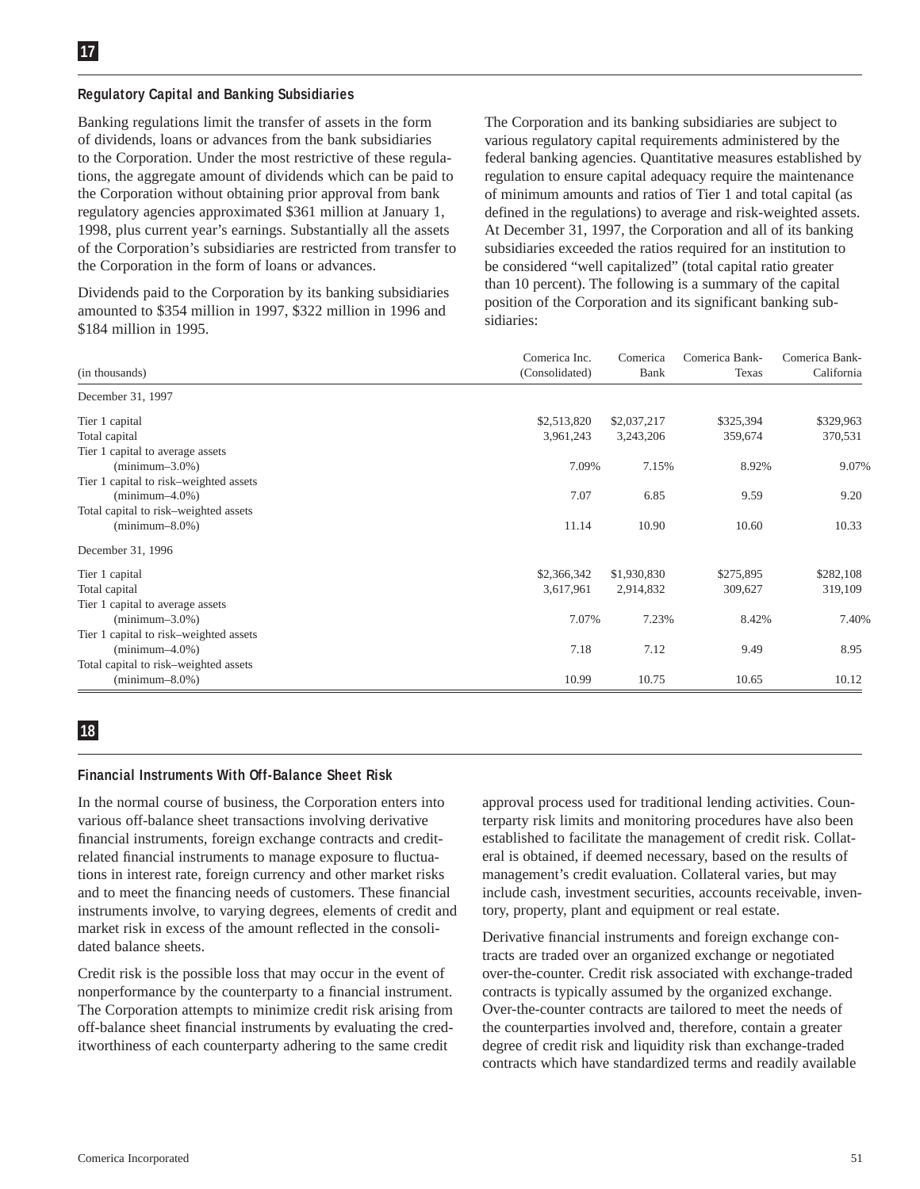## 17

### Regulatory Capital and Banking Subsidiaries

Banking regulations limit the transfer of assets in the form of dividends, loans or advances from the bank subsidiaries to the Corporation. Under the most restrictive of these regulations, the aggregate amount of dividends which can be paid to the Corporation without obtaining prior approval from bank regulatory agencies approximated $361 million at January 1, 1998, plus current year's earnings. Substantially all the assets of the Corporation's subsidiaries are restricted from transfer to the Corporation in the form of loans or advances.

Dividends paid to the Corporation by its banking subsidiaries amounted to $354 million in 1997, $322 million in 1996 and $184 million in 1995.

The Corporation and its banking subsidiaries are subject to various regulatory capital requirements administered by the federal banking agencies. Quantitative measures established by regulation to ensure capital adequacy require the maintenance of minimum amounts and ratios of Tier 1 and total capital (as defined in the regulations) to average and risk-weighted assets. At December 31, 1997, the Corporation and all of its banking subsidiaries exceeded the ratios required for an institution to be considered "well capitalized" (total capital ratio greater than 10 percent). The following is a summary of the capital position of the Corporation and its significant banking subsidiaries:

| (in thousands) | Comerica Inc. (Consolidated) | Comerica Bank | Comerica Bank-Texas | Comerica Bank-California |
|---|---|---|---|---|
| December 31, 1997 | | | | |
| Tier 1 capital | $2,513,820 | $2,037,217 | $325,394 | $329,963 |
| Total capital | 3,961,243 | 3,243,206 | 359,674 | 370,531 |
| Tier 1 capital to average assets (minimum–3.0%) | 7.09% | 7.15% | 8.92% | 9.07% |
| Tier 1 capital to risk–weighted assets (minimum–4.0%) | 7.07 | 6.85 | 9.59 | 9.20 |
| Total capital to risk–weighted assets (minimum–8.0%) | 11.14 | 10.90 | 10.60 | 10.33 |
| December 31, 1996 | | | | |
| Tier 1 capital | $2,366,342 | $1,930,830 | $275,895 | $282,108 |
| Total capital | 3,617,961 | 2,914,832 | 309,627 | 319,109 |
| Tier 1 capital to average assets (minimum–3.0%) | 7.07% | 7.23% | 8.42% | 7.40% |
| Tier 1 capital to risk–weighted assets (minimum–4.0%) | 7.18 | 7.12 | 9.49 | 8.95 |
| Total capital to risk–weighted assets (minimum–8.0%) | 10.99 | 10.75 | 10.65 | 10.12 |

## 18

### Financial Instruments With Off-Balance Sheet Risk

In the normal course of business, the Corporation enters into various off-balance sheet transactions involving derivative financial instruments, foreign exchange contracts and credit-related financial instruments to manage exposure to fluctuations in interest rate, foreign currency and other market risks and to meet the financing needs of customers. These financial instruments involve, to varying degrees, elements of credit and market risk in excess of the amount reflected in the consolidated balance sheets.

Credit risk is the possible loss that may occur in the event of nonperformance by the counterparty to a financial instrument. The Corporation attempts to minimize credit risk arising from off-balance sheet financial instruments by evaluating the creditworthiness of each counterparty adhering to the same credit approval process used for traditional lending activities. Counterparty risk limits and monitoring procedures have also been established to facilitate the management of credit risk. Collateral is obtained, if deemed necessary, based on the results of management's credit evaluation. Collateral varies, but may include cash, investment securities, accounts receivable, inventory, property, plant and equipment or real estate.

Derivative financial instruments and foreign exchange contracts are traded over an organized exchange or negotiated over-the-counter. Credit risk associated with exchange-traded contracts is typically assumed by the organized exchange. Over-the-counter contracts are tailored to meet the needs of the counterparties involved and, therefore, contain a greater degree of credit risk and liquidity risk than exchange-traded contracts which have standardized terms and readily available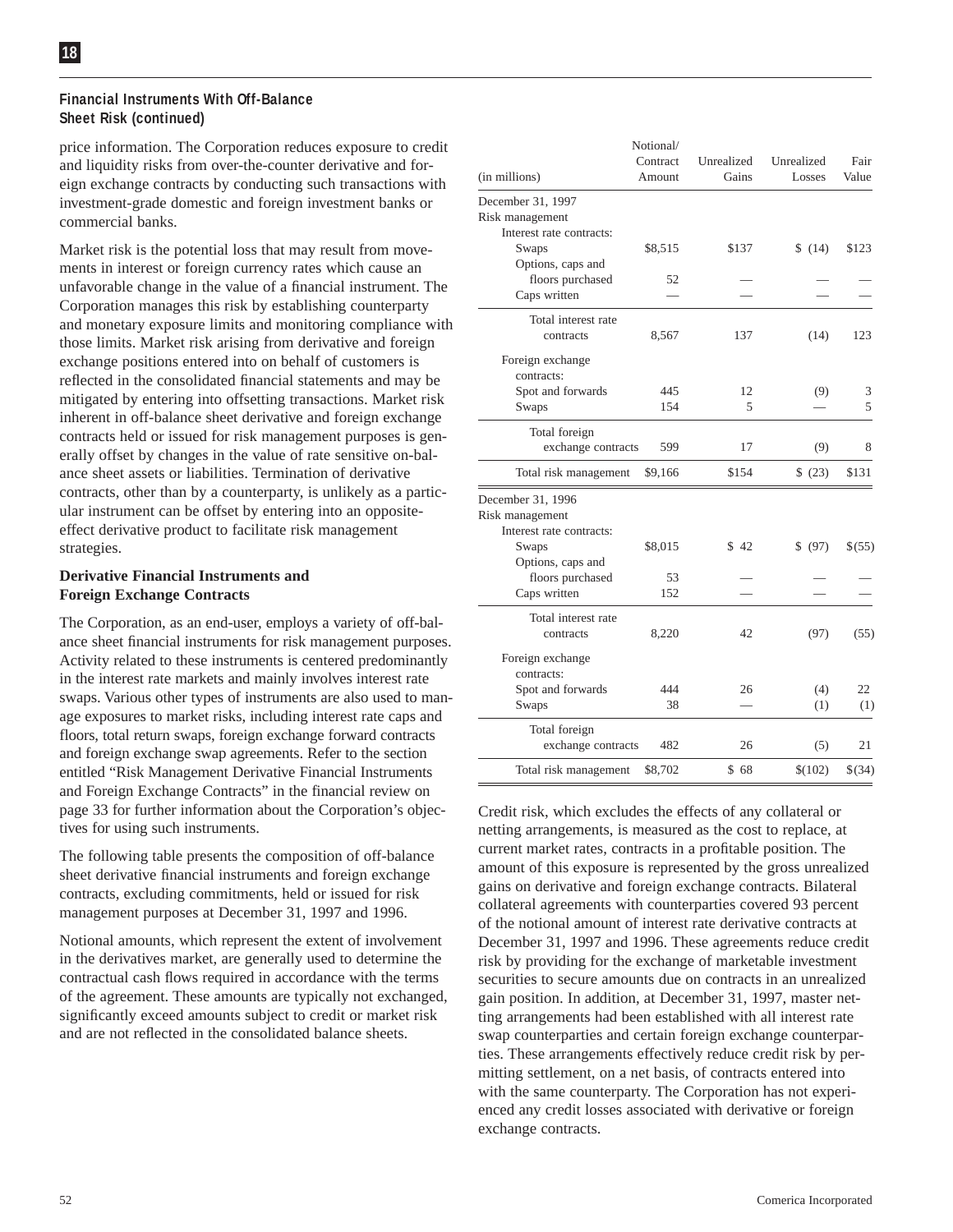## Financial Instruments With Off-Balance Sheet Risk (continued)

price information. The Corporation reduces exposure to credit and liquidity risks from over-the-counter derivative and foreign exchange contracts by conducting such transactions with investment-grade domestic and foreign investment banks or commercial banks.

Market risk is the potential loss that may result from movements in interest or foreign currency rates which cause an unfavorable change in the value of a financial instrument. The Corporation manages this risk by establishing counterparty and monetary exposure limits and monitoring compliance with those limits. Market risk arising from derivative and foreign exchange positions entered into on behalf of customers is reflected in the consolidated financial statements and may be mitigated by entering into offsetting transactions. Market risk inherent in off-balance sheet derivative and foreign exchange contracts held or issued for risk management purposes is generally offset by changes in the value of rate sensitive on-balance sheet assets or liabilities. Termination of derivative contracts, other than by a counterparty, is unlikely as a particular instrument can be offset by entering into an opposite-effect derivative product to facilitate risk management strategies.

**Derivative Financial Instruments and Foreign Exchange Contracts**

The Corporation, as an end-user, employs a variety of off-balance sheet financial instruments for risk management purposes. Activity related to these instruments is centered predominantly in the interest rate markets and mainly involves interest rate swaps. Various other types of instruments are also used to manage exposures to market risks, including interest rate caps and floors, total return swaps, foreign exchange forward contracts and foreign exchange swap agreements. Refer to the section entitled "Risk Management Derivative Financial Instruments and Foreign Exchange Contracts" in the financial review on page 33 for further information about the Corporation's objectives for using such instruments.

The following table presents the composition of off-balance sheet derivative financial instruments and foreign exchange contracts, excluding commitments, held or issued for risk management purposes at December 31, 1997 and 1996.

Notional amounts, which represent the extent of involvement in the derivatives market, are generally used to determine the contractual cash flows required in accordance with the terms of the agreement. These amounts are typically not exchanged, significantly exceed amounts subject to credit or market risk and are not reflected in the consolidated balance sheets.

| (in millions) | Notional/ Contract Amount | Unrealized Gains | Unrealized Losses | Fair Value |
|---|---|---|---|---|
| **December 31, 1997** | | | | |
| Risk management | | | | |
| Interest rate contracts: | | | | |
| Swaps | $8,515 | $137 | $ (14) | $123 |
| Options, caps and floors purchased | 52 | — | — | — |
| Caps written | — | — | — | — |
| Total interest rate contracts | 8,567 | 137 | (14) | 123 |
| Foreign exchange contracts: | | | | |
| Spot and forwards | 445 | 12 | (9) | 3 |
| Swaps | 154 | 5 | — | 5 |
| Total foreign exchange contracts | 599 | 17 | (9) | 8 |
| Total risk management | $9,166 | $154 | $ (23) | $131 |
| **December 31, 1996** | | | | |
| Risk management | | | | |
| Interest rate contracts: | | | | |
| Swaps | $8,015 | $ 42 | $ (97) | $(55) |
| Options, caps and floors purchased | 53 | — | — | — |
| Caps written | 152 | — | — | — |
| Total interest rate contracts | 8,220 | 42 | (97) | (55) |
| Foreign exchange contracts: | | | | |
| Spot and forwards | 444 | 26 | (4) | 22 |
| Swaps | 38 | — | (1) | (1) |
| Total foreign exchange contracts | 482 | 26 | (5) | 21 |
| Total risk management | $8,702 | $ 68 | $(102) | $(34) |

Credit risk, which excludes the effects of any collateral or netting arrangements, is measured as the cost to replace, at current market rates, contracts in a profitable position. The amount of this exposure is represented by the gross unrealized gains on derivative and foreign exchange contracts. Bilateral collateral agreements with counterparties covered 93 percent of the notional amount of interest rate derivative contracts at December 31, 1997 and 1996. These agreements reduce credit risk by providing for the exchange of marketable investment securities to secure amounts due on contracts in an unrealized gain position. In addition, at December 31, 1997, master netting arrangements had been established with all interest rate swap counterparties and certain foreign exchange counterparties. These arrangements effectively reduce credit risk by permitting settlement, on a net basis, of contracts entered into with the same counterparty. The Corporation has not experienced any credit losses associated with derivative or foreign exchange contracts.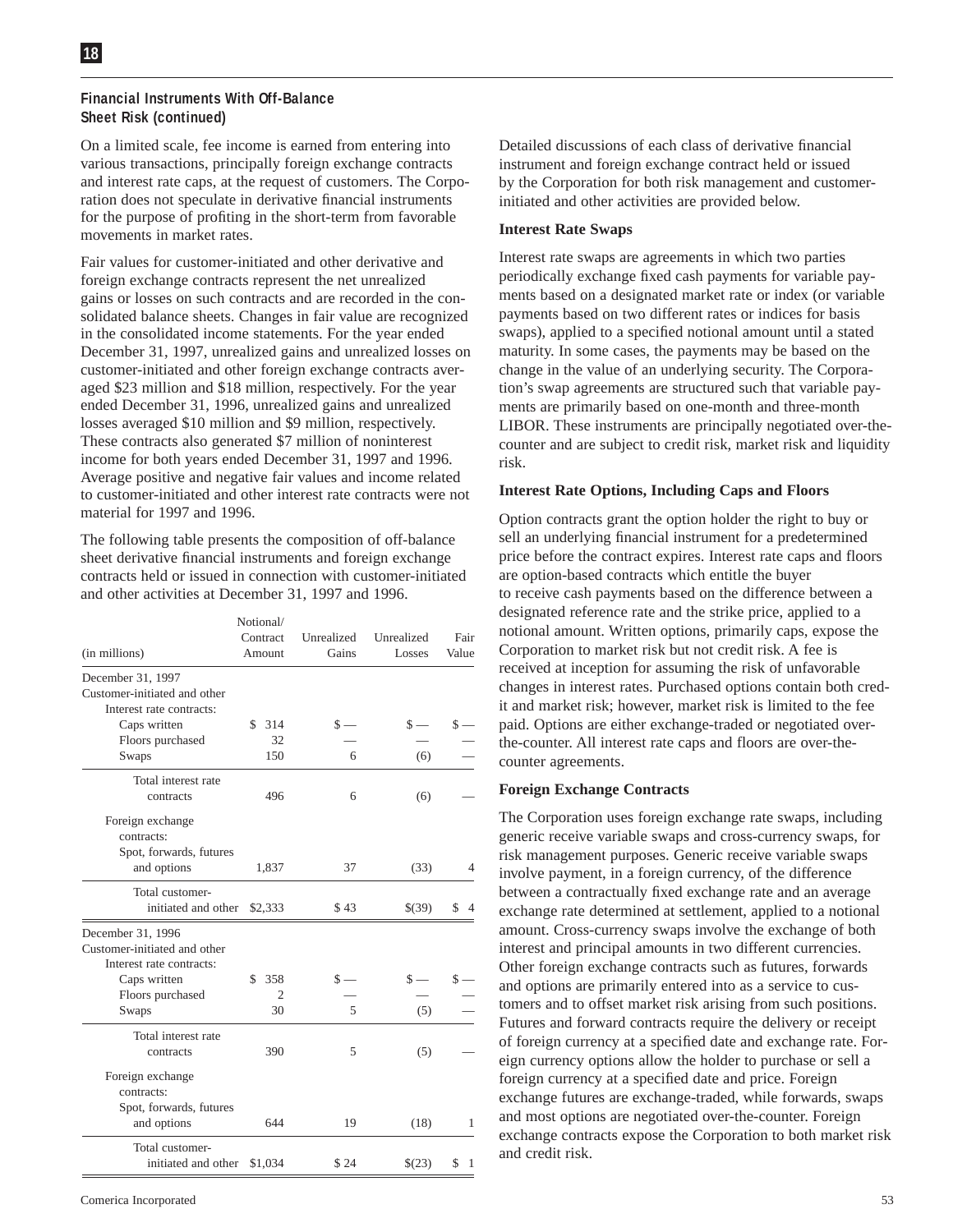## Financial Instruments With Off-Balance Sheet Risk (continued)

On a limited scale, fee income is earned from entering into various transactions, principally foreign exchange contracts and interest rate caps, at the request of customers. The Corporation does not speculate in derivative financial instruments for the purpose of profiting in the short-term from favorable movements in market rates.

Fair values for customer-initiated and other derivative and foreign exchange contracts represent the net unrealized gains or losses on such contracts and are recorded in the consolidated balance sheets. Changes in fair value are recognized in the consolidated income statements. For the year ended December 31, 1997, unrealized gains and unrealized losses on customer-initiated and other foreign exchange contracts averaged $23 million and $18 million, respectively. For the year ended December 31, 1996, unrealized gains and unrealized losses averaged $10 million and $9 million, respectively. These contracts also generated $7 million of noninterest income for both years ended December 31, 1997 and 1996. Average positive and negative fair values and income related to customer-initiated and other interest rate contracts were not material for 1997 and 1996.

The following table presents the composition of off-balance sheet derivative financial instruments and foreign exchange contracts held or issued in connection with customer-initiated and other activities at December 31, 1997 and 1996.

| (in millions) | Notional/ Contract Amount | Unrealized Gains | Unrealized Losses | Fair Value |
|---|---|---|---|---|
| December 31, 1997 | | | | |
| Customer-initiated and other | | | | |
| Interest rate contracts: | | | | |
| Caps written | $ 314 | $ — | $ — | $ — |
| Floors purchased | 32 | — | — | — |
| Swaps | 150 | 6 | (6) | — |
| Total interest rate contracts | 496 | 6 | (6) | — |
| Foreign exchange contracts: | | | | |
| Spot, forwards, futures and options | 1,837 | 37 | (33) | 4 |
| Total customer-initiated and other | $2,333 | $ 43 | $(39) | $ 4 |
| December 31, 1996 | | | | |
| Customer-initiated and other | | | | |
| Interest rate contracts: | | | | |
| Caps written | $ 358 | $ — | $ — | $ — |
| Floors purchased | 2 | — | — | — |
| Swaps | 30 | 5 | (5) | — |
| Total interest rate contracts | 390 | 5 | (5) | — |
| Foreign exchange contracts: | | | | |
| Spot, forwards, futures and options | 644 | 19 | (18) | 1 |
| Total customer-initiated and other | $1,034 | $ 24 | $(23) | $ 1 |

Detailed discussions of each class of derivative financial instrument and foreign exchange contract held or issued by the Corporation for both risk management and customer-initiated and other activities are provided below.

**Interest Rate Swaps**

Interest rate swaps are agreements in which two parties periodically exchange fixed cash payments for variable payments based on a designated market rate or index (or variable payments based on two different rates or indices for basis swaps), applied to a specified notional amount until a stated maturity. In some cases, the payments may be based on the change in the value of an underlying security. The Corporation's swap agreements are structured such that variable payments are primarily based on one-month and three-month LIBOR. These instruments are principally negotiated over-the-counter and are subject to credit risk, market risk and liquidity risk.

**Interest Rate Options, Including Caps and Floors**

Option contracts grant the option holder the right to buy or sell an underlying financial instrument for a predetermined price before the contract expires. Interest rate caps and floors are option-based contracts which entitle the buyer to receive cash payments based on the difference between a designated reference rate and the strike price, applied to a notional amount. Written options, primarily caps, expose the Corporation to market risk but not credit risk. A fee is received at inception for assuming the risk of unfavorable changes in interest rates. Purchased options contain both credit and market risk; however, market risk is limited to the fee paid. Options are either exchange-traded or negotiated over-the-counter. All interest rate caps and floors are over-the-counter agreements.

**Foreign Exchange Contracts**

The Corporation uses foreign exchange rate swaps, including generic receive variable swaps and cross-currency swaps, for risk management purposes. Generic receive variable swaps involve payment, in a foreign currency, of the difference between a contractually fixed exchange rate and an average exchange rate determined at settlement, applied to a notional amount. Cross-currency swaps involve the exchange of both interest and principal amounts in two different currencies. Other foreign exchange contracts such as futures, forwards and options are primarily entered into as a service to customers and to offset market risk arising from such positions. Futures and forward contracts require the delivery or receipt of foreign currency at a specified date and exchange rate. Foreign currency options allow the holder to purchase or sell a foreign currency at a specified date and price. Foreign exchange futures are exchange-traded, while forwards, swaps and most options are negotiated over-the-counter. Foreign exchange contracts expose the Corporation to both market risk and credit risk.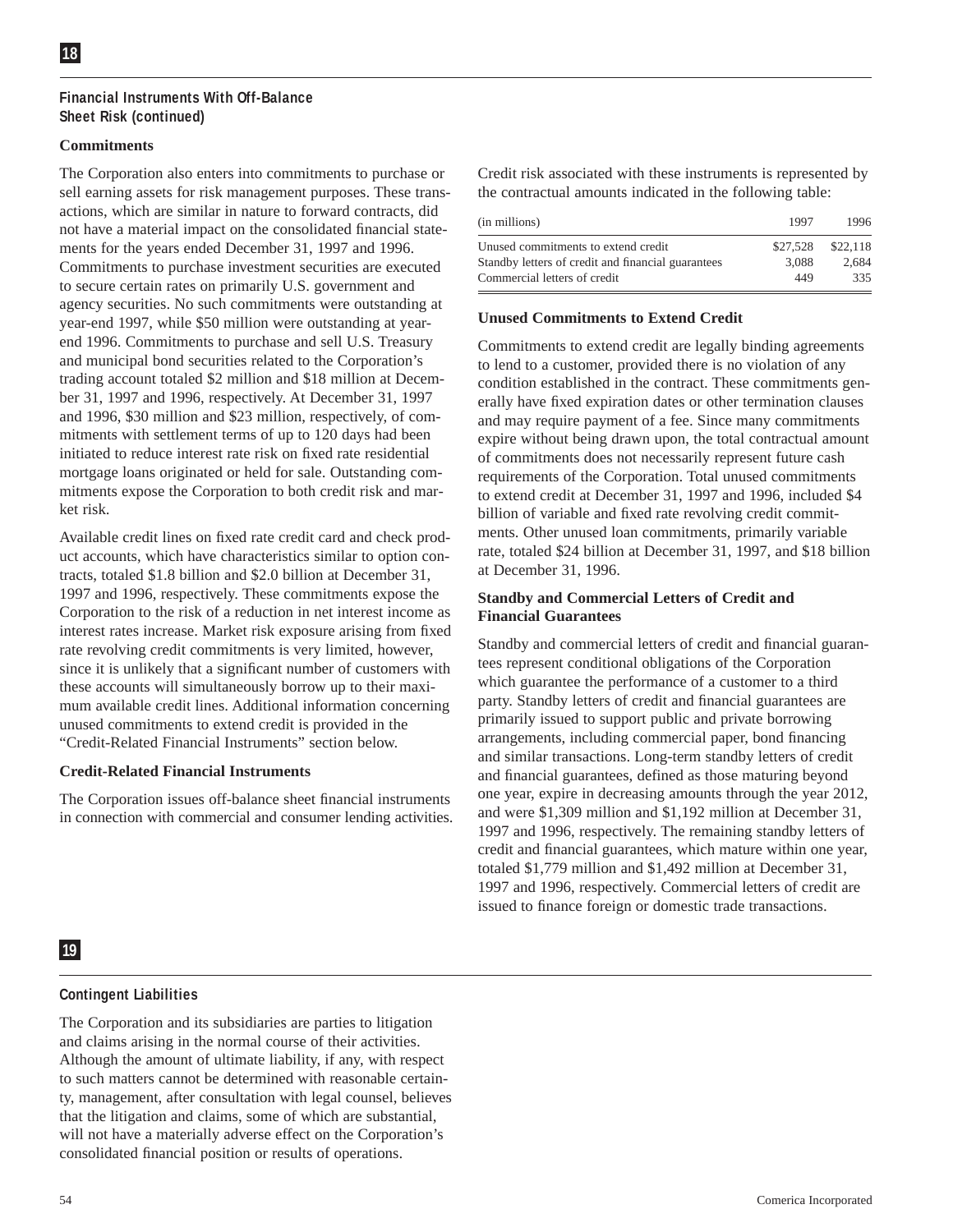## 18

### Financial Instruments With Off-Balance Sheet Risk (continued)

**Commitments**

The Corporation also enters into commitments to purchase or sell earning assets for risk management purposes. These transactions, which are similar in nature to forward contracts, did not have a material impact on the consolidated financial statements for the years ended December 31, 1997 and 1996. Commitments to purchase investment securities are executed to secure certain rates on primarily U.S. government and agency securities. No such commitments were outstanding at year-end 1997, while $50 million were outstanding at year-end 1996. Commitments to purchase and sell U.S. Treasury and municipal bond securities related to the Corporation's trading account totaled $2 million and $18 million at December 31, 1997 and 1996, respectively. At December 31, 1997 and 1996, $30 million and $23 million, respectively, of commitments with settlement terms of up to 120 days had been initiated to reduce interest rate risk on fixed rate residential mortgage loans originated or held for sale. Outstanding commitments expose the Corporation to both credit risk and market risk.

Available credit lines on fixed rate credit card and check product accounts, which have characteristics similar to option contracts, totaled $1.8 billion and $2.0 billion at December 31, 1997 and 1996, respectively. These commitments expose the Corporation to the risk of a reduction in net interest income as interest rates increase. Market risk exposure arising from fixed rate revolving credit commitments is very limited, however, since it is unlikely that a significant number of customers with these accounts will simultaneously borrow up to their maximum available credit lines. Additional information concerning unused commitments to extend credit is provided in the "Credit-Related Financial Instruments" section below.

**Credit-Related Financial Instruments**

The Corporation issues off-balance sheet financial instruments in connection with commercial and consumer lending activities. Credit risk associated with these instruments is represented by the contractual amounts indicated in the following table:

| (in millions) | 1997 | 1996 |
|---|---|---|
| Unused commitments to extend credit | $27,528 | $22,118 |
| Standby letters of credit and financial guarantees | 3,088 | 2,684 |
| Commercial letters of credit | 449 | 335 |

**Unused Commitments to Extend Credit**

Commitments to extend credit are legally binding agreements to lend to a customer, provided there is no violation of any condition established in the contract. These commitments generally have fixed expiration dates or other termination clauses and may require payment of a fee. Since many commitments expire without being drawn upon, the total contractual amount of commitments does not necessarily represent future cash requirements of the Corporation. Total unused commitments to extend credit at December 31, 1997 and 1996, included $4 billion of variable and fixed rate revolving credit commitments. Other unused loan commitments, primarily variable rate, totaled $24 billion at December 31, 1997, and $18 billion at December 31, 1996.

**Standby and Commercial Letters of Credit and Financial Guarantees**

Standby and commercial letters of credit and financial guarantees represent conditional obligations of the Corporation which guarantee the performance of a customer to a third party. Standby letters of credit and financial guarantees are primarily issued to support public and private borrowing arrangements, including commercial paper, bond financing and similar transactions. Long-term standby letters of credit and financial guarantees, defined as those maturing beyond one year, expire in decreasing amounts through the year 2012, and were $1,309 million and $1,192 million at December 31, 1997 and 1996, respectively. The remaining standby letters of credit and financial guarantees, which mature within one year, totaled $1,779 million and $1,492 million at December 31, 1997 and 1996, respectively. Commercial letters of credit are issued to finance foreign or domestic trade transactions.

## 19

### Contingent Liabilities

The Corporation and its subsidiaries are parties to litigation and claims arising in the normal course of their activities. Although the amount of ultimate liability, if any, with respect to such matters cannot be determined with reasonable certainty, management, after consultation with legal counsel, believes that the litigation and claims, some of which are substantial, will not have a materially adverse effect on the Corporation's consolidated financial position or results of operations.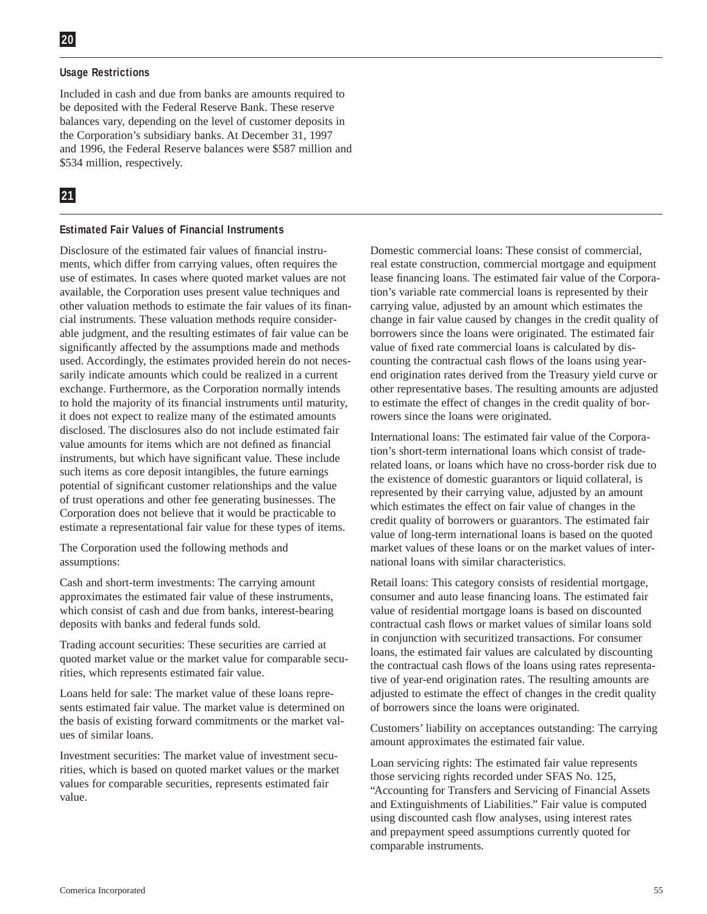## 20

### Usage Restrictions

Included in cash and due from banks are amounts required to be deposited with the Federal Reserve Bank. These reserve balances vary, depending on the level of customer deposits in the Corporation's subsidiary banks. At December 31, 1997 and 1996, the Federal Reserve balances were $587 million and $534 million, respectively.

## 21

### Estimated Fair Values of Financial Instruments

Disclosure of the estimated fair values of financial instruments, which differ from carrying values, often requires the use of estimates. In cases where quoted market values are not available, the Corporation uses present value techniques and other valuation methods to estimate the fair values of its financial instruments. These valuation methods require considerable judgment, and the resulting estimates of fair value can be significantly affected by the assumptions made and methods used. Accordingly, the estimates provided herein do not necessarily indicate amounts which could be realized in a current exchange. Furthermore, as the Corporation normally intends to hold the majority of its financial instruments until maturity, it does not expect to realize many of the estimated amounts disclosed. The disclosures also do not include estimated fair value amounts for items which are not defined as financial instruments, but which have significant value. These include such items as core deposit intangibles, the future earnings potential of significant customer relationships and the value of trust operations and other fee generating businesses. The Corporation does not believe that it would be practicable to estimate a representational fair value for these types of items.

The Corporation used the following methods and assumptions:

Cash and short-term investments: The carrying amount approximates the estimated fair value of these instruments, which consist of cash and due from banks, interest-bearing deposits with banks and federal funds sold.

Trading account securities: These securities are carried at quoted market value or the market value for comparable securities, which represents estimated fair value.

Loans held for sale: The market value of these loans represents estimated fair value. The market value is determined on the basis of existing forward commitments or the market values of similar loans.

Investment securities: The market value of investment securities, which is based on quoted market values or the market values for comparable securities, represents estimated fair value.

Domestic commercial loans: These consist of commercial, real estate construction, commercial mortgage and equipment lease financing loans. The estimated fair value of the Corporation's variable rate commercial loans is represented by their carrying value, adjusted by an amount which estimates the change in fair value caused by changes in the credit quality of borrowers since the loans were originated. The estimated fair value of fixed rate commercial loans is calculated by discounting the contractual cash flows of the loans using year-end origination rates derived from the Treasury yield curve or other representative bases. The resulting amounts are adjusted to estimate the effect of changes in the credit quality of borrowers since the loans were originated.

International loans: The estimated fair value of the Corporation's short-term international loans which consist of trade-related loans, or loans which have no cross-border risk due to the existence of domestic guarantors or liquid collateral, is represented by their carrying value, adjusted by an amount which estimates the effect on fair value of changes in the credit quality of borrowers or guarantors. The estimated fair value of long-term international loans is based on the quoted market values of these loans or on the market values of international loans with similar characteristics.

Retail loans: This category consists of residential mortgage, consumer and auto lease financing loans. The estimated fair value of residential mortgage loans is based on discounted contractual cash flows or market values of similar loans sold in conjunction with securitized transactions. For consumer loans, the estimated fair values are calculated by discounting the contractual cash flows of the loans using rates representative of year-end origination rates. The resulting amounts are adjusted to estimate the effect of changes in the credit quality of borrowers since the loans were originated.

Customers' liability on acceptances outstanding: The carrying amount approximates the estimated fair value.

Loan servicing rights: The estimated fair value represents those servicing rights recorded under SFAS No. 125, "Accounting for Transfers and Servicing of Financial Assets and Extinguishments of Liabilities." Fair value is computed using discounted cash flow analyses, using interest rates and prepayment speed assumptions currently quoted for comparable instruments.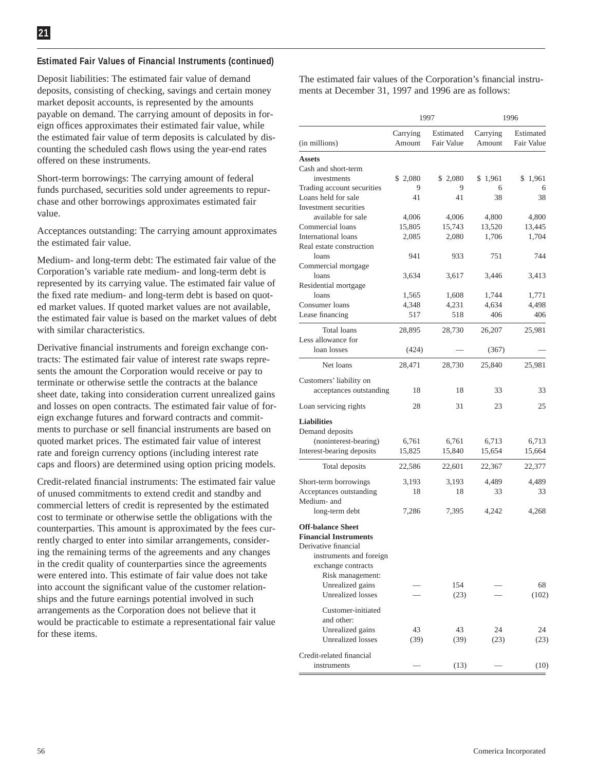### Estimated Fair Values of Financial Instruments (continued)

Deposit liabilities: The estimated fair value of demand deposits, consisting of checking, savings and certain money market deposit accounts, is represented by the amounts payable on demand. The carrying amount of deposits in foreign offices approximates their estimated fair value, while the estimated fair value of term deposits is calculated by discounting the scheduled cash flows using the year-end rates offered on these instruments.

Short-term borrowings: The carrying amount of federal funds purchased, securities sold under agreements to repurchase and other borrowings approximates estimated fair value.

Acceptances outstanding: The carrying amount approximates the estimated fair value.

Medium- and long-term debt: The estimated fair value of the Corporation's variable rate medium- and long-term debt is represented by its carrying value. The estimated fair value of the fixed rate medium- and long-term debt is based on quoted market values. If quoted market values are not available, the estimated fair value is based on the market values of debt with similar characteristics.

Derivative financial instruments and foreign exchange contracts: The estimated fair value of interest rate swaps represents the amount the Corporation would receive or pay to terminate or otherwise settle the contracts at the balance sheet date, taking into consideration current unrealized gains and losses on open contracts. The estimated fair value of foreign exchange futures and forward contracts and commitments to purchase or sell financial instruments are based on quoted market prices. The estimated fair value of interest rate and foreign currency options (including interest rate caps and floors) are determined using option pricing models.

Credit-related financial instruments: The estimated fair value of unused commitments to extend credit and standby and commercial letters of credit is represented by the estimated cost to terminate or otherwise settle the obligations with the counterparties. This amount is approximated by the fees currently charged to enter into similar arrangements, considering the remaining terms of the agreements and any changes in the credit quality of counterparties since the agreements were entered into. This estimate of fair value does not take into account the significant value of the customer relationships and the future earnings potential involved in such arrangements as the Corporation does not believe that it would be practicable to estimate a representational fair value for these items.

The estimated fair values of the Corporation's financial instruments at December 31, 1997 and 1996 are as follows:

| | 1997 | | 1996 | |
|---|---|---|---|---|
| (in millions) | Carrying Amount | Estimated Fair Value | Carrying Amount | Estimated Fair Value |
| **Assets** | | | | |
| Cash and short-term investments | $ 2,080 | $ 2,080 | $ 1,961 | $ 1,961 |
| Trading account securities | 9 | 9 | 6 | 6 |
| Loans held for sale | 41 | 41 | 38 | 38 |
| Investment securities available for sale | 4,006 | 4,006 | 4,800 | 4,800 |
| Commercial loans | 15,805 | 15,743 | 13,520 | 13,445 |
| International loans | 2,085 | 2,080 | 1,706 | 1,704 |
| Real estate construction loans | 941 | 933 | 751 | 744 |
| Commercial mortgage loans | 3,634 | 3,617 | 3,446 | 3,413 |
| Residential mortgage loans | 1,565 | 1,608 | 1,744 | 1,771 |
| Consumer loans | 4,348 | 4,231 | 4,634 | 4,498 |
| Lease financing | 517 | 518 | 406 | 406 |
| Total loans | 28,895 | 28,730 | 26,207 | 25,981 |
| Less allowance for loan losses | (424) | — | (367) | — |
| Net loans | 28,471 | 28,730 | 25,840 | 25,981 |
| Customers' liability on acceptances outstanding | 18 | 18 | 33 | 33 |
| Loan servicing rights | 28 | 31 | 23 | 25 |
| **Liabilities** | | | | |
| Demand deposits (noninterest-bearing) | 6,761 | 6,761 | 6,713 | 6,713 |
| Interest-bearing deposits | 15,825 | 15,840 | 15,654 | 15,664 |
| Total deposits | 22,586 | 22,601 | 22,367 | 22,377 |
| Short-term borrowings | 3,193 | 3,193 | 4,489 | 4,489 |
| Acceptances outstanding | 18 | 18 | 33 | 33 |
| Medium- and long-term debt | 7,286 | 7,395 | 4,242 | 4,268 |
| **Off-balance Sheet Financial Instruments** | | | | |
| Derivative financial instruments and foreign exchange contracts | | | | |
| Risk management: | | | | |
| Unrealized gains | — | 154 | — | 68 |
| Unrealized losses | — | (23) | — | (102) |
| Customer-initiated and other: | | | | |
| Unrealized gains | 43 | 43 | 24 | 24 |
| Unrealized losses | (39) | (39) | (23) | (23) |
| Credit-related financial instruments | — | (13) | — | (10) |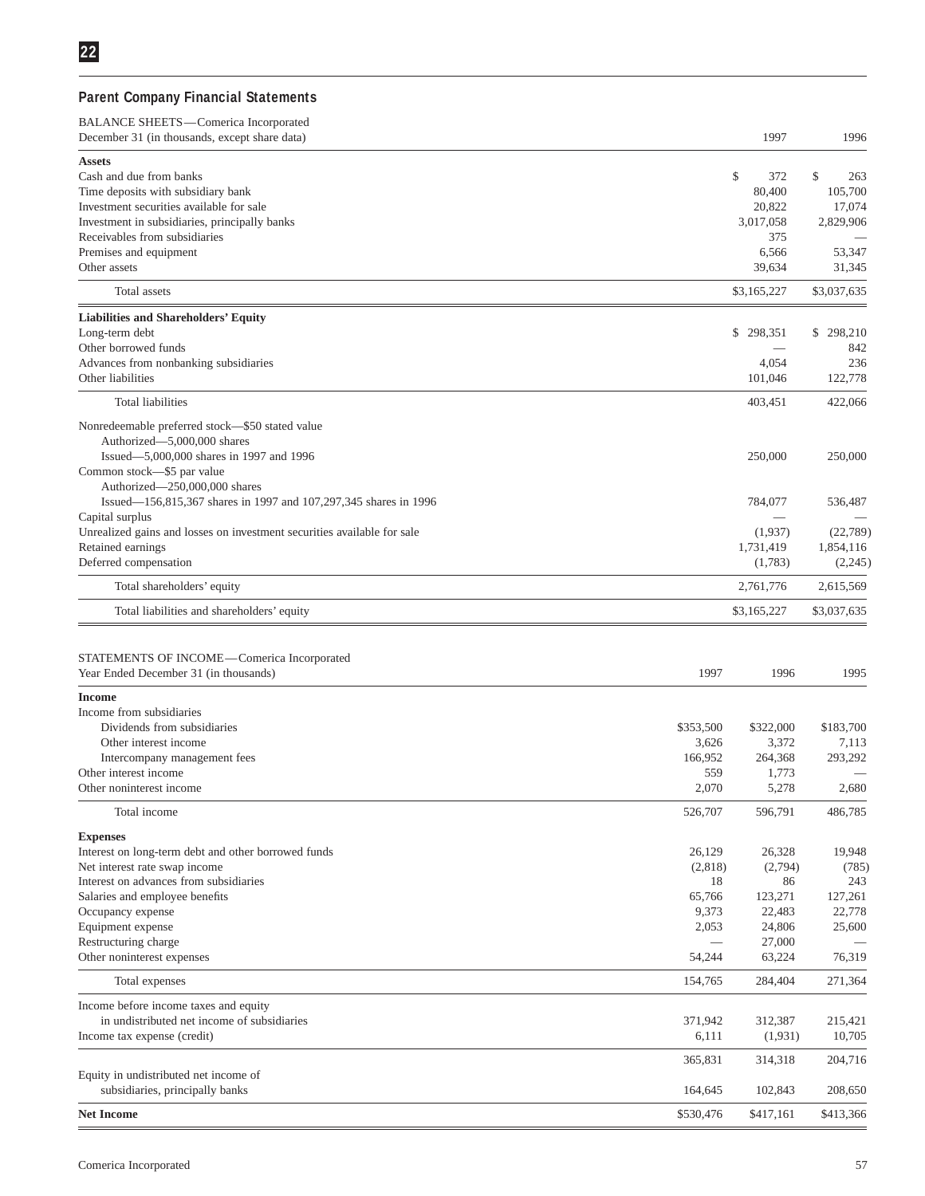## Parent Company Financial Statements

BALANCE SHEETS—Comerica Incorporated

| December 31 (in thousands, except share data) | 1997 | 1996 |
|---|---|---|
| **Assets** | | |
| Cash and due from banks | $ 372 | $ 263 |
| Time deposits with subsidiary bank | 80,400 | 105,700 |
| Investment securities available for sale | 20,822 | 17,074 |
| Investment in subsidiaries, principally banks | 3,017,058 | 2,829,906 |
| Receivables from subsidiaries | 375 | — |
| Premises and equipment | 6,566 | 53,347 |
| Other assets | 39,634 | 31,345 |
| Total assets | $3,165,227 | $3,037,635 |
| **Liabilities and Shareholders' Equity** | | |
| Long-term debt | $ 298,351 | $ 298,210 |
| Other borrowed funds | — | 842 |
| Advances from nonbanking subsidiaries | 4,054 | 236 |
| Other liabilities | 101,046 | 122,778 |
| Total liabilities | 403,451 | 422,066 |
| Nonredeemable preferred stock—$50 stated value | | |
| Authorized—5,000,000 shares | | |
| Issued—5,000,000 shares in 1997 and 1996 | 250,000 | 250,000 |
| Common stock—$5 par value | | |
| Authorized—250,000,000 shares | | |
| Issued—156,815,367 shares in 1997 and 107,297,345 shares in 1996 | 784,077 | 536,487 |
| Capital surplus | — | — |
| Unrealized gains and losses on investment securities available for sale | (1,937) | (22,789) |
| Retained earnings | 1,731,419 | 1,854,116 |
| Deferred compensation | (1,783) | (2,245) |
| Total shareholders' equity | 2,761,776 | 2,615,569 |
| Total liabilities and shareholders' equity | $3,165,227 | $3,037,635 |

STATEMENTS OF INCOME—Comerica Incorporated

| Year Ended December 31 (in thousands) | 1997 | 1996 | 1995 |
|---|---|---|---|
| **Income** | | | |
| Income from subsidiaries | | | |
| Dividends from subsidiaries | $353,500 | $322,000 | $183,700 |
| Other interest income | 3,626 | 3,372 | 7,113 |
| Intercompany management fees | 166,952 | 264,368 | 293,292 |
| Other interest income | 559 | 1,773 | — |
| Other noninterest income | 2,070 | 5,278 | 2,680 |
| Total income | 526,707 | 596,791 | 486,785 |
| **Expenses** | | | |
| Interest on long-term debt and other borrowed funds | 26,129 | 26,328 | 19,948 |
| Net interest rate swap income | (2,818) | (2,794) | (785) |
| Interest on advances from subsidiaries | 18 | 86 | 243 |
| Salaries and employee benefits | 65,766 | 123,271 | 127,261 |
| Occupancy expense | 9,373 | 22,483 | 22,778 |
| Equipment expense | 2,053 | 24,806 | 25,600 |
| Restructuring charge | — | 27,000 | — |
| Other noninterest expenses | 54,244 | 63,224 | 76,319 |
| Total expenses | 154,765 | 284,404 | 271,364 |
| Income before income taxes and equity in undistributed net income of subsidiaries | 371,942 | 312,387 | 215,421 |
| Income tax expense (credit) | 6,111 | (1,931) | 10,705 |
| | 365,831 | 314,318 | 204,716 |
| Equity in undistributed net income of subsidiaries, principally banks | 164,645 | 102,843 | 208,650 |
| **Net Income** | $530,476 | $417,161 | $413,366 |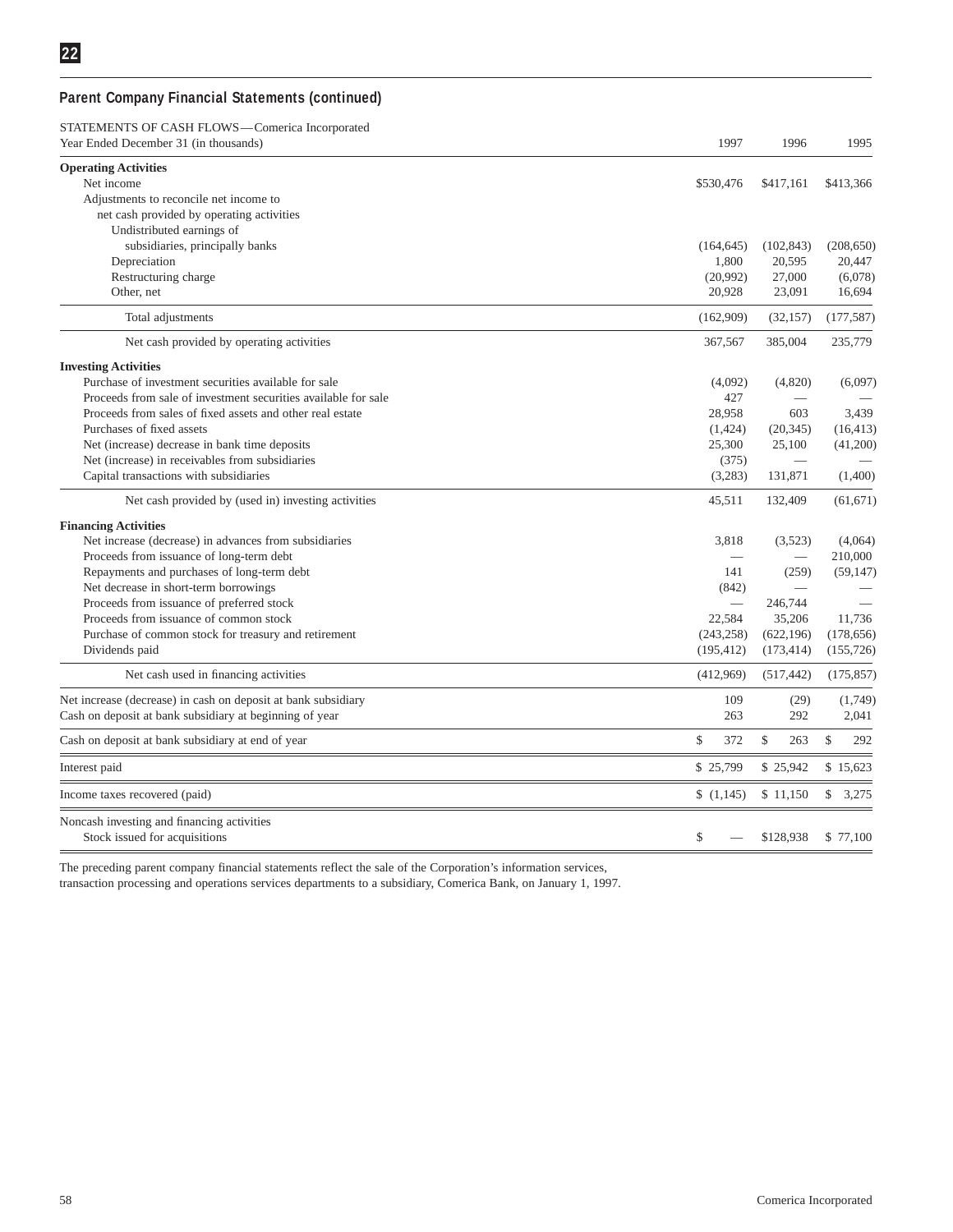## Parent Company Financial Statements (continued)

STATEMENTS OF CASH FLOWS—Comerica Incorporated

| Year Ended December 31 (in thousands) | 1997 | 1996 | 1995 |
|---|---|---|---|
| **Operating Activities** | | | |
| Net income | $530,476 | $417,161 | $413,366 |
| Adjustments to reconcile net income to net cash provided by operating activities | | | |
| Undistributed earnings of subsidiaries, principally banks | (164,645) | (102,843) | (208,650) |
| Depreciation | 1,800 | 20,595 | 20,447 |
| Restructuring charge | (20,992) | 27,000 | (6,078) |
| Other, net | 20,928 | 23,091 | 16,694 |
| Total adjustments | (162,909) | (32,157) | (177,587) |
| Net cash provided by operating activities | 367,567 | 385,004 | 235,779 |
| **Investing Activities** | | | |
| Purchase of investment securities available for sale | (4,092) | (4,820) | (6,097) |
| Proceeds from sale of investment securities available for sale | 427 | — | — |
| Proceeds from sales of fixed assets and other real estate | 28,958 | 603 | 3,439 |
| Purchases of fixed assets | (1,424) | (20,345) | (16,413) |
| Net (increase) decrease in bank time deposits | 25,300 | 25,100 | (41,200) |
| Net (increase) in receivables from subsidiaries | (375) | — | — |
| Capital transactions with subsidiaries | (3,283) | 131,871 | (1,400) |
| Net cash provided by (used in) investing activities | 45,511 | 132,409 | (61,671) |
| **Financing Activities** | | | |
| Net increase (decrease) in advances from subsidiaries | 3,818 | (3,523) | (4,064) |
| Proceeds from issuance of long-term debt | — | — | 210,000 |
| Repayments and purchases of long-term debt | 141 | (259) | (59,147) |
| Net decrease in short-term borrowings | (842) | — | — |
| Proceeds from issuance of preferred stock | — | 246,744 | — |
| Proceeds from issuance of common stock | 22,584 | 35,206 | 11,736 |
| Purchase of common stock for treasury and retirement | (243,258) | (622,196) | (178,656) |
| Dividends paid | (195,412) | (173,414) | (155,726) |
| Net cash used in financing activities | (412,969) | (517,442) | (175,857) |
| Net increase (decrease) in cash on deposit at bank subsidiary | 109 | (29) | (1,749) |
| Cash on deposit at bank subsidiary at beginning of year | 263 | 292 | 2,041 |
| Cash on deposit at bank subsidiary at end of year | $ 372 | $ 263 | $ 292 |
| Interest paid | $ 25,799 | $ 25,942 | $ 15,623 |
| Income taxes recovered (paid) | $ (1,145) | $ 11,150 | $ 3,275 |
| Noncash investing and financing activities | | | |
| Stock issued for acquisitions | $ — | $128,938 | $ 77,100 |

The preceding parent company financial statements reflect the sale of the Corporation's information services, transaction processing and operations services departments to a subsidiary, Comerica Bank, on January 1, 1997.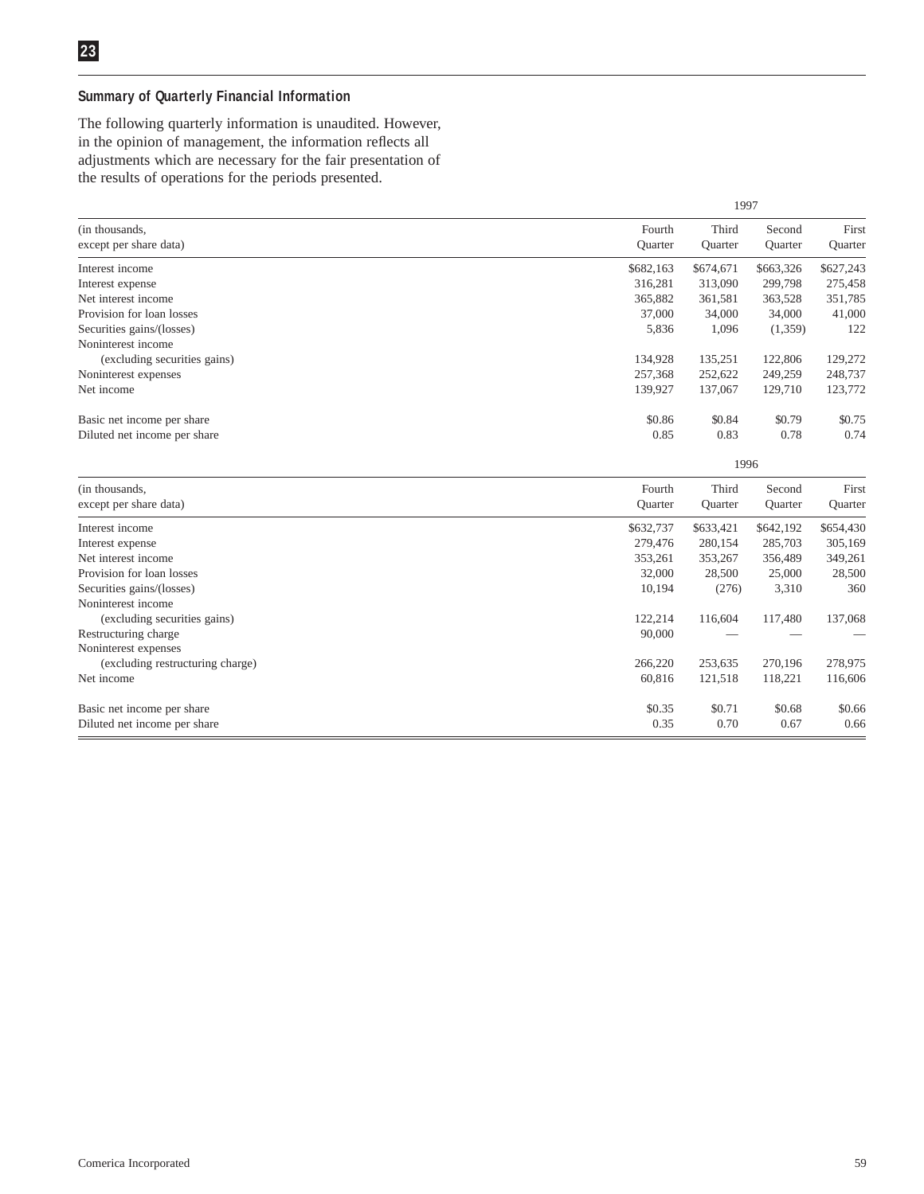23

## Summary of Quarterly Financial Information

The following quarterly information is unaudited. However, in the opinion of management, the information reflects all adjustments which are necessary for the fair presentation of the results of operations for the periods presented.

| | 1997 | | | |
|---|---|---|---|---|
| (in thousands, except per share data) | Fourth Quarter | Third Quarter | Second Quarter | First Quarter |
| Interest income | $682,163 | $674,671 | $663,326 | $627,243 |
| Interest expense | 316,281 | 313,090 | 299,798 | 275,458 |
| Net interest income | 365,882 | 361,581 | 363,528 | 351,785 |
| Provision for loan losses | 37,000 | 34,000 | 34,000 | 41,000 |
| Securities gains/(losses) | 5,836 | 1,096 | (1,359) | 122 |
| Noninterest income (excluding securities gains) | 134,928 | 135,251 | 122,806 | 129,272 |
| Noninterest expenses | 257,368 | 252,622 | 249,259 | 248,737 |
| Net income | 139,927 | 137,067 | 129,710 | 123,772 |
| Basic net income per share | $0.86 | $0.84 | $0.79 | $0.75 |
| Diluted net income per share | 0.85 | 0.83 | 0.78 | 0.74 |

| | 1996 | | | |
|---|---|---|---|---|
| (in thousands, except per share data) | Fourth Quarter | Third Quarter | Second Quarter | First Quarter |
| Interest income | $632,737 | $633,421 | $642,192 | $654,430 |
| Interest expense | 279,476 | 280,154 | 285,703 | 305,169 |
| Net interest income | 353,261 | 353,267 | 356,489 | 349,261 |
| Provision for loan losses | 32,000 | 28,500 | 25,000 | 28,500 |
| Securities gains/(losses) | 10,194 | (276) | 3,310 | 360 |
| Noninterest income (excluding securities gains) | 122,214 | 116,604 | 117,480 | 137,068 |
| Restructuring charge | 90,000 | — | — | — |
| Noninterest expenses (excluding restructuring charge) | 266,220 | 253,635 | 270,196 | 278,975 |
| Net income | 60,816 | 121,518 | 118,221 | 116,606 |
| Basic net income per share | $0.35 | $0.71 | $0.68 | $0.66 |
| Diluted net income per share | 0.35 | 0.70 | 0.67 | 0.66 |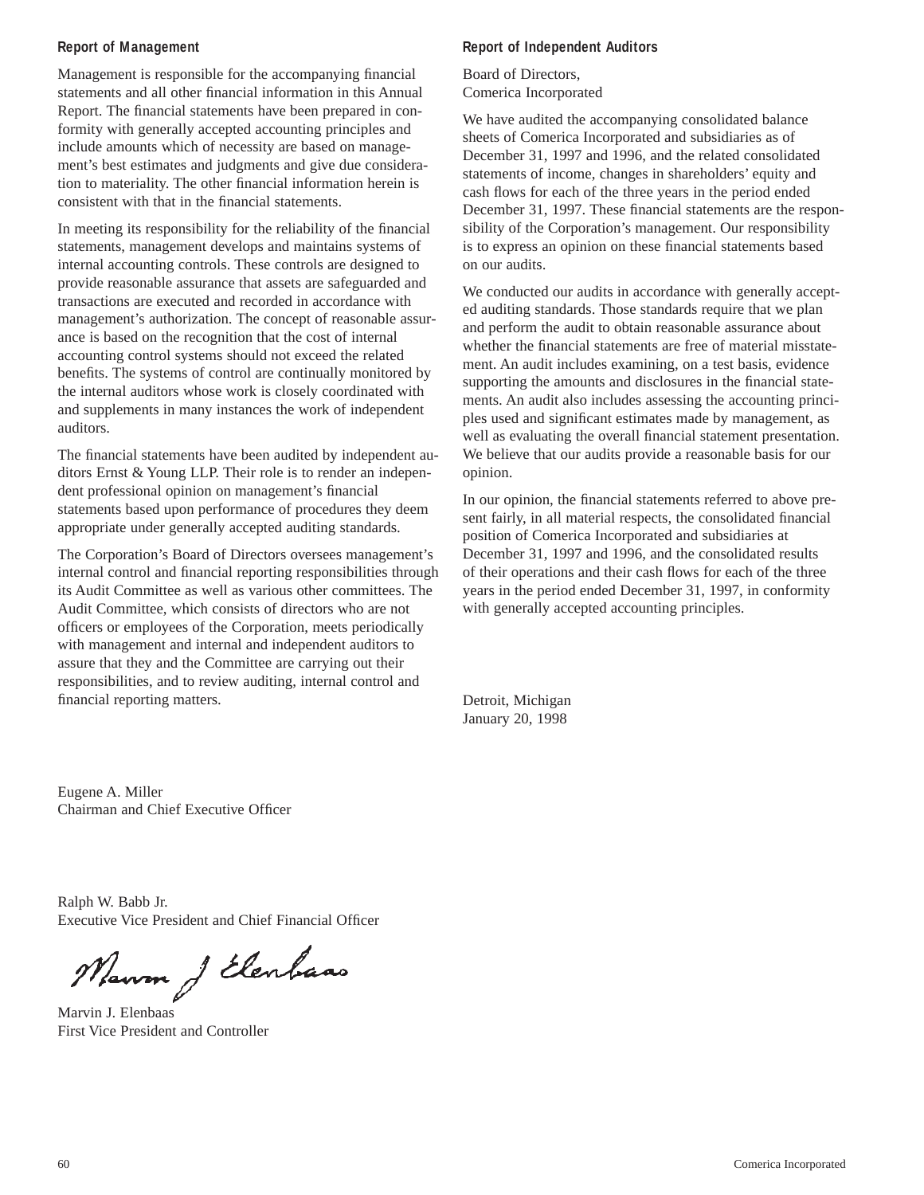## Report of Management

Management is responsible for the accompanying financial statements and all other financial information in this Annual Report. The financial statements have been prepared in conformity with generally accepted accounting principles and include amounts which of necessity are based on management's best estimates and judgments and give due consideration to materiality. The other financial information herein is consistent with that in the financial statements.

In meeting its responsibility for the reliability of the financial statements, management develops and maintains systems of internal accounting controls. These controls are designed to provide reasonable assurance that assets are safeguarded and transactions are executed and recorded in accordance with management's authorization. The concept of reasonable assurance is based on the recognition that the cost of internal accounting control systems should not exceed the related benefits. The systems of control are continually monitored by the internal auditors whose work is closely coordinated with and supplements in many instances the work of independent auditors.

The financial statements have been audited by independent auditors Ernst & Young LLP. Their role is to render an independent professional opinion on management's financial statements based upon performance of procedures they deem appropriate under generally accepted auditing standards.

The Corporation's Board of Directors oversees management's internal control and financial reporting responsibilities through its Audit Committee as well as various other committees. The Audit Committee, which consists of directors who are not officers or employees of the Corporation, meets periodically with management and internal and independent auditors to assure that they and the Committee are carrying out their responsibilities, and to review auditing, internal control and financial reporting matters.

Eugene A. Miller
Chairman and Chief Executive Officer

Ralph W. Babb Jr.
Executive Vice President and Chief Financial Officer

Marvin J. Elenbaas
First Vice President and Controller

## Report of Independent Auditors

Board of Directors,
Comerica Incorporated

We have audited the accompanying consolidated balance sheets of Comerica Incorporated and subsidiaries as of December 31, 1997 and 1996, and the related consolidated statements of income, changes in shareholders' equity and cash flows for each of the three years in the period ended December 31, 1997. These financial statements are the responsibility of the Corporation's management. Our responsibility is to express an opinion on these financial statements based on our audits.

We conducted our audits in accordance with generally accepted auditing standards. Those standards require that we plan and perform the audit to obtain reasonable assurance about whether the financial statements are free of material misstatement. An audit includes examining, on a test basis, evidence supporting the amounts and disclosures in the financial statements. An audit also includes assessing the accounting principles used and significant estimates made by management, as well as evaluating the overall financial statement presentation. We believe that our audits provide a reasonable basis for our opinion.

In our opinion, the financial statements referred to above present fairly, in all material respects, the consolidated financial position of Comerica Incorporated and subsidiaries at December 31, 1997 and 1996, and the consolidated results of their operations and their cash flows for each of the three years in the period ended December 31, 1997, in conformity with generally accepted accounting principles.

Detroit, Michigan
January 20, 1998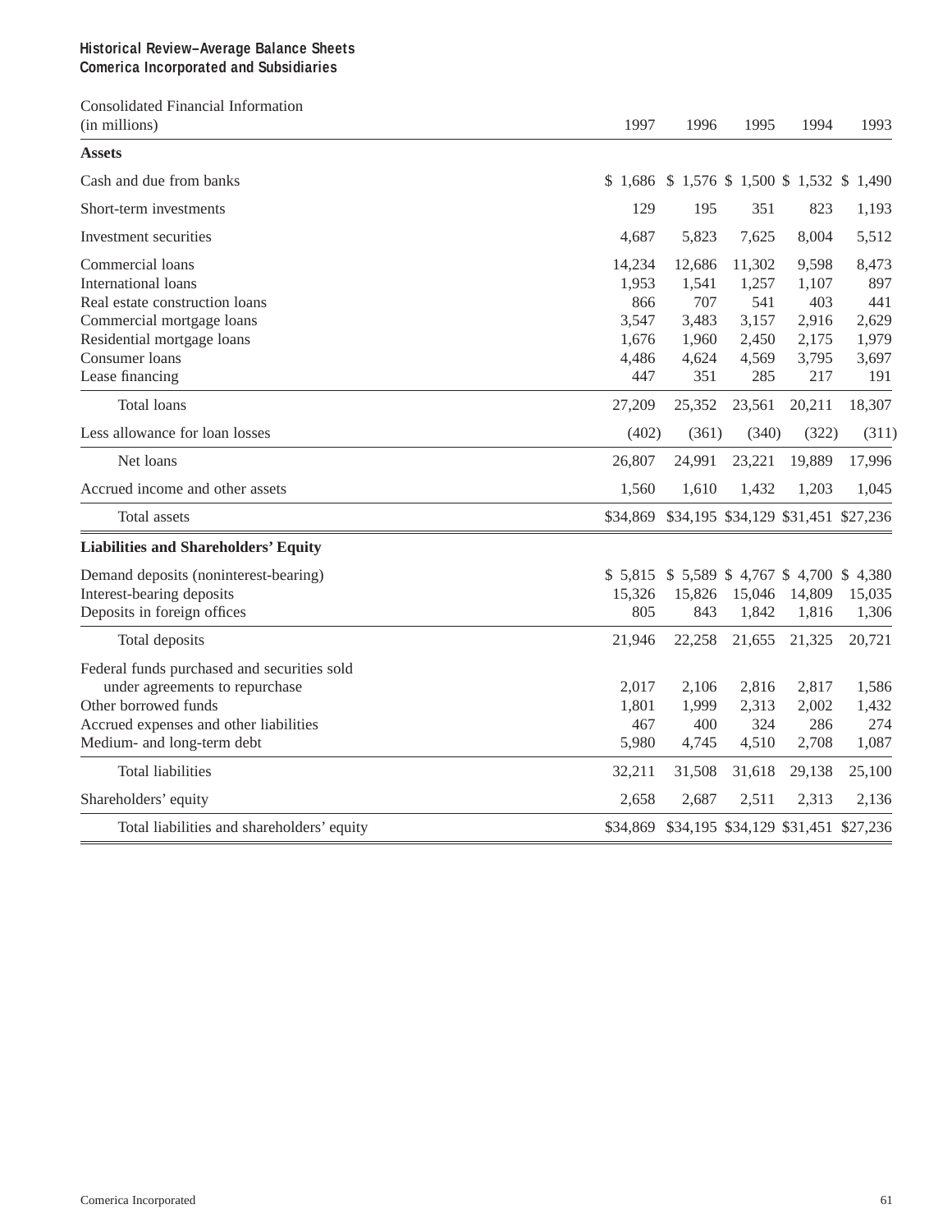**Historical Review–Average Balance Sheets**
**Comerica Incorporated and Subsidiaries**

| Consolidated Financial Information (in millions) | 1997 | 1996 | 1995 | 1994 | 1993 |
|---|---|---|---|---|---|
| **Assets** | | | | | |
| Cash and due from banks | $ 1,686 | $ 1,576 | $ 1,500 | $ 1,532 | $ 1,490 |
| Short-term investments | 129 | 195 | 351 | 823 | 1,193 |
| Investment securities | 4,687 | 5,823 | 7,625 | 8,004 | 5,512 |
| Commercial loans | 14,234 | 12,686 | 11,302 | 9,598 | 8,473 |
| International loans | 1,953 | 1,541 | 1,257 | 1,107 | 897 |
| Real estate construction loans | 866 | 707 | 541 | 403 | 441 |
| Commercial mortgage loans | 3,547 | 3,483 | 3,157 | 2,916 | 2,629 |
| Residential mortgage loans | 1,676 | 1,960 | 2,450 | 2,175 | 1,979 |
| Consumer loans | 4,486 | 4,624 | 4,569 | 3,795 | 3,697 |
| Lease financing | 447 | 351 | 285 | 217 | 191 |
| Total loans | 27,209 | 25,352 | 23,561 | 20,211 | 18,307 |
| Less allowance for loan losses | (402) | (361) | (340) | (322) | (311) |
| Net loans | 26,807 | 24,991 | 23,221 | 19,889 | 17,996 |
| Accrued income and other assets | 1,560 | 1,610 | 1,432 | 1,203 | 1,045 |
| Total assets | $34,869 | $34,195 | $34,129 | $31,451 | $27,236 |
| **Liabilities and Shareholders' Equity** | | | | | |
| Demand deposits (noninterest-bearing) | $ 5,815 | $ 5,589 | $ 4,767 | $ 4,700 | $ 4,380 |
| Interest-bearing deposits | 15,326 | 15,826 | 15,046 | 14,809 | 15,035 |
| Deposits in foreign offices | 805 | 843 | 1,842 | 1,816 | 1,306 |
| Total deposits | 21,946 | 22,258 | 21,655 | 21,325 | 20,721 |
| Federal funds purchased and securities sold under agreements to repurchase | 2,017 | 2,106 | 2,816 | 2,817 | 1,586 |
| Other borrowed funds | 1,801 | 1,999 | 2,313 | 2,002 | 1,432 |
| Accrued expenses and other liabilities | 467 | 400 | 324 | 286 | 274 |
| Medium- and long-term debt | 5,980 | 4,745 | 4,510 | 2,708 | 1,087 |
| Total liabilities | 32,211 | 31,508 | 31,618 | 29,138 | 25,100 |
| Shareholders' equity | 2,658 | 2,687 | 2,511 | 2,313 | 2,136 |
| Total liabilities and shareholders' equity | $34,869 | $34,195 | $34,129 | $31,451 | $27,236 |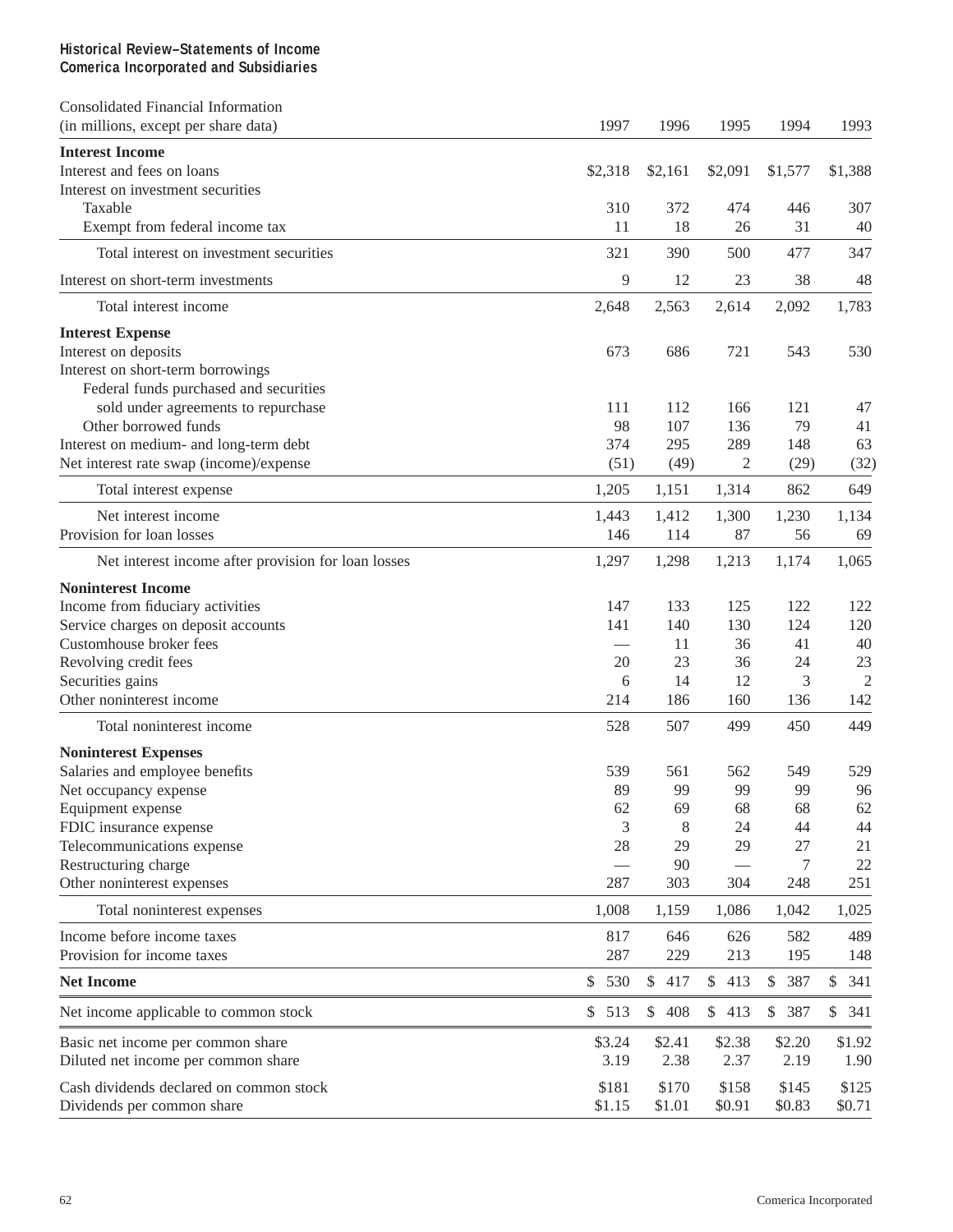**Historical Review–Statements of Income**
**Comerica Incorporated and Subsidiaries**

| Consolidated Financial Information (in millions, except per share data) | 1997 | 1996 | 1995 | 1994 | 1993 |
|---|---|---|---|---|---|
| **Interest Income** | | | | | |
| Interest and fees on loans | $2,318 | $2,161 | $2,091 | $1,577 | $1,388 |
| Interest on investment securities | | | | | |
| Taxable | 310 | 372 | 474 | 446 | 307 |
| Exempt from federal income tax | 11 | 18 | 26 | 31 | 40 |
| Total interest on investment securities | 321 | 390 | 500 | 477 | 347 |
| Interest on short-term investments | 9 | 12 | 23 | 38 | 48 |
| Total interest income | 2,648 | 2,563 | 2,614 | 2,092 | 1,783 |
| **Interest Expense** | | | | | |
| Interest on deposits | 673 | 686 | 721 | 543 | 530 |
| Interest on short-term borrowings | | | | | |
| Federal funds purchased and securities sold under agreements to repurchase | 111 | 112 | 166 | 121 | 47 |
| Other borrowed funds | 98 | 107 | 136 | 79 | 41 |
| Interest on medium- and long-term debt | 374 | 295 | 289 | 148 | 63 |
| Net interest rate swap (income)/expense | (51) | (49) | 2 | (29) | (32) |
| Total interest expense | 1,205 | 1,151 | 1,314 | 862 | 649 |
| Net interest income | 1,443 | 1,412 | 1,300 | 1,230 | 1,134 |
| Provision for loan losses | 146 | 114 | 87 | 56 | 69 |
| Net interest income after provision for loan losses | 1,297 | 1,298 | 1,213 | 1,174 | 1,065 |
| **Noninterest Income** | | | | | |
| Income from fiduciary activities | 147 | 133 | 125 | 122 | 122 |
| Service charges on deposit accounts | 141 | 140 | 130 | 124 | 120 |
| Customhouse broker fees | — | 11 | 36 | 41 | 40 |
| Revolving credit fees | 20 | 23 | 36 | 24 | 23 |
| Securities gains | 6 | 14 | 12 | 3 | 2 |
| Other noninterest income | 214 | 186 | 160 | 136 | 142 |
| Total noninterest income | 528 | 507 | 499 | 450 | 449 |
| **Noninterest Expenses** | | | | | |
| Salaries and employee benefits | 539 | 561 | 562 | 549 | 529 |
| Net occupancy expense | 89 | 99 | 99 | 99 | 96 |
| Equipment expense | 62 | 69 | 68 | 68 | 62 |
| FDIC insurance expense | 3 | 8 | 24 | 44 | 44 |
| Telecommunications expense | 28 | 29 | 29 | 27 | 21 |
| Restructuring charge | — | 90 | — | 7 | 22 |
| Other noninterest expenses | 287 | 303 | 304 | 248 | 251 |
| Total noninterest expenses | 1,008 | 1,159 | 1,086 | 1,042 | 1,025 |
| Income before income taxes | 817 | 646 | 626 | 582 | 489 |
| Provision for income taxes | 287 | 229 | 213 | 195 | 148 |
| **Net Income** | $ 530 | $ 417 | $ 413 | $ 387 | $ 341 |
| Net income applicable to common stock | $ 513 | $ 408 | $ 413 | $ 387 | $ 341 |
| Basic net income per common share | $3.24 | $2.41 | $2.38 | $2.20 | $1.92 |
| Diluted net income per common share | 3.19 | 2.38 | 2.37 | 2.19 | 1.90 |
| Cash dividends declared on common stock | $181 | $170 | $158 | $145 | $125 |
| Dividends per common share | $1.15 | $1.01 | $0.91 | $0.83 | $0.71 |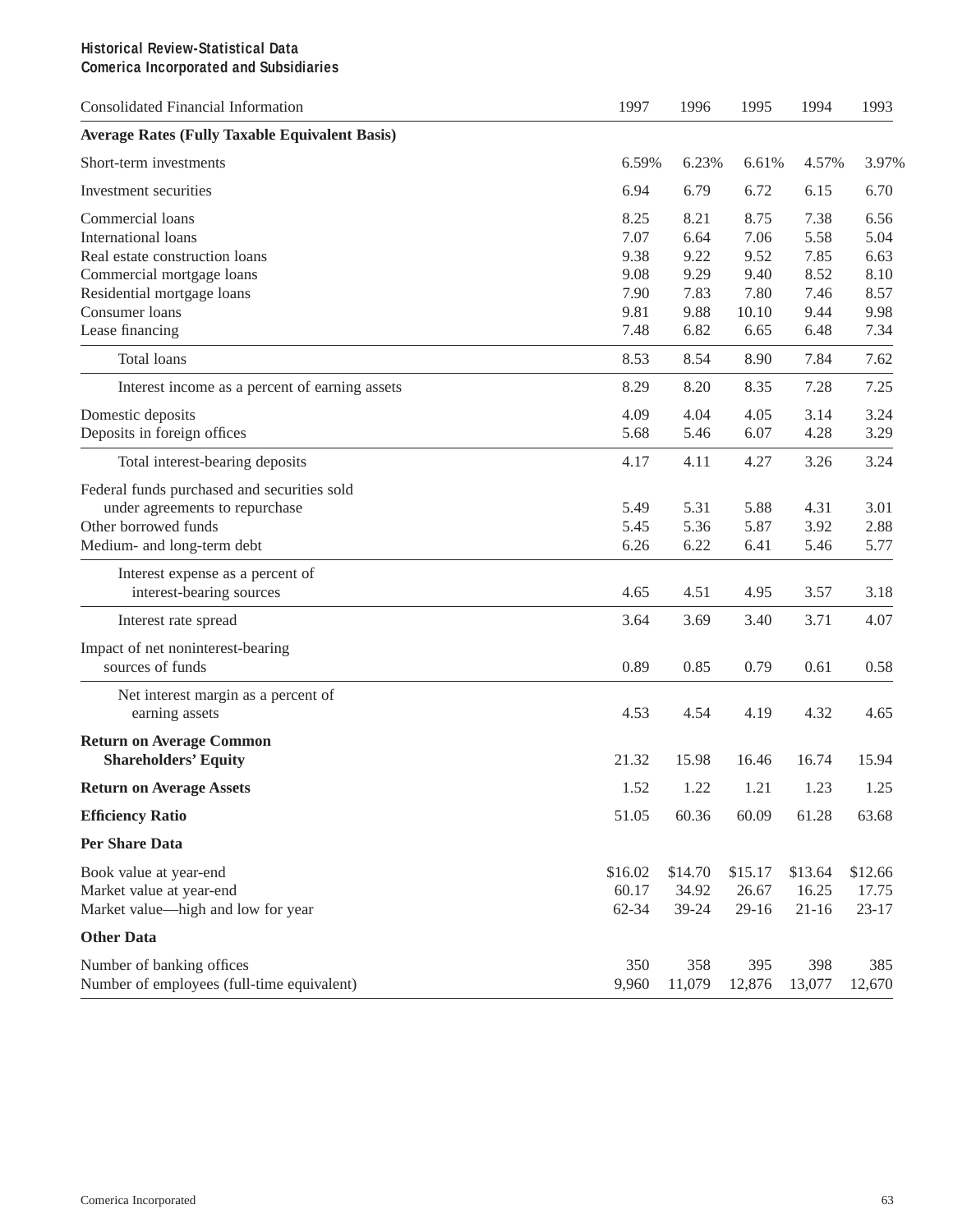**Historical Review-Statistical Data**
**Comerica Incorporated and Subsidiaries**

| Consolidated Financial Information | 1997 | 1996 | 1995 | 1994 | 1993 |
|---|---|---|---|---|---|
| **Average Rates (Fully Taxable Equivalent Basis)** | | | | | |
| Short-term investments | 6.59% | 6.23% | 6.61% | 4.57% | 3.97% |
| Investment securities | 6.94 | 6.79 | 6.72 | 6.15 | 6.70 |
| Commercial loans | 8.25 | 8.21 | 8.75 | 7.38 | 6.56 |
| International loans | 7.07 | 6.64 | 7.06 | 5.58 | 5.04 |
| Real estate construction loans | 9.38 | 9.22 | 9.52 | 7.85 | 6.63 |
| Commercial mortgage loans | 9.08 | 9.29 | 9.40 | 8.52 | 8.10 |
| Residential mortgage loans | 7.90 | 7.83 | 7.80 | 7.46 | 8.57 |
| Consumer loans | 9.81 | 9.88 | 10.10 | 9.44 | 9.98 |
| Lease financing | 7.48 | 6.82 | 6.65 | 6.48 | 7.34 |
| Total loans | 8.53 | 8.54 | 8.90 | 7.84 | 7.62 |
| Interest income as a percent of earning assets | 8.29 | 8.20 | 8.35 | 7.28 | 7.25 |
| Domestic deposits | 4.09 | 4.04 | 4.05 | 3.14 | 3.24 |
| Deposits in foreign offices | 5.68 | 5.46 | 6.07 | 4.28 | 3.29 |
| Total interest-bearing deposits | 4.17 | 4.11 | 4.27 | 3.26 | 3.24 |
| Federal funds purchased and securities sold under agreements to repurchase | 5.49 | 5.31 | 5.88 | 4.31 | 3.01 |
| Other borrowed funds | 5.45 | 5.36 | 5.87 | 3.92 | 2.88 |
| Medium- and long-term debt | 6.26 | 6.22 | 6.41 | 5.46 | 5.77 |
| Interest expense as a percent of interest-bearing sources | 4.65 | 4.51 | 4.95 | 3.57 | 3.18 |
| Interest rate spread | 3.64 | 3.69 | 3.40 | 3.71 | 4.07 |
| Impact of net noninterest-bearing sources of funds | 0.89 | 0.85 | 0.79 | 0.61 | 0.58 |
| Net interest margin as a percent of earning assets | 4.53 | 4.54 | 4.19 | 4.32 | 4.65 |
| **Return on Average Common Shareholders' Equity** | 21.32 | 15.98 | 16.46 | 16.74 | 15.94 |
| **Return on Average Assets** | 1.52 | 1.22 | 1.21 | 1.23 | 1.25 |
| **Efficiency Ratio** | 51.05 | 60.36 | 60.09 | 61.28 | 63.68 |
| **Per Share Data** | | | | | |
| Book value at year-end | $16.02 | $14.70 | $15.17 | $13.64 | $12.66 |
| Market value at year-end | 60.17 | 34.92 | 26.67 | 16.25 | 17.75 |
| Market value—high and low for year | 62-34 | 39-24 | 29-16 | 21-16 | 23-17 |
| **Other Data** | | | | | |
| Number of banking offices | 350 | 358 | 395 | 398 | 385 |
| Number of employees (full-time equivalent) | 9,960 | 11,079 | 12,876 | 13,077 | 12,670 |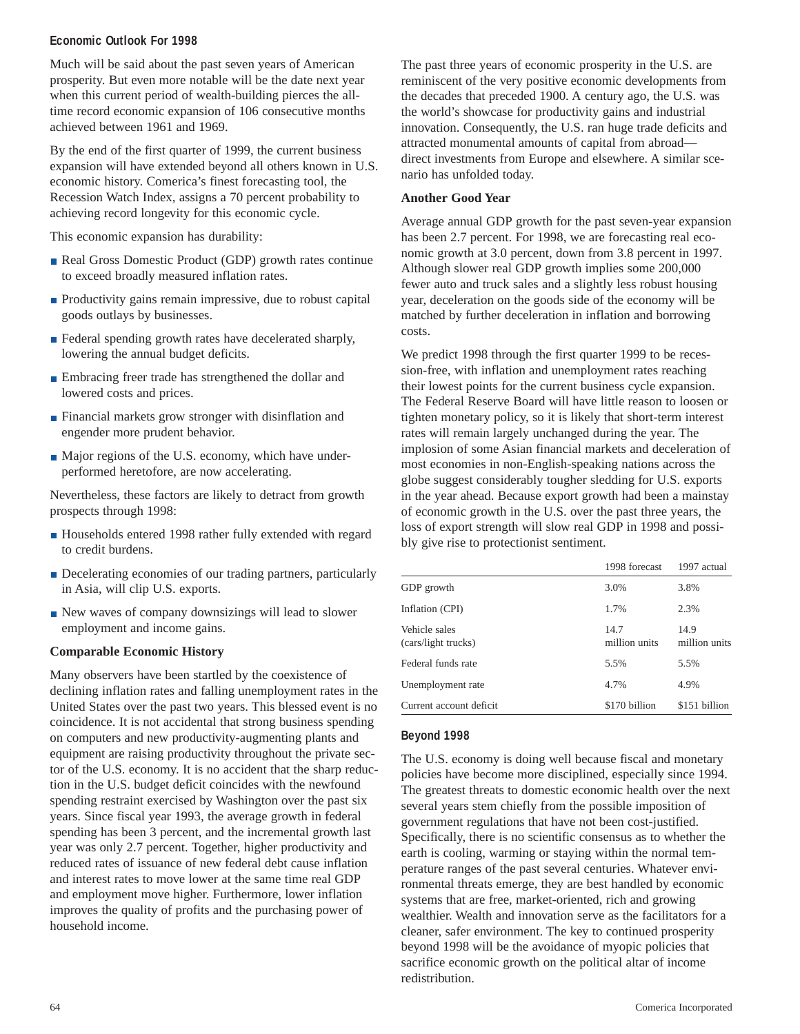## Economic Outlook For 1998

Much will be said about the past seven years of American prosperity. But even more notable will be the date next year when this current period of wealth-building pierces the all-time record economic expansion of 106 consecutive months achieved between 1961 and 1969.

By the end of the first quarter of 1999, the current business expansion will have extended beyond all others known in U.S. economic history. Comerica's finest forecasting tool, the Recession Watch Index, assigns a 70 percent probability to achieving record longevity for this economic cycle.

This economic expansion has durability:

- Real Gross Domestic Product (GDP) growth rates continue to exceed broadly measured inflation rates.
- Productivity gains remain impressive, due to robust capital goods outlays by businesses.
- Federal spending growth rates have decelerated sharply, lowering the annual budget deficits.
- Embracing freer trade has strengthened the dollar and lowered costs and prices.
- Financial markets grow stronger with disinflation and engender more prudent behavior.
- Major regions of the U.S. economy, which have underperformed heretofore, are now accelerating.

Nevertheless, these factors are likely to detract from growth prospects through 1998:

- Households entered 1998 rather fully extended with regard to credit burdens.
- Decelerating economies of our trading partners, particularly in Asia, will clip U.S. exports.
- New waves of company downsizings will lead to slower employment and income gains.

### Comparable Economic History

Many observers have been startled by the coexistence of declining inflation rates and falling unemployment rates in the United States over the past two years. This blessed event is no coincidence. It is not accidental that strong business spending on computers and new productivity-augmenting plants and equipment are raising productivity throughout the private sector of the U.S. economy. It is no accident that the sharp reduction in the U.S. budget deficit coincides with the newfound spending restraint exercised by Washington over the past six years. Since fiscal year 1993, the average growth in federal spending has been 3 percent, and the incremental growth last year was only 2.7 percent. Together, higher productivity and reduced rates of issuance of new federal debt cause inflation and interest rates to move lower at the same time real GDP and employment move higher. Furthermore, lower inflation improves the quality of profits and the purchasing power of household income.

The past three years of economic prosperity in the U.S. are reminiscent of the very positive economic developments from the decades that preceded 1900. A century ago, the U.S. was the world's showcase for productivity gains and industrial innovation. Consequently, the U.S. ran huge trade deficits and attracted monumental amounts of capital from abroad—direct investments from Europe and elsewhere. A similar scenario has unfolded today.

### Another Good Year

Average annual GDP growth for the past seven-year expansion has been 2.7 percent. For 1998, we are forecasting real economic growth at 3.0 percent, down from 3.8 percent in 1997. Although slower real GDP growth implies some 200,000 fewer auto and truck sales and a slightly less robust housing year, deceleration on the goods side of the economy will be matched by further deceleration in inflation and borrowing costs.

We predict 1998 through the first quarter 1999 to be recession-free, with inflation and unemployment rates reaching their lowest points for the current business cycle expansion. The Federal Reserve Board will have little reason to loosen or tighten monetary policy, so it is likely that short-term interest rates will remain largely unchanged during the year. The implosion of some Asian financial markets and deceleration of most economies in non-English-speaking nations across the globe suggest considerably tougher sledding for U.S. exports in the year ahead. Because export growth had been a mainstay of economic growth in the U.S. over the past three years, the loss of export strength will slow real GDP in 1998 and possibly give rise to protectionist sentiment.

| | 1998 forecast | 1997 actual |
|---|---|---|
| GDP growth | 3.0% | 3.8% |
| Inflation (CPI) | 1.7% | 2.3% |
| Vehicle sales (cars/light trucks) | 14.7 million units | 14.9 million units |
| Federal funds rate | 5.5% | 5.5% |
| Unemployment rate | 4.7% | 4.9% |
| Current account deficit | $170 billion | $151 billion |

## Beyond 1998

The U.S. economy is doing well because fiscal and monetary policies have become more disciplined, especially since 1994. The greatest threats to domestic economic health over the next several years stem chiefly from the possible imposition of government regulations that have not been cost-justified. Specifically, there is no scientific consensus as to whether the earth is cooling, warming or staying within the normal temperature ranges of the past several centuries. Whatever environmental threats emerge, they are best handled by economic systems that are free, market-oriented, rich and growing wealthier. Wealth and innovation serve as the facilitators for a cleaner, safer environment. The key to continued prosperity beyond 1998 will be the avoidance of myopic policies that sacrifice economic growth on the political altar of income redistribution.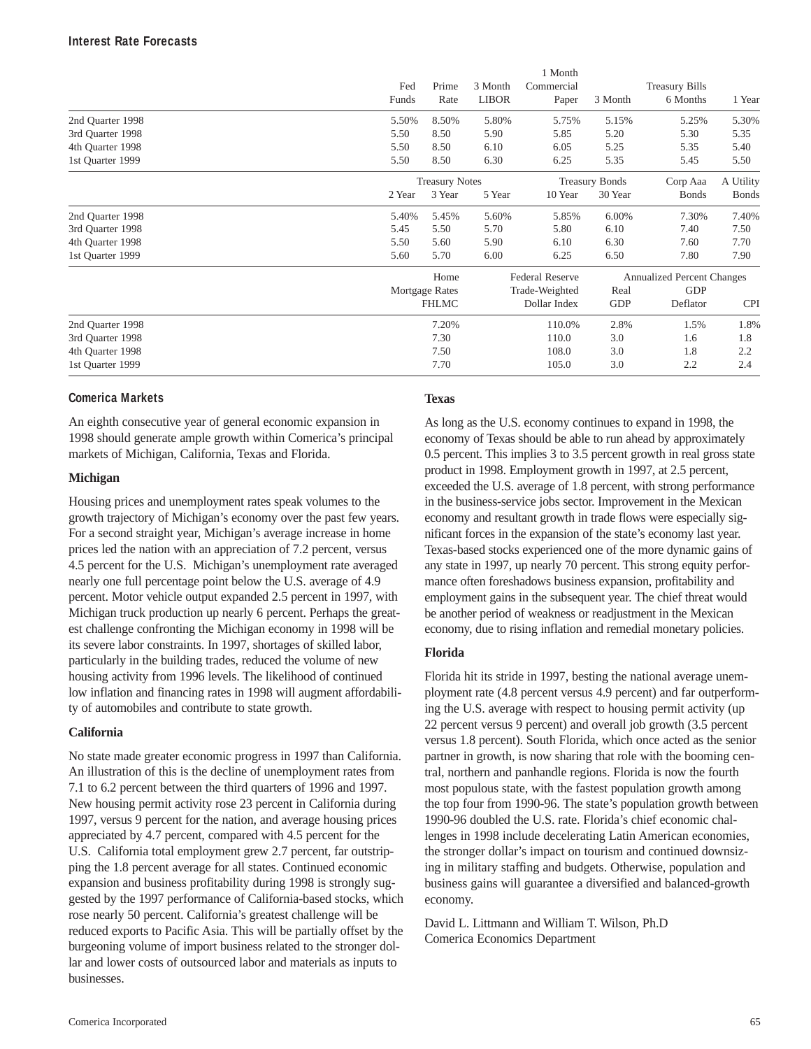### Interest Rate Forecasts

| | Fed Funds | Prime Rate | 3 Month LIBOR | 1 Month Commercial Paper | Treasury Bills 3 Month | Treasury Bills 6 Months | Treasury Bills 1 Year |
|---|---|---|---|---|---|---|---|
| 2nd Quarter 1998 | 5.50% | 8.50% | 5.80% | 5.75% | 5.15% | 5.25% | 5.30% |
| 3rd Quarter 1998 | 5.50 | 8.50 | 5.90 | 5.85 | 5.20 | 5.30 | 5.35 |
| 4th Quarter 1998 | 5.50 | 8.50 | 6.10 | 6.05 | 5.25 | 5.35 | 5.40 |
| 1st Quarter 1999 | 5.50 | 8.50 | 6.30 | 6.25 | 5.35 | 5.45 | 5.50 |

| | Treasury Notes 2 Year | Treasury Notes 3 Year | Treasury Notes 5 Year | Treasury Bonds 10 Year | Treasury Bonds 30 Year | Corp Aaa Bonds | A Utility Bonds |
|---|---|---|---|---|---|---|---|
| 2nd Quarter 1998 | 5.40% | 5.45% | 5.60% | 5.85% | 6.00% | 7.30% | 7.40% |
| 3rd Quarter 1998 | 5.45 | 5.50 | 5.70 | 5.80 | 6.10 | 7.40 | 7.50 |
| 4th Quarter 1998 | 5.50 | 5.60 | 5.90 | 6.10 | 6.30 | 7.60 | 7.70 |
| 1st Quarter 1999 | 5.60 | 5.70 | 6.00 | 6.25 | 6.50 | 7.80 | 7.90 |

| | Home Mortgage Rates FHLMC | Federal Reserve Trade-Weighted Dollar Index | Annualized Percent Changes Real GDP | Annualized Percent Changes GDP Deflator | Annualized Percent Changes CPI |
|---|---|---|---|---|---|
| 2nd Quarter 1998 | 7.20% | 110.0% | 2.8% | 1.5% | 1.8% |
| 3rd Quarter 1998 | 7.30 | 110.0 | 3.0 | 1.6 | 1.8 |
| 4th Quarter 1998 | 7.50 | 108.0 | 3.0 | 1.8 | 2.2 |
| 1st Quarter 1999 | 7.70 | 105.0 | 3.0 | 2.2 | 2.4 |

### Comerica Markets

An eighth consecutive year of general economic expansion in 1998 should generate ample growth within Comerica's principal markets of Michigan, California, Texas and Florida.

**Michigan**

Housing prices and unemployment rates speak volumes to the growth trajectory of Michigan's economy over the past few years. For a second straight year, Michigan's average increase in home prices led the nation with an appreciation of 7.2 percent, versus 4.5 percent for the U.S. Michigan's unemployment rate averaged nearly one full percentage point below the U.S. average of 4.9 percent. Motor vehicle output expanded 2.5 percent in 1997, with Michigan truck production up nearly 6 percent. Perhaps the greatest challenge confronting the Michigan economy in 1998 will be its severe labor constraints. In 1997, shortages of skilled labor, particularly in the building trades, reduced the volume of new housing activity from 1996 levels. The likelihood of continued low inflation and financing rates in 1998 will augment affordability of automobiles and contribute to state growth.

**California**

No state made greater economic progress in 1997 than California. An illustration of this is the decline of unemployment rates from 7.1 to 6.2 percent between the third quarters of 1996 and 1997. New housing permit activity rose 23 percent in California during 1997, versus 9 percent for the nation, and average housing prices appreciated by 4.7 percent, compared with 4.5 percent for the U.S. California total employment grew 2.7 percent, far outstripping the 1.8 percent average for all states. Continued economic expansion and business profitability during 1998 is strongly suggested by the 1997 performance of California-based stocks, which rose nearly 50 percent. California's greatest challenge will be reduced exports to Pacific Asia. This will be partially offset by the burgeoning volume of import business related to the stronger dollar and lower costs of outsourced labor and materials as inputs to businesses.

**Texas**

As long as the U.S. economy continues to expand in 1998, the economy of Texas should be able to run ahead by approximately 0.5 percent. This implies 3 to 3.5 percent growth in real gross state product in 1998. Employment growth in 1997, at 2.5 percent, exceeded the U.S. average of 1.8 percent, with strong performance in the business-service jobs sector. Improvement in the Mexican economy and resultant growth in trade flows were especially significant forces in the expansion of the state's economy last year. Texas-based stocks experienced one of the more dynamic gains of any state in 1997, up nearly 70 percent. This strong equity performance often foreshadows business expansion, profitability and employment gains in the subsequent year. The chief threat would be another period of weakness or readjustment in the Mexican economy, due to rising inflation and remedial monetary policies.

**Florida**

Florida hit its stride in 1997, besting the national average unemployment rate (4.8 percent versus 4.9 percent) and far outperforming the U.S. average with respect to housing permit activity (up 22 percent versus 9 percent) and overall job growth (3.5 percent versus 1.8 percent). South Florida, which once acted as the senior partner in growth, is now sharing that role with the booming central, northern and panhandle regions. Florida is now the fourth most populous state, with the fastest population growth among the top four from 1990-96. The state's population growth between 1990-96 doubled the U.S. rate. Florida's chief economic challenges in 1998 include decelerating Latin American economies, the stronger dollar's impact on tourism and continued downsizing in military staffing and budgets. Otherwise, population and business gains will guarantee a diversified and balanced-growth economy.

David L. Littmann and William T. Wilson, Ph.D
Comerica Economics Department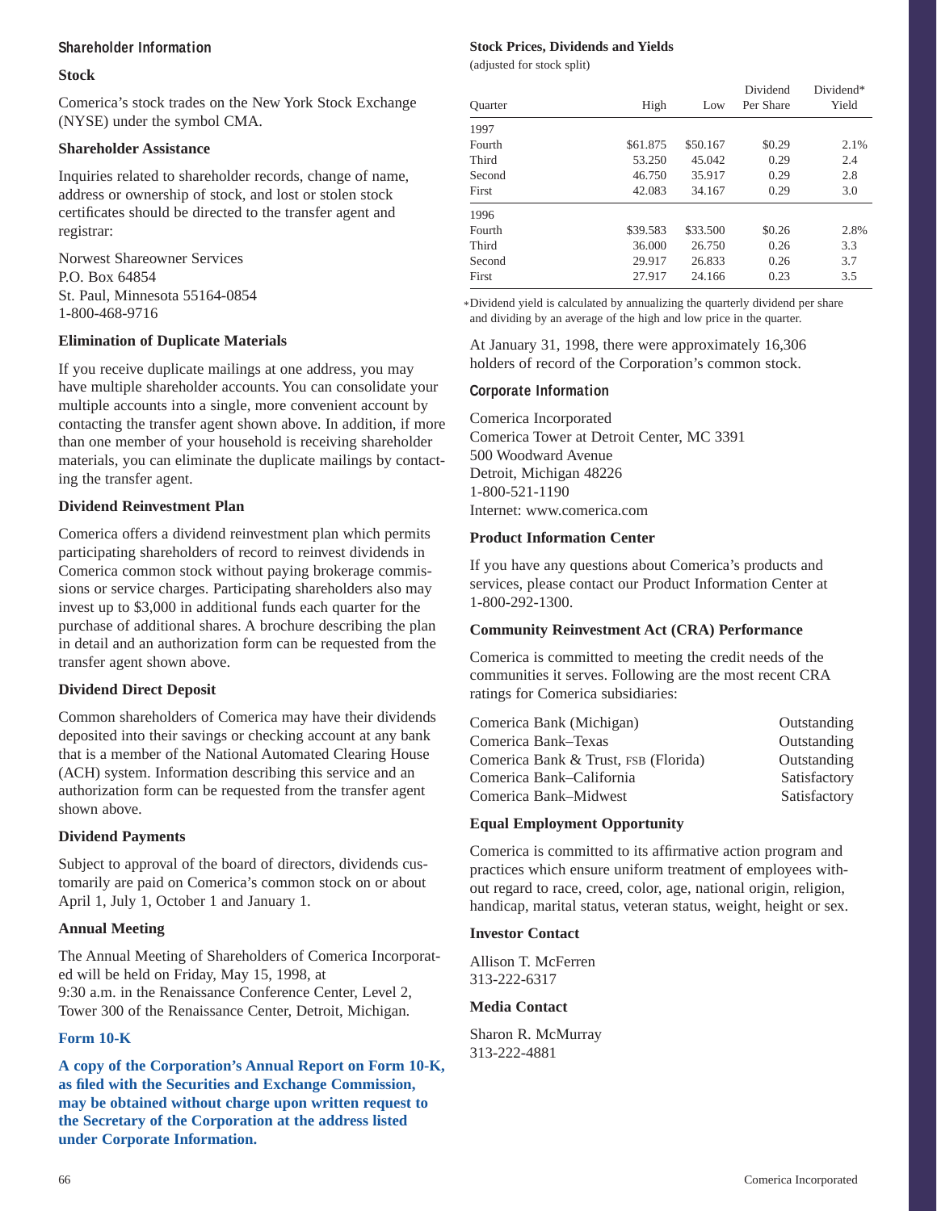## Shareholder Information

### Stock

Comerica's stock trades on the New York Stock Exchange (NYSE) under the symbol CMA.

### Shareholder Assistance

Inquiries related to shareholder records, change of name, address or ownership of stock, and lost or stolen stock certificates should be directed to the transfer agent and registrar:

Norwest Shareowner Services
P.O. Box 64854
St. Paul, Minnesota 55164-0854
1-800-468-9716

### Elimination of Duplicate Materials

If you receive duplicate mailings at one address, you may have multiple shareholder accounts. You can consolidate your multiple accounts into a single, more convenient account by contacting the transfer agent shown above. In addition, if more than one member of your household is receiving shareholder materials, you can eliminate the duplicate mailings by contacting the transfer agent.

### Dividend Reinvestment Plan

Comerica offers a dividend reinvestment plan which permits participating shareholders of record to reinvest dividends in Comerica common stock without paying brokerage commissions or service charges. Participating shareholders also may invest up to $3,000 in additional funds each quarter for the purchase of additional shares. A brochure describing the plan in detail and an authorization form can be requested from the transfer agent shown above.

### Dividend Direct Deposit

Common shareholders of Comerica may have their dividends deposited into their savings or checking account at any bank that is a member of the National Automated Clearing House (ACH) system. Information describing this service and an authorization form can be requested from the transfer agent shown above.

### Dividend Payments

Subject to approval of the board of directors, dividends customarily are paid on Comerica's common stock on or about April 1, July 1, October 1 and January 1.

### Annual Meeting

The Annual Meeting of Shareholders of Comerica Incorporated will be held on Friday, May 15, 1998, at 9:30 a.m. in the Renaissance Conference Center, Level 2, Tower 300 of the Renaissance Center, Detroit, Michigan.

### Form 10-K

**A copy of the Corporation's Annual Report on Form 10-K, as filed with the Securities and Exchange Commission, may be obtained without charge upon written request to the Secretary of the Corporation at the address listed under Corporate Information.**

### Stock Prices, Dividends and Yields

(adjusted for stock split)

| Quarter | High | Low | Dividend Per Share | Dividend* Yield |
|---|---|---|---|---|
| **1997** | | | | |
| Fourth | $61.875 | $50.167 | $0.29 | 2.1% |
| Third | 53.250 | 45.042 | 0.29 | 2.4 |
| Second | 46.750 | 35.917 | 0.29 | 2.8 |
| First | 42.083 | 34.167 | 0.29 | 3.0 |
| **1996** | | | | |
| Fourth | $39.583 | $33.500 | $0.26 | 2.8% |
| Third | 36.000 | 26.750 | 0.26 | 3.3 |
| Second | 29.917 | 26.833 | 0.26 | 3.7 |
| First | 27.917 | 24.166 | 0.23 | 3.5 |

*Dividend yield is calculated by annualizing the quarterly dividend per share and dividing by an average of the high and low price in the quarter.

At January 31, 1998, there were approximately 16,306 holders of record of the Corporation's common stock.

## Corporate Information

Comerica Incorporated
Comerica Tower at Detroit Center, MC 3391
500 Woodward Avenue
Detroit, Michigan 48226
1-800-521-1190
Internet: www.comerica.com

### Product Information Center

If you have any questions about Comerica's products and services, please contact our Product Information Center at 1-800-292-1300.

### Community Reinvestment Act (CRA) Performance

Comerica is committed to meeting the credit needs of the communities it serves. Following are the most recent CRA ratings for Comerica subsidiaries:

| | |
|---|---|
| Comerica Bank (Michigan) | Outstanding |
| Comerica Bank–Texas | Outstanding |
| Comerica Bank & Trust, FSB (Florida) | Outstanding |
| Comerica Bank–California | Satisfactory |
| Comerica Bank–Midwest | Satisfactory |

### Equal Employment Opportunity

Comerica is committed to its affirmative action program and practices which ensure uniform treatment of employees without regard to race, creed, color, age, national origin, religion, handicap, marital status, veteran status, weight, height or sex.

### Investor Contact

Allison T. McFerren
313-222-6317

### Media Contact

Sharon R. McMurray
313-222-4881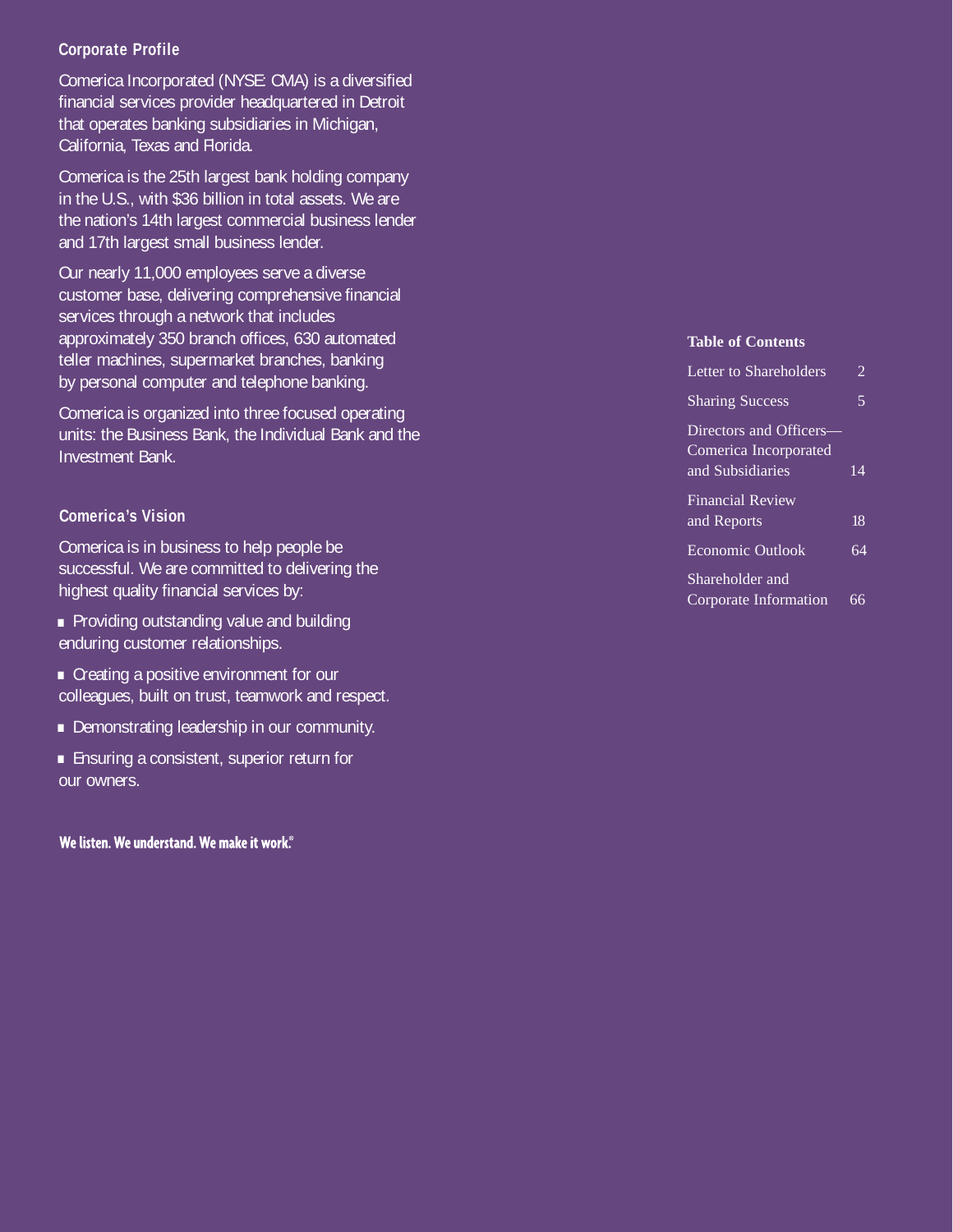## Corporate Profile

Comerica Incorporated (NYSE: CMA) is a diversified financial services provider headquartered in Detroit that operates banking subsidiaries in Michigan, California, Texas and Florida.

Comerica is the 25th largest bank holding company in the U.S., with $36 billion in total assets. We are the nation's 14th largest commercial business lender and 17th largest small business lender.

Our nearly 11,000 employees serve a diverse customer base, delivering comprehensive financial services through a network that includes approximately 350 branch offices, 630 automated teller machines, supermarket branches, banking by personal computer and telephone banking.

Comerica is organized into three focused operating units: the Business Bank, the Individual Bank and the Investment Bank.

## Comerica's Vision

Comerica is in business to help people be successful. We are committed to delivering the highest quality financial services by:

- Providing outstanding value and building enduring customer relationships.
- Creating a positive environment for our colleagues, built on trust, teamwork and respect.
- Demonstrating leadership in our community.
- Ensuring a consistent, superior return for our owners.

**We listen. We understand. We make it work.®**

### Table of Contents

| | |
|---|---|
| Letter to Shareholders | 2 |
| Sharing Success | 5 |
| Directors and Officers—Comerica Incorporated and Subsidiaries | 14 |
| Financial Review and Reports | 18 |
| Economic Outlook | 64 |
| Shareholder and Corporate Information | 66 |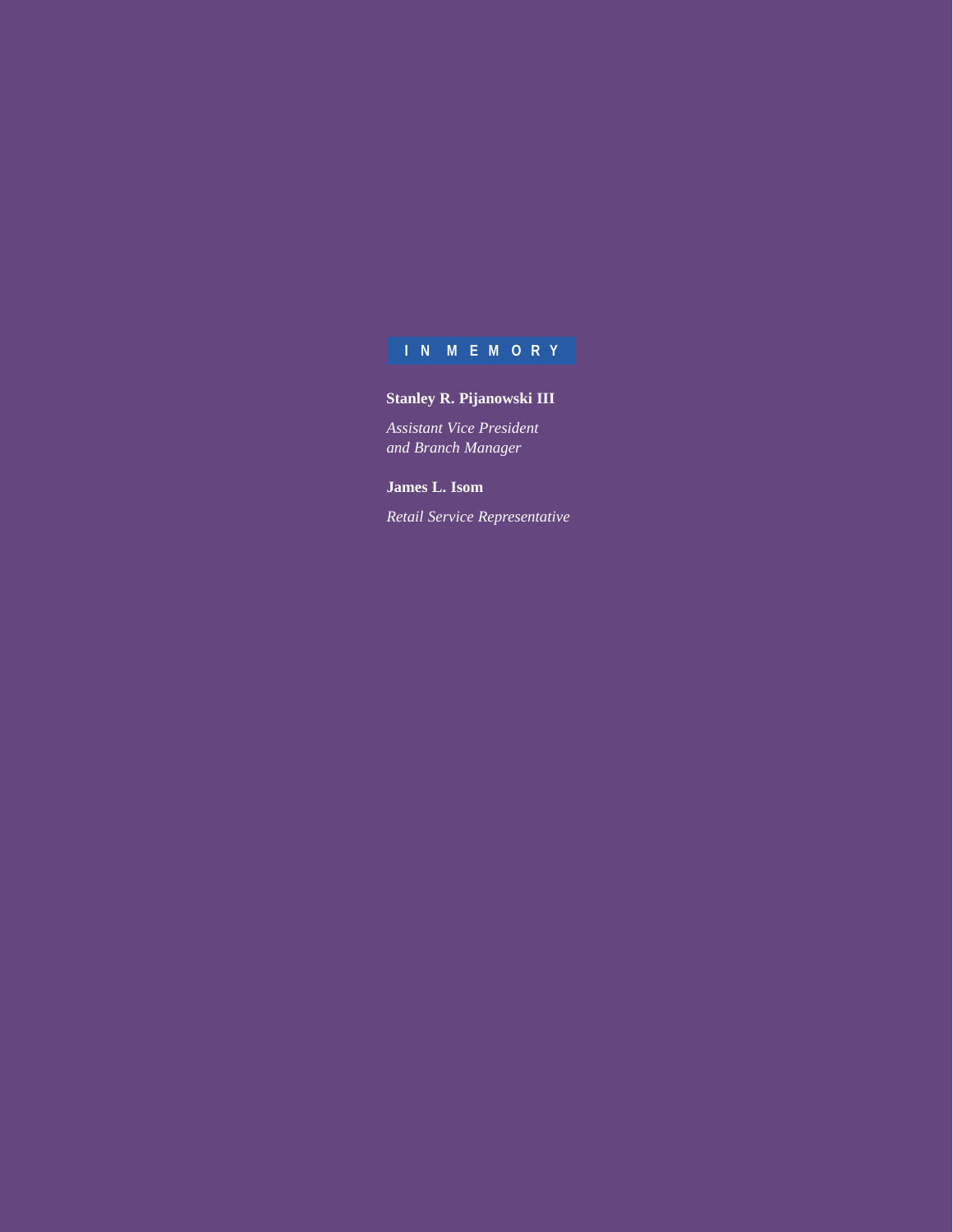## IN MEMORY

**Stanley R. Pijanowski III**

*Assistant Vice President*
*and Branch Manager*

**James L. Isom**

*Retail Service Representative*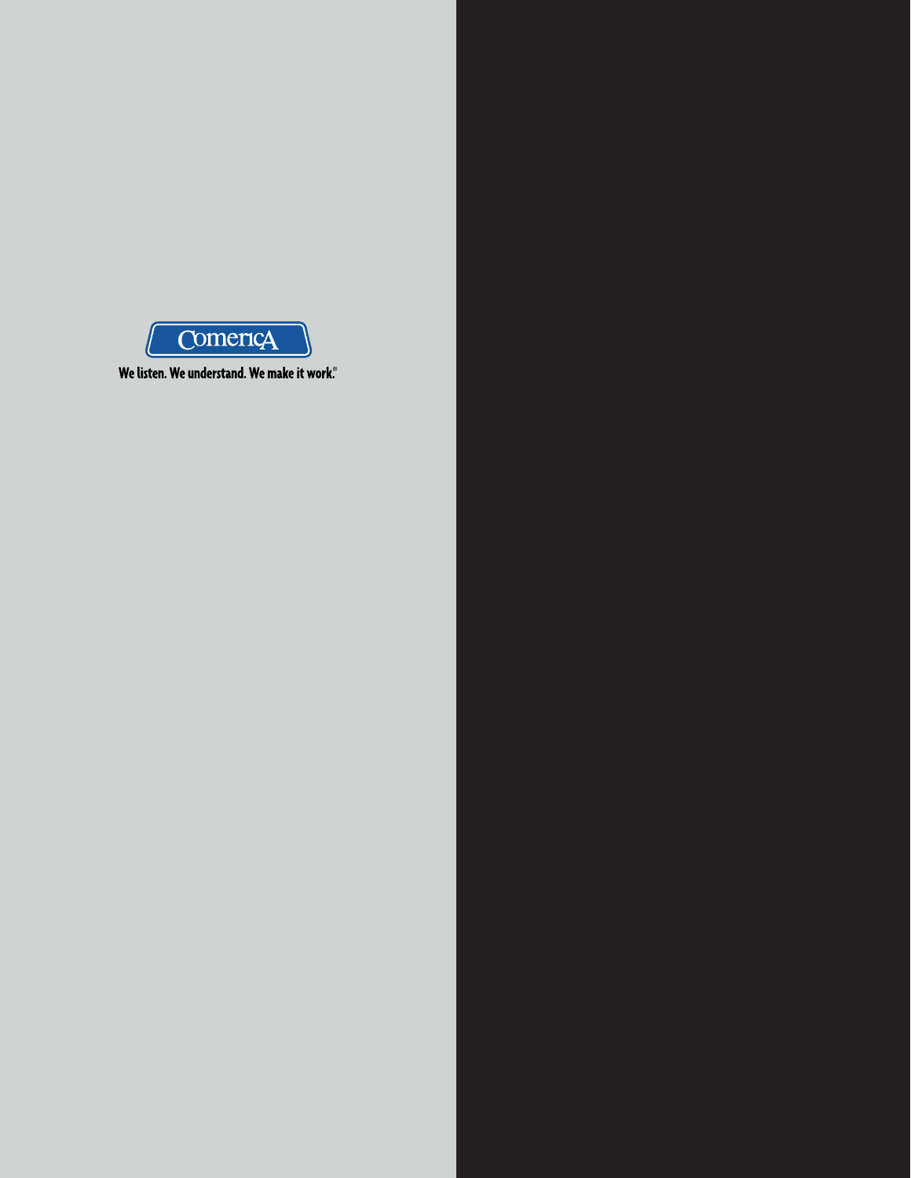Comerica

We listen. We understand. We make it work.®